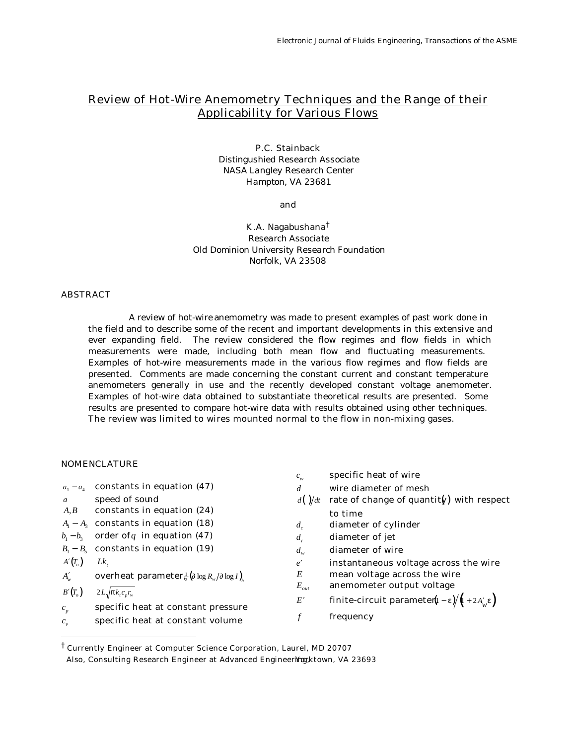# Review of Hot-Wire Anemometry Techniques and the Range of their Applicability for Various Flows

P.C. Stainback
Distingushied Research Associate
NASA Langley Research Center
Hampton, VA 23681

and

K.A. Nagabushana[†]
Research Associate
Old Dominion University Research Foundation
Norfolk, VA 23508

## ABSTRACT

A review of hot-wire anemometry was made to present examples of past work done in the field and to describe some of the recent and important developments in this extensive and ever expanding field. The review considered the flow regimes and flow fields in which measurements were made, including both mean flow and fluctuating measurements. Examples of hot-wire measurements made in the various flow regimes and flow fields are presented. Comments are made concerning the constant current and constant temperature anemometers generally in use and the recently developed constant voltage anemometer. Examples of hot-wire data obtained to substantiate theoretical results are presented. Some results are presented to compare hot-wire data with results obtained using other techniques. The review was limited to wires mounted normal to the flow in non-mixing gases.

## NOMENCLATURE

| | |
|---|---|
| $a_1 - a_4$ | constants in equation (47) |
| $a$ | speed of sound |
| $A, B$ | constants in equation (24) |
| $A_1 - A_3$ | constants in equation (18) |
| $b_1 - b_3$ | order of $q$ in equation (47) |
| $B_1 - B_5$ | constants in equation (19) |
| $A'(T_o)$ | $Lk_t$ |
| $A'_w$ | overheat parameter $\frac{1}{2}(\partial \log R_w / \partial \log I)_h$ |
| $B'(T_o)$ | $2L\sqrt{\pi k_t c_p r_w}$ |
| $c_p$ | specific heat at constant pressure |
| $c_v$ | specific heat at constant volume |
| $c_w$ | specific heat of wire |
| $d$ | wire diameter of mesh |
| $d(\,)/dt$ | rate of change of quantity $(\,)$ with respect to time |
| $d_c$ | diameter of cylinder |
| $d_i$ | diameter of jet |
| $d_w$ | diameter of wire |
| $e'$ | instantaneous voltage across the wire |
| $E$ | mean voltage across the wire |
| $E_{out}$ | anemometer output voltage |
| $E'$ | finite-circuit parameter $(1-\varepsilon)/(1+2A'_w\varepsilon)$ |
| $f$ | frequency |

[†] Currently Engineer at Computer Science Corporation, Laurel, MD 20707
Also, Consulting Research Engineer at Advanced Engineering, Yorktown, VA 23693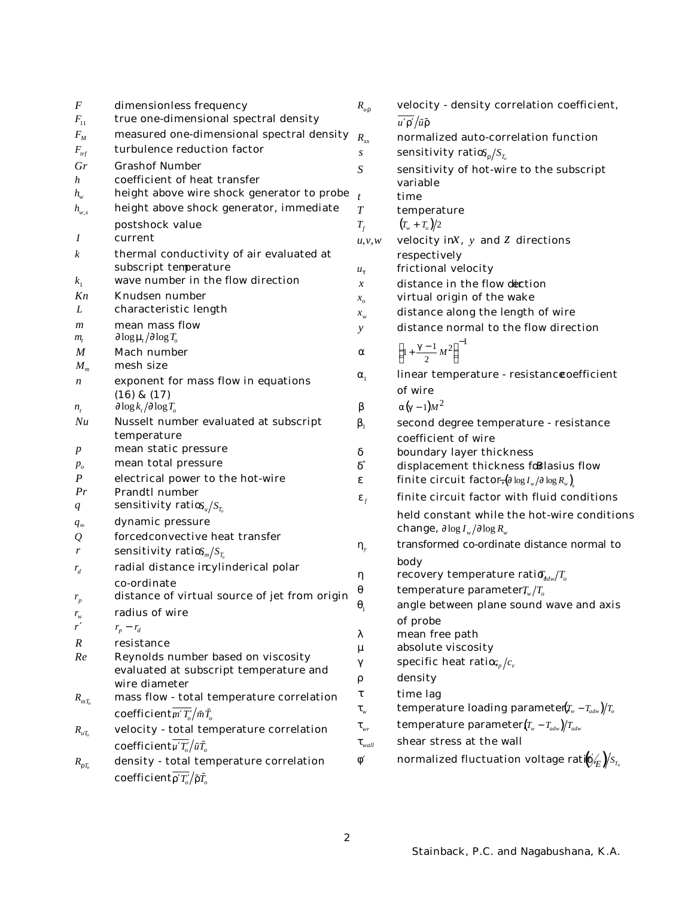| | |
|---|---|
| $F$ | dimensionless frequency |
| $F_{11}$ | true one-dimensional spectral density |
| $F_M$ | measured one-dimensional spectral density |
| $F_{trf}$ | turbulence reduction factor |
| $Gr$ | Grashof Number |
| $h$ | coefficient of heat transfer |
| $h_w$ | height above wire shock generator to probe |
| $h_{w,s}$ | height above shock generator, immediate postshock value |
| $I$ | current |
| $k$ | thermal conductivity of air evaluated at subscript temperature |
| $k_1$ | wave number in the flow direction |
| $Kn$ | Knudsen number |
| $L$ | characteristic length |
| $m$ | mean mass flow |
| $m_t$ | $\partial \log \mu_t / \partial \log T_o$ |
| $M$ | Mach number |
| $M_m$ | mesh size |
| $n$ | exponent for mass flow in equations (16) & (17) |
| $n_t$ | $\partial \log k_t / \partial \log T_o$ |
| $Nu$ | Nusselt number evaluated at subscript temperature |
| $p$ | mean static pressure |
| $p_o$ | mean total pressure |
| $P$ | electrical power to the hot-wire |
| $Pr$ | Prandtl number |
| $q$ | sensitivity ratio $S_u/S_{T_o}$ |
| $q_\infty$ | dynamic pressure |
| $Q$ | forced convective heat transfer |
| $r$ | sensitivity ratio $S_m/S_{T_o}$ |
| $r_d$ | radial distance in cylinderical polar co-ordinate |
| $r_p$ | distance of virtual source of jet from origin |
| $r_w$ | radius of wire |
| $r'$ | $r_p - r_d$ |
| $R$ | resistance |
| $Re$ | Reynolds number based on viscosity evaluated at subscript temperature and wire diameter |
| $R_{mT_o}$ | mass flow - total temperature correlation coefficient, $\overline{m'T_o'}/\tilde{m}\tilde{T}_o$ |
| $R_{uT_o}$ | velocity - total temperature correlation coefficient, $\overline{u'T_o'}/\tilde{u}\tilde{T}_o$ |
| $R_{\rho T_o}$ | density - total temperature correlation coefficient, $\overline{\rho'T_o'}/\tilde{\rho}\tilde{T}_o$ |
| $R_{u\rho}$ | velocity - density correlation coefficient, $\overline{u'\rho'}/\tilde{u}\tilde{\rho}$ |
| $R_{xx}$ | normalized auto-correlation function |
| $s$ | sensitivity ratio $S_\rho/S_{T_o}$ |
| $S$ | sensitivity of hot-wire to the subscript variable |
| $t$ | time |
| $T$ | temperature |
| $T_f$ | $(T_w + T_o)/2$ |
| $u,v,w$ | velocity in $x$, $y$ and $z$ directions respectively |
| $u_\tau$ | frictional velocity |
| $x$ | distance in the flow direction |
| $x_o$ | virtual origin of the wake |
| $x_w$ | distance along the length of wire |
| $y$ | distance normal to the flow direction |
| $\alpha$ | $\left(1 + \frac{\gamma - 1}{2} M^2\right)^{-1}$ |
| $\alpha_1$ | linear temperature - resistance coefficient of wire |
| $\beta$ | $\alpha(\gamma - 1)M^2$ |
| $\beta_1$ | second degree temperature - resistance coefficient of wire |
| $\delta$ | boundary layer thickness |
| $\delta^*$ | displacement thickness for Blasius flow |
| $\varepsilon$ | finite circuit factor $-(\partial \log I_w / \partial \log R_w)_s$ |
| $\varepsilon_f$ | finite circuit factor with fluid conditions held constant while the hot-wire conditions change, $\partial \log I_w / \partial \log R_w$ |
| $\eta_y$ | transformed co-ordinate distance normal to body |
| $\eta$ | recovery temperature ratio $T_{adw}/T_o$ |
| $\theta$ | temperature parameter $T_w/T_o$ |
| $\theta_1$ | angle between plane sound wave and axis of probe |
| $\lambda$ | mean free path |
| $\mu$ | absolute viscosity |
| $\gamma$ | specific heat ratio $c_p/c_v$ |
| $\rho$ | density |
| $\tau$ | time lag |
| $\tau_w$ | temperature loading parameter $(T_w - T_{adw})/T_o$ |
| $\tau_{wr}$ | temperature parameter $(T_w - T_{adw})/T_{adw}$ |
| $\tau_{wall}$ | shear stress at the wall |
| $\phi'$ | normalized fluctuation voltage ratio $\left(\tilde{e}/E\right)/S_{T_o}$ |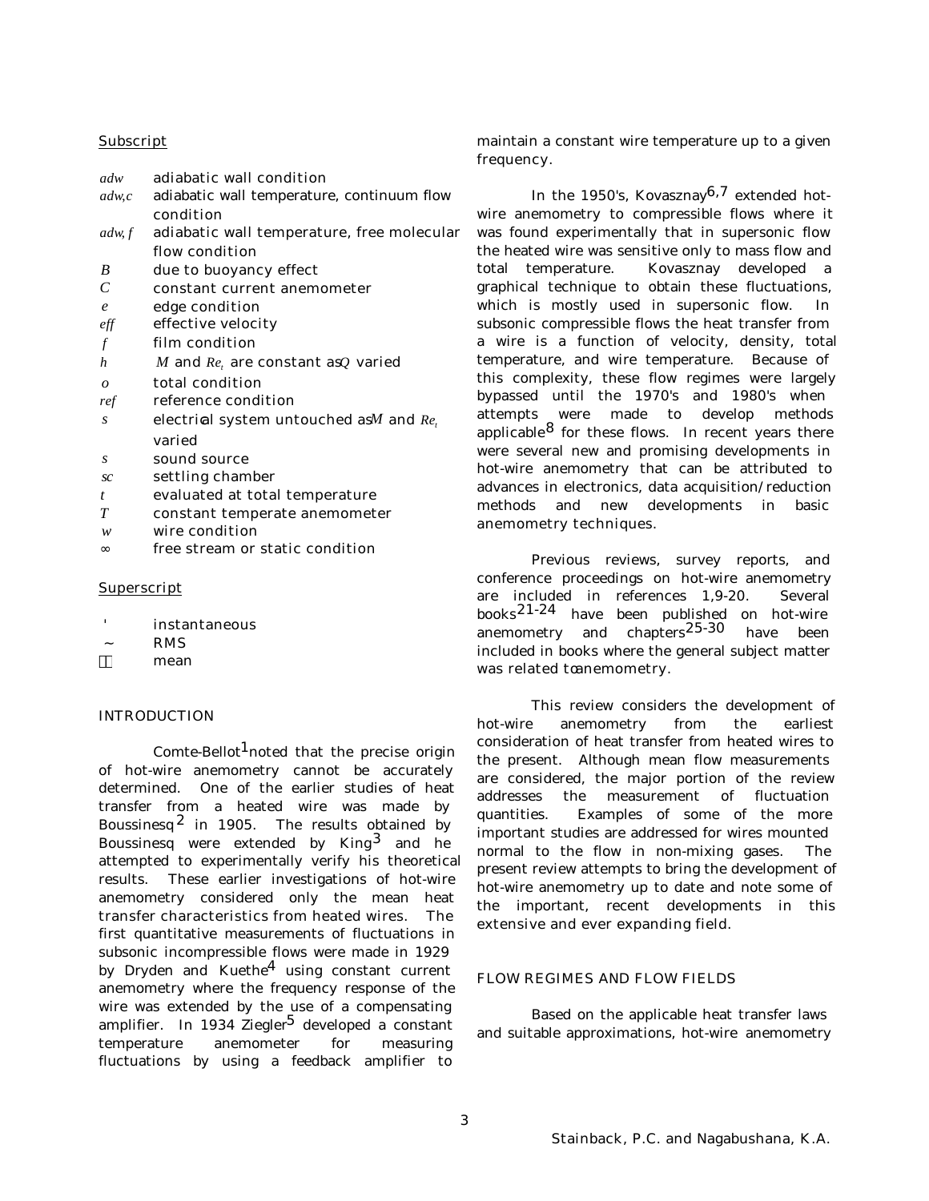Subscript

| | |
|---|---|
| $adw$ | adiabatic wall condition |
| $adw,c$ | adiabatic wall temperature, continuum flow condition |
| $adw,f$ | adiabatic wall temperature, free molecular flow condition |
| $B$ | due to buoyancy effect |
| $C$ | constant current anemometer |
| $e$ | edge condition |
| $eff$ | effective velocity |
| $f$ | film condition |
| $h$ | $M$ and $Re_t$ are constant as $Q$ varied |
| $o$ | total condition |
| $ref$ | reference condition |
| $s$ | electrical system untouched as $M$ and $Re_t$ varied |
| $s$ | sound source |
| $sc$ | settling chamber |
| $t$ | evaluated at total temperature |
| $T$ | constant temperate anemometer |
| $w$ | wire condition |
| $\infty$ | free stream or static condition |

Superscript

| | |
|---|---|
| ' | instantaneous |
| ~ | RMS |
| $\overline{\ \ }$ | mean |

## INTRODUCTION

Comte-Bellot[1] noted that the precise origin of hot-wire anemometry cannot be accurately determined. One of the earlier studies of heat transfer from a heated wire was made by Boussinesq[2] in 1905. The results obtained by Boussinesq were extended by King[3] and he attempted to experimentally verify his theoretical results. These earlier investigations of hot-wire anemometry considered only the mean heat transfer characteristics from heated wires. The first quantitative measurements of fluctuations in subsonic incompressible flows were made in 1929 by Dryden and Kuethe[4] using constant current anemometry where the frequency response of the wire was extended by the use of a compensating amplifier. In 1934 Ziegler[5] developed a constant temperature anemometer for measuring fluctuations by using a feedback amplifier to maintain a constant wire temperature up to a given frequency.

In the 1950's, Kovasznay[6,7] extended hot-wire anemometry to compressible flows where it was found experimentally that in supersonic flow the heated wire was sensitive only to mass flow and total temperature. Kovasznay developed a graphical technique to obtain these fluctuations, which is mostly used in supersonic flow. In subsonic compressible flows the heat transfer from a wire is a function of velocity, density, total temperature, and wire temperature. Because of this complexity, these flow regimes were largely bypassed until the 1970's and 1980's when attempts were made to develop methods applicable[8] for these flows. In recent years there were several new and promising developments in hot-wire anemometry that can be attributed to advances in electronics, data acquisition/reduction methods and new developments in basic anemometry techniques.

Previous reviews, survey reports, and conference proceedings on hot-wire anemometry are included in references 1,9-20. Several books[21-24] have been published on hot-wire anemometry and chapters[25-30] have been included in books where the general subject matter was related to anemometry.

This review considers the development of hot-wire anemometry from the earliest consideration of heat transfer from heated wires to the present. Although mean flow measurements are considered, the major portion of the review addresses the measurement of fluctuation quantities. Examples of some of the more important studies are addressed for wires mounted normal to the flow in non-mixing gases. The present review attempts to bring the development of hot-wire anemometry up to date and note some of the important, recent developments in this extensive and ever expanding field.

## FLOW REGIMES AND FLOW FIELDS

Based on the applicable heat transfer laws and suitable approximations, hot-wire anemometry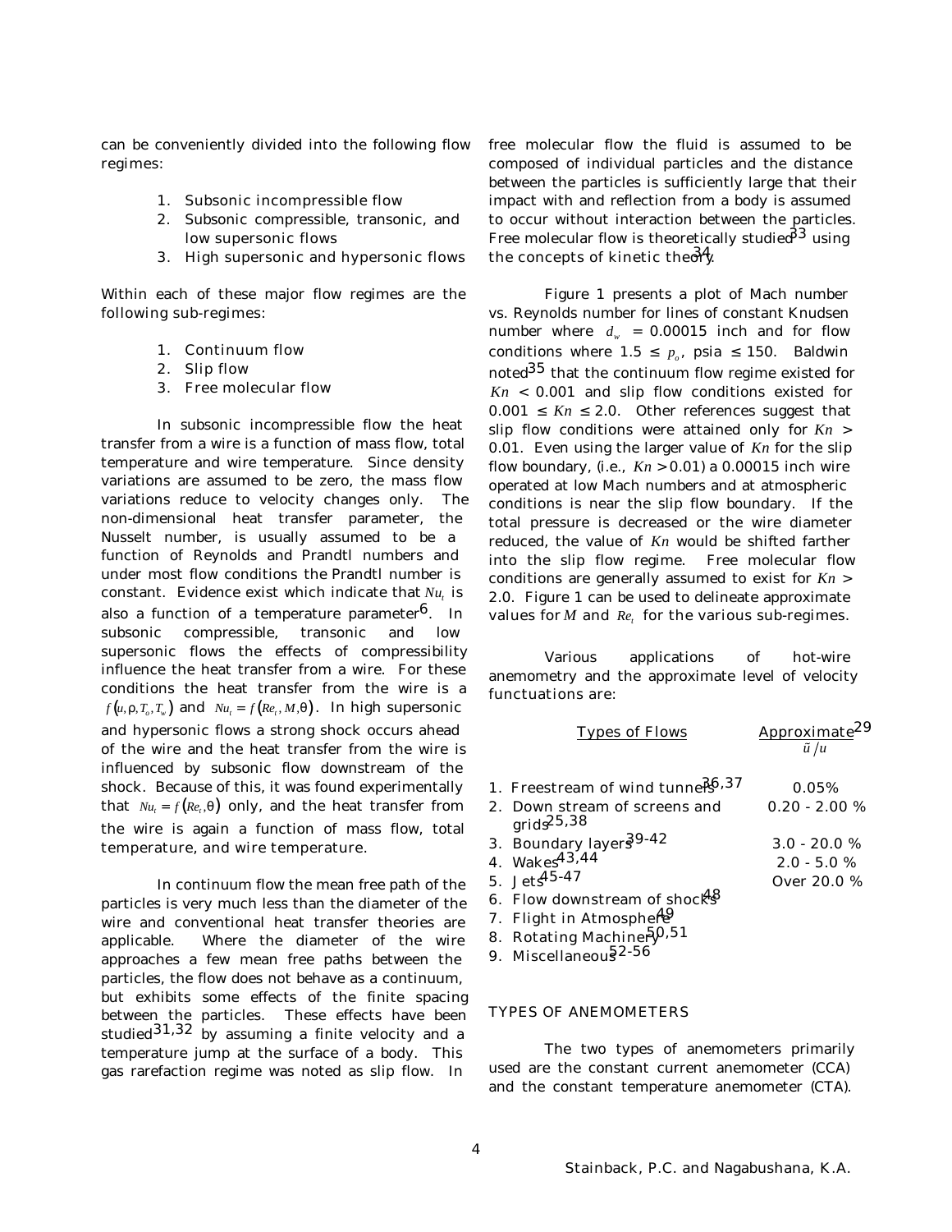can be conveniently divided into the following flow regimes:

1. Subsonic incompressible flow
2. Subsonic compressible, transonic, and low supersonic flows
3. High supersonic and hypersonic flows

Within each of these major flow regimes are the following sub-regimes:

1. Continuum flow
2. Slip flow
3. Free molecular flow

In subsonic incompressible flow the heat transfer from a wire is a function of mass flow, total temperature and wire temperature. Since density variations are assumed to be zero, the mass flow variations reduce to velocity changes only. The non-dimensional heat transfer parameter, the Nusselt number, is usually assumed to be a function of Reynolds and Prandtl numbers and under most flow conditions the Prandtl number is constant. Evidence exist which indicate that $Nu_t$ is also a function of a temperature parameter[6]. In subsonic compressible, transonic and low supersonic flows the effects of compressibility influence the heat transfer from a wire. For these conditions the heat transfer from the wire is a $f(u, \rho, T_o, T_w)$ and $Nu_t = f(Re_t, M, \theta)$. In high supersonic and hypersonic flows a strong shock occurs ahead of the wire and the heat transfer from the wire is influenced by subsonic flow downstream of the shock. Because of this, it was found experimentally that $Nu_t = f(Re_t, \theta)$ only, and the heat transfer from the wire is again a function of mass flow, total temperature, and wire temperature.

In continuum flow the mean free path of the particles is very much less than the diameter of the wire and conventional heat transfer theories are applicable. Where the diameter of the wire approaches a few mean free paths between the particles, the flow does not behave as a continuum, but exhibits some effects of the finite spacing between the particles. These effects have been studied[31,32] by assuming a finite velocity and a temperature jump at the surface of a body. This gas rarefaction regime was noted as slip flow. In free molecular flow the fluid is assumed to be composed of individual particles and the distance between the particles is sufficiently large that their impact with and reflection from a body is assumed to occur without interaction between the particles. Free molecular flow is theoretically studied[33] using the concepts of kinetic theory[34].

Figure 1 presents a plot of Mach number vs. Reynolds number for lines of constant Knudsen number where $d_w$ = 0.00015 inch and for flow conditions where $1.5 \leq p_o$, psia $\leq 150$. Baldwin noted[35] that the continuum flow regime existed for $Kn < 0.001$ and slip flow conditions existed for $0.001 \leq Kn \leq 2.0$. Other references suggest that slip flow conditions were attained only for $Kn > 0.01$. Even using the larger value of $Kn$ for the slip flow boundary, (i.e., $Kn > 0.01$) a 0.00015 inch wire operated at low Mach numbers and at atmospheric conditions is near the slip flow boundary. If the total pressure is decreased or the wire diameter reduced, the value of $Kn$ would be shifted farther into the slip flow regime. Free molecular flow conditions are generally assumed to exist for $Kn > 2.0$. Figure 1 can be used to delineate approximate values for $M$ and $Re_t$ for the various sub-regimes.

Various applications of hot-wire anemometry and the approximate level of velocity functuations are:

| Types of Flows | Approximate[29] $\tilde{u}/u$ |
|---|---|
| 1. Freestream of wind tunnels[36,37] | 0.05% |
| 2. Down stream of screens and grids[25,38] | 0.20 - 2.00 % |
| 3. Boundary layers[39-42] | 3.0 - 20.0 % |
| 4. Wakes[43,44] | 2.0 - 5.0 % |
| 5. Jets[45-47] | Over 20.0 % |
| 6. Flow downstream of shocks[48] | |
| 7. Flight in Atmosphere[49] | |
| 8. Rotating Machinery[50,51] | |
| 9. Miscellaneous[52-56] | |

## TYPES OF ANEMOMETERS

The two types of anemometers primarily used are the constant current anemometer (CCA) and the constant temperature anemometer (CTA).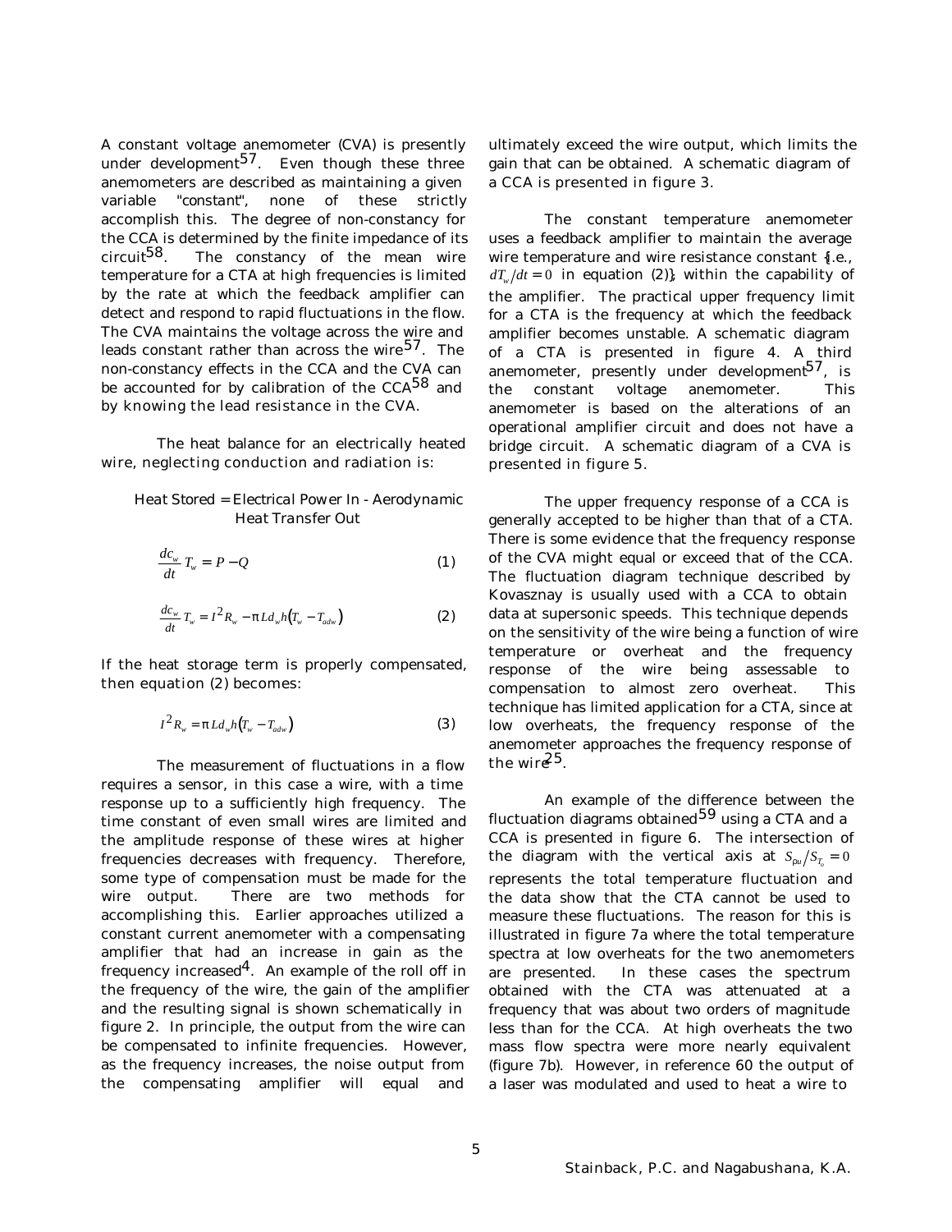A constant voltage anemometer (CVA) is presently under development[57]. Even though these three anemometers are described as maintaining a given variable "constant", none of these strictly accomplish this. The degree of non-constancy for the CCA is determined by the finite impedance of its circuit[58]. The constancy of the mean wire temperature for a CTA at high frequencies is limited by the rate at which the feedback amplifier can detect and respond to rapid fluctuations in the flow. The CVA maintains the voltage across the wire and leads constant rather than across the wire[57]. The non-constancy effects in the CCA and the CVA can be accounted for by calibration of the CCA[58] and by knowing the lead resistance in the CVA.

The heat balance for an electrically heated wire, neglecting conduction and radiation is:

*Heat Stored = Electrical Power In - Aerodynamic Heat Transfer Out*

$$\frac{dc_w}{dt} T_w = P - Q \tag{1}$$

$$\frac{dc_w}{dt} T_w = I^2 R_w - \pi L d_w h (T_w - T_{adw}) \tag{2}$$

If the heat storage term is properly compensated, then equation (2) becomes:

$$I^2 R_w = \pi L d_w h (T_w - T_{adw}) \tag{3}$$

The measurement of fluctuations in a flow requires a sensor, in this case a wire, with a time response up to a sufficiently high frequency. The time constant of even small wires are limited and the amplitude response of these wires at higher frequencies decreases with frequency. Therefore, some type of compensation must be made for the wire output. There are two methods for accomplishing this. Earlier approaches utilized a constant current anemometer with a compensating amplifier that had an increase in gain as the frequency increased[4]. An example of the roll off in the frequency of the wire, the gain of the amplifier and the resulting signal is shown schematically in figure 2. In principle, the output from the wire can be compensated to infinite frequencies. However, as the frequency increases, the noise output from the compensating amplifier will equal and ultimately exceed the wire output, which limits the gain that can be obtained. A schematic diagram of a CCA is presented in figure 3.

The constant temperature anemometer uses a feedback amplifier to maintain the average wire temperature and wire resistance constant {i.e., $dT_w/dt = 0$ in equation (2)}, within the capability of the amplifier. The practical upper frequency limit for a CTA is the frequency at which the feedback amplifier becomes unstable. A schematic diagram of a CTA is presented in figure 4. A third anemometer, presently under development[57], is the constant voltage anemometer. This anemometer is based on the alterations of an operational amplifier circuit and does not have a bridge circuit. A schematic diagram of a CVA is presented in figure 5.

The upper frequency response of a CCA is generally accepted to be higher than that of a CTA. There is some evidence that the frequency response of the CVA might equal or exceed that of the CCA. The fluctuation diagram technique described by Kovasznay is usually used with a CCA to obtain data at supersonic speeds. This technique depends on the sensitivity of the wire being a function of wire temperature or overheat and the frequency response of the wire being assessable to compensation to almost zero overheat. This technique has limited application for a CTA, since at low overheats, the frequency response of the anemometer approaches the frequency response of the wire[25].

An example of the difference between the fluctuation diagrams obtained[59] using a CTA and a CCA is presented in figure 6. The intersection of the diagram with the vertical axis at $S_{\rho u}/S_{T_o} = 0$ represents the total temperature fluctuation and the data show that the CTA cannot be used to measure these fluctuations. The reason for this is illustrated in figure 7a where the total temperature spectra at low overheats for the two anemometers are presented. In these cases the spectrum obtained with the CTA was attenuated at a frequency that was about two orders of magnitude less than for the CCA. At high overheats the two mass flow spectra were more nearly equivalent (figure 7b). However, in reference 60 the output of a laser was modulated and used to heat a wire to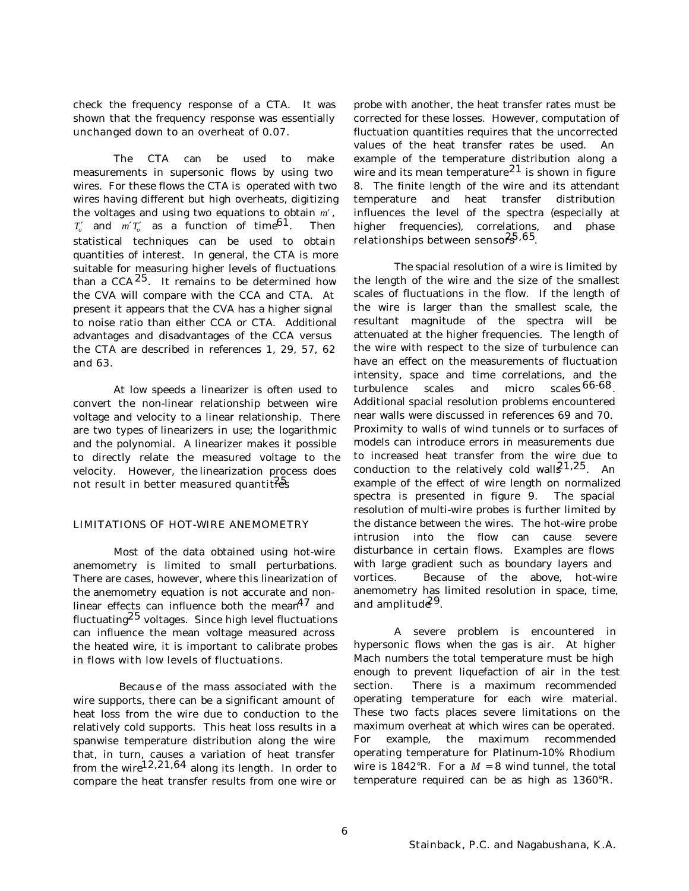check the frequency response of a CTA. It was shown that the frequency response was essentially unchanged down to an overheat of 0.07.

The CTA can be used to make measurements in supersonic flows by using two wires. For these flows the CTA is operated with two wires having different but high overheats, digitizing the voltages and using two equations to obtain $m'$, $T_o'$ and $m'T_o'$ as a function of time[61]. Then statistical techniques can be used to obtain quantities of interest. In general, the CTA is more suitable for measuring higher levels of fluctuations than a CCA[25]. It remains to be determined how the CVA will compare with the CCA and CTA. At present it appears that the CVA has a higher signal to noise ratio than either CCA or CTA. Additional advantages and disadvantages of the CCA versus the CTA are described in references 1, 29, 57, 62 and 63.

At low speeds a linearizer is often used to convert the non-linear relationship between wire voltage and velocity to a linear relationship. There are two types of linearizers in use; the logarithmic and the polynomial. A linearizer makes it possible to directly relate the measured voltage to the velocity. However, the linearization process does not result in better measured quantities[25].

## LIMITATIONS OF HOT-WIRE ANEMOMETRY

Most of the data obtained using hot-wire anemometry is limited to small perturbations. There are cases, however, where this linearization of the anemometry equation is not accurate and non-linear effects can influence both the mean[47] and fluctuating[25] voltages. Since high level fluctuations can influence the mean voltage measured across the heated wire, it is important to calibrate probes in flows with low levels of fluctuations.

Because of the mass associated with the wire supports, there can be a significant amount of heat loss from the wire due to conduction to the relatively cold supports. This heat loss results in a spanwise temperature distribution along the wire that, in turn, causes a variation of heat transfer from the wire[12,21,64] along its length. In order to compare the heat transfer results from one wire or probe with another, the heat transfer rates must be corrected for these losses. However, computation of fluctuation quantities requires that the uncorrected values of the heat transfer rates be used. An example of the temperature distribution along a wire and its mean temperature[21] is shown in figure 8. The finite length of the wire and its attendant temperature and heat transfer distribution influences the level of the spectra (especially at higher frequencies), correlations, and phase relationships between sensors[25,65].

The spacial resolution of a wire is limited by the length of the wire and the size of the smallest scales of fluctuations in the flow. If the length of the wire is larger than the smallest scale, the resultant magnitude of the spectra will be attenuated at the higher frequencies. The length of the wire with respect to the size of turbulence can have an effect on the measurements of fluctuation intensity, space and time correlations, and the turbulence scales and micro scales[66-68]. Additional spacial resolution problems encountered near walls were discussed in references 69 and 70. Proximity to walls of wind tunnels or to surfaces of models can introduce errors in measurements due to increased heat transfer from the wire due to conduction to the relatively cold walls[21,25]. An example of the effect of wire length on normalized spectra is presented in figure 9. The spacial resolution of multi-wire probes is further limited by the distance between the wires. The hot-wire probe intrusion into the flow can cause severe disturbance in certain flows. Examples are flows with large gradient such as boundary layers and vortices. Because of the above, hot-wire anemometry has limited resolution in space, time, and amplitude[29].

A severe problem is encountered in hypersonic flows when the gas is air. At higher Mach numbers the total temperature must be high enough to prevent liquefaction of air in the test section. There is a maximum recommended operating temperature for each wire material. These two facts places severe limitations on the maximum overheat at which wires can be operated. For example, the maximum recommended operating temperature for Platinum-10% Rhodium wire is 1842°R. For a $M = 8$ wind tunnel, the total temperature required can be as high as 1360°R.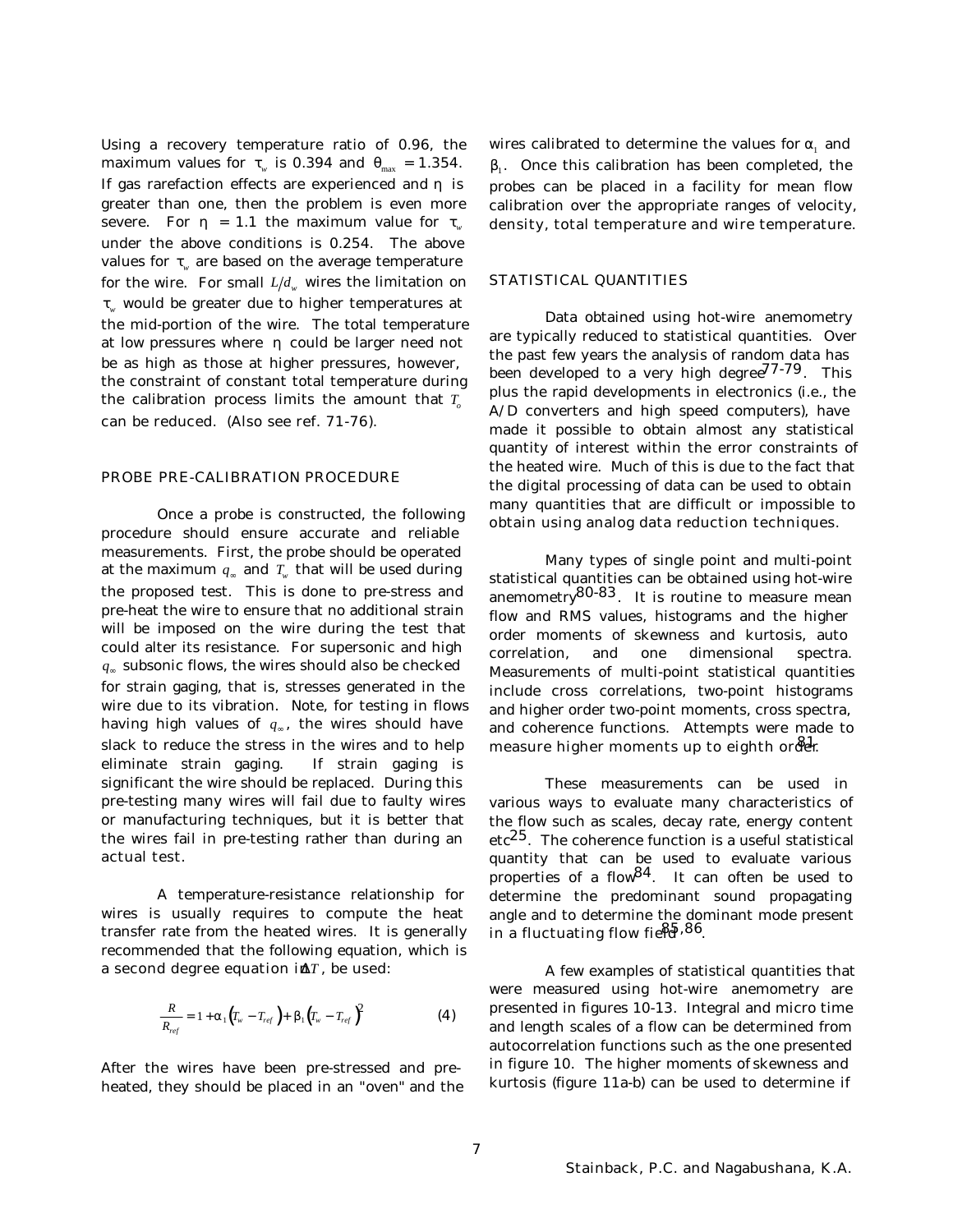Using a recovery temperature ratio of 0.96, the maximum values for $\tau_w$ is 0.394 and $\theta_{max} = 1.354$. If gas rarefaction effects are experienced and $\eta$ is greater than one, then the problem is even more severe. For $\eta = 1.1$ the maximum value for $\tau_w$ under the above conditions is 0.254. The above values for $\tau_w$ are based on the average temperature for the wire. For small $L/d_w$ wires the limitation on $\tau_w$ would be greater due to higher temperatures at the mid-portion of the wire. The total temperature at low pressures where $\eta$ could be larger need not be as high as those at higher pressures, however, the constraint of constant total temperature during the calibration process limits the amount that $T_o$ can be reduced. (Also see ref. 71-76).

## PROBE PRE-CALIBRATION PROCEDURE

Once a probe is constructed, the following procedure should ensure accurate and reliable measurements. First, the probe should be operated at the maximum $q_\infty$ and $T_w$ that will be used during the proposed test. This is done to pre-stress and pre-heat the wire to ensure that no additional strain will be imposed on the wire during the test that could alter its resistance. For supersonic and high $q_\infty$ subsonic flows, the wires should also be checked for strain gaging, that is, stresses generated in the wire due to its vibration. Note, for testing in flows having high values of $q_\infty$, the wires should have slack to reduce the stress in the wires and to help eliminate strain gaging. If strain gaging is significant the wire should be replaced. During this pre-testing many wires will fail due to faulty wires or manufacturing techniques, but it is better that the wires fail in pre-testing rather than during an actual test.

A temperature-resistance relationship for wires is usually requires to compute the heat transfer rate from the heated wires. It is generally recommended that the following equation, which is a second degree equation in $\Delta T$, be used:

$$\frac{R}{R_{ref}} = 1 + \alpha_1\left(T_w - T_{ref}\right) + \beta_1\left(T_w - T_{ref}\right)^2 \qquad (4)$$

After the wires have been pre-stressed and pre-heated, they should be placed in an "oven" and the wires calibrated to determine the values for $\alpha_1$ and $\beta_1$. Once this calibration has been completed, the probes can be placed in a facility for mean flow calibration over the appropriate ranges of velocity, density, total temperature and wire temperature.

## STATISTICAL QUANTITIES

Data obtained using hot-wire anemometry are typically reduced to statistical quantities. Over the past few years the analysis of random data has been developed to a very high degree[77-79]. This plus the rapid developments in electronics (i.e., the A/D converters and high speed computers), have made it possible to obtain almost any statistical quantity of interest within the error constraints of the heated wire. Much of this is due to the fact that the digital processing of data can be used to obtain many quantities that are difficult or impossible to obtain using analog data reduction techniques.

Many types of single point and multi-point statistical quantities can be obtained using hot-wire anemometry[80-83]. It is routine to measure mean flow and RMS values, histograms and the higher order moments of skewness and kurtosis, auto correlation, and one dimensional spectra. Measurements of multi-point statistical quantities include cross correlations, two-point histograms and higher order two-point moments, cross spectra, and coherence functions. Attempts were made to measure higher moments up to eighth order[81].

These measurements can be used in various ways to evaluate many characteristics of the flow such as scales, decay rate, energy content etc[25]. The coherence function is a useful statistical quantity that can be used to evaluate various properties of a flow[84]. It can often be used to determine the predominant sound propagating angle and to determine the dominant mode present in a fluctuating flow field[85,86].

A few examples of statistical quantities that were measured using hot-wire anemometry are presented in figures 10-13. Integral and micro time and length scales of a flow can be determined from autocorrelation functions such as the one presented in figure 10. The higher moments of skewness and kurtosis (figure 11a-b) can be used to determine if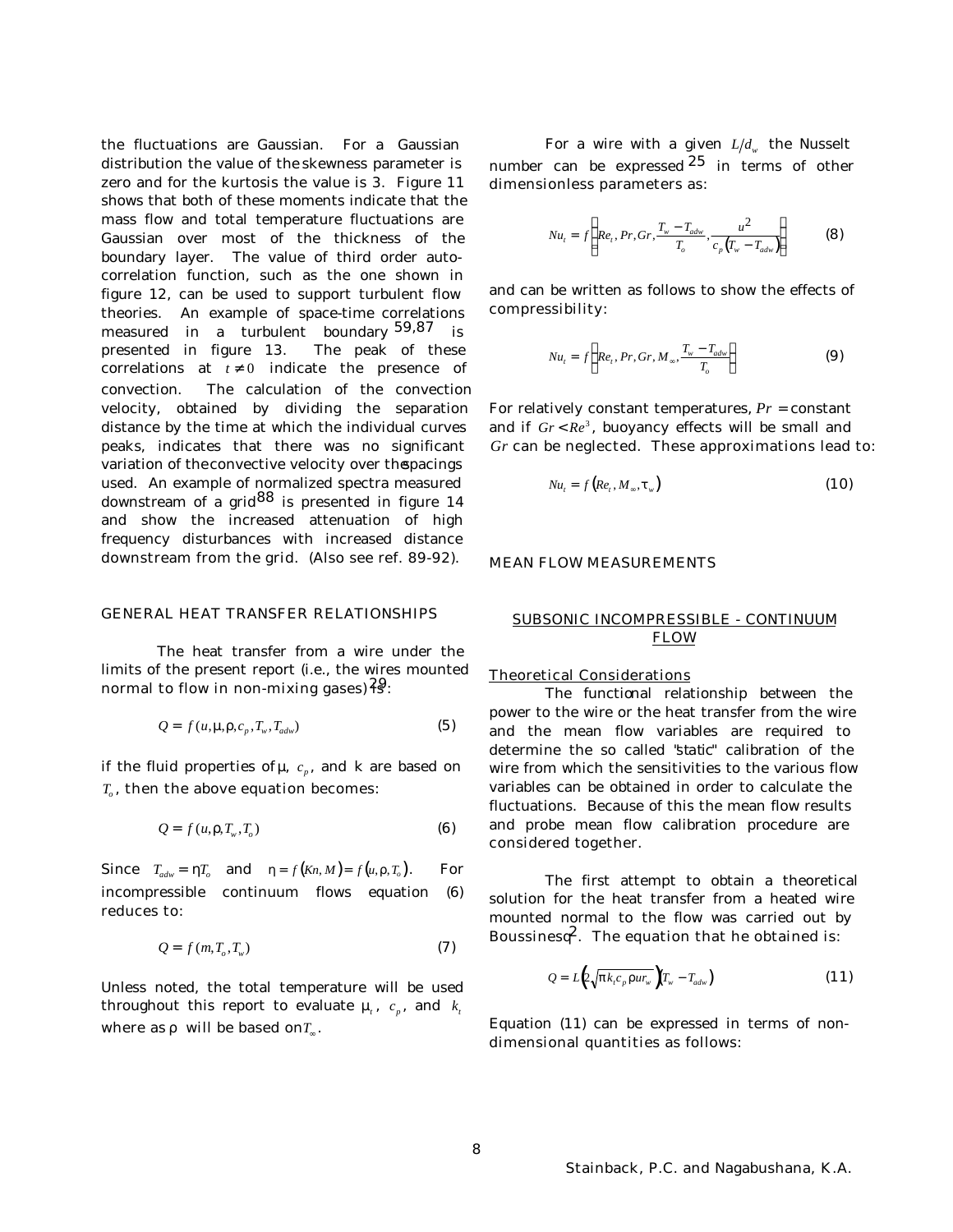the fluctuations are Gaussian. For a Gaussian distribution the value of the skewness parameter is zero and for the kurtosis the value is 3. Figure 11 shows that both of these moments indicate that the mass flow and total temperature fluctuations are Gaussian over most of the thickness of the boundary layer. The value of third order auto-correlation function, such as the one shown in figure 12, can be used to support turbulent flow theories. An example of space-time correlations measured in a turbulent boundary[59,87] is presented in figure 13. The peak of these correlations at $t \neq 0$ indicate the presence of convection. The calculation of the convection velocity, obtained by dividing the separation distance by the time at which the individual curves peaks, indicates that there was no significant variation of the convective velocity over the spacings used. An example of normalized spectra measured downstream of a grid[88] is presented in figure 14 and show the increased attenuation of high frequency disturbances with increased distance downstream from the grid. (Also see ref. 89-92).

## GENERAL HEAT TRANSFER RELATIONSHIPS

The heat transfer from a wire under the limits of the present report (i.e., the wires mounted normal to flow in non-mixing gases) is[29]:

$$Q = f(u, \mu, \rho, c_p, T_w, T_{adw}) \tag{5}$$

if the fluid properties of $\mu$, $c_p$, and k are based on $T_o$, then the above equation becomes:

$$Q = f(u, \rho, T_w, T_o) \tag{6}$$

Since $T_{adw} = \eta T_o$ and $\eta = f(Kn, M) = f(u, \rho, T_o)$. For incompressible continuum flows equation (6) reduces to:

$$Q = f(m, T_o, T_w) \tag{7}$$

Unless noted, the total temperature will be used throughout this report to evaluate $\mu_t$, $c_p$, and $k_t$ where as $\rho$ will be based on $T_\infty$.

For a wire with a given $L/d_w$ the Nusselt number can be expressed[25] in terms of other dimensionless parameters as:

$$Nu_t = f\left(Re_t, Pr, Gr, \frac{T_w - T_{adw}}{T_o}, \frac{u^2}{c_p(T_w - T_{adw})}\right) \tag{8}$$

and can be written as follows to show the effects of compressibility:

$$Nu_t = f\left(Re_t, Pr, Gr, M_\infty, \frac{T_w - T_{adw}}{T_o}\right) \tag{9}$$

For relatively constant temperatures, $Pr$ = constant and if $Gr < Re^3$, buoyancy effects will be small and $Gr$ can be neglected. These approximations lead to:

$$Nu_t = f(Re_t, M_\infty, \tau_w) \tag{10}$$

## MEAN FLOW MEASUREMENTS

### SUBSONIC INCOMPRESSIBLE - CONTINUUM FLOW

#### Theoretical Considerations

The functional relationship between the power to the wire or the heat transfer from the wire and the mean flow variables are required to determine the so called "static" calibration of the wire from which the sensitivities to the various flow variables can be obtained in order to calculate the fluctuations. Because of this the mean flow results and probe mean flow calibration procedure are considered together.

The first attempt to obtain a theoretical solution for the heat transfer from a heated wire mounted normal to the flow was carried out by Boussinesq[2]. The equation that he obtained is:

$$Q = L\left(2\sqrt{\pi k_t c_p \rho u r_w}\right)(T_w - T_{adw}) \tag{11}$$

Equation (11) can be expressed in terms of non-dimensional quantities as follows: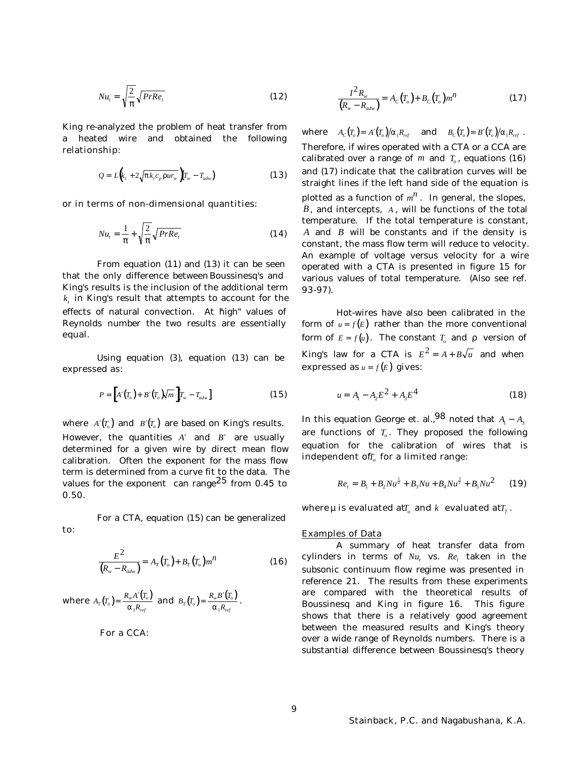$$Nu_t = \sqrt{\frac{2}{\pi}}\sqrt{PrRe_t} \tag{12}$$

King re-analyzed the problem of heat transfer from a heated wire and obtained the following relationship:

$$Q = L\left(k_t + 2\sqrt{\pi k_t c_p \rho u r_w}\right)\left(T_w - T_{adw}\right) \tag{13}$$

or in terms of non-dimensional quantities:

$$Nu_t = \frac{1}{\pi} + \sqrt{\frac{2}{\pi}}\sqrt{PrRe_t} \tag{14}$$

From equation (11) and (13) it can be seen that the only difference between Boussinesq's and King's results is the inclusion of the additional term $k_t$ in King's result that attempts to account for the effects of natural convection. At "high" values of Reynolds number the two results are essentially equal.

Using equation (3), equation (13) can be expressed as:

$$P = \left[A'(T_o) + B'(T_o)\sqrt{m}\right]\left[T_w - T_{adw}\right] \tag{15}$$

where $A'(T_o)$ and $B'(T_o)$ are based on King's results. However, the quantities $A'$ and $B'$ are usually determined for a given wire by direct mean flow calibration. Often the exponent for the mass flow term is determined from a curve fit to the data. The values for the exponent can range[25] from 0.45 to 0.50.

For a CTA, equation (15) can be generalized to:

$$\frac{E^2}{\left(R_w - R_{adw}\right)} = A_T(T_o) + B_T(T_o)m^n \tag{16}$$

where $A_T(T_o) = \frac{R_w A'(T_o)}{\alpha_1 R_{ref}}$ and $B_T(T_o) = \frac{R_w B'(T_o)}{\alpha_1 R_{ref}}$.

For a CCA:

$$\frac{I^2 R_w}{\left(R_w - R_{adw}\right)} = A_C(T_o) + B_C(T_o)m^n \tag{17}$$

where $A_C(T_o) = A'(T_o)/\alpha_1 R_{ref}$ and $B_C(T_o) = B'(T_o)/\alpha_1 R_{ref}$. Therefore, if wires operated with a CTA or a CCA are calibrated over a range of $m$ and $T_o$, equations (16) and (17) indicate that the calibration curves will be straight lines if the left hand side of the equation is plotted as a function of $m^n$. In general, the slopes, $B$, and intercepts, $A$, will be functions of the total temperature. If the total temperature is constant, $A$ and $B$ will be constants and if the density is constant, the mass flow term will reduce to velocity. An example of voltage versus velocity for a wire operated with a CTA is presented in figure 15 for various values of total temperature. (Also see ref. 93-97).

Hot-wires have also been calibrated in the form of $u = f(E)$ rather than the more conventional form of $E = f(u)$. The constant $T_o$ and $\rho$ version of King's law for a CTA is $E^2 = A + B\sqrt{u}$ and when expressed as $u = f(E)$ gives:

$$u = A_1 - A_2E^2 + A_3E^4 \tag{18}$$

In this equation George et. al.,[98] noted that $A_1 - A_3$ are functions of $T_o$. They proposed the following equation for the calibration of wires that is independent of $T_o$ for a limited range:

$$Re_t = B_1 + B_2 Nu^{\frac{1}{2}} + B_3 Nu + B_4 Nu^{\frac{3}{2}} + B_5 Nu^2 \tag{19}$$

where $\mu$ is evaluated at $T_o$ and $k$ evaluated at $T_f$.

<u>Examples of Data</u>

A summary of heat transfer data from cylinders in terms of $Nu_t$ vs. $Re_t$ taken in the subsonic continuum flow regime was presented in reference 21. The results from these experiments are compared with the theoretical results of Boussinesq and King in figure 16. This figure shows that there is a relatively good agreement between the measured results and King's theory over a wide range of Reynolds numbers. There is a substantial difference between Boussinesq's theory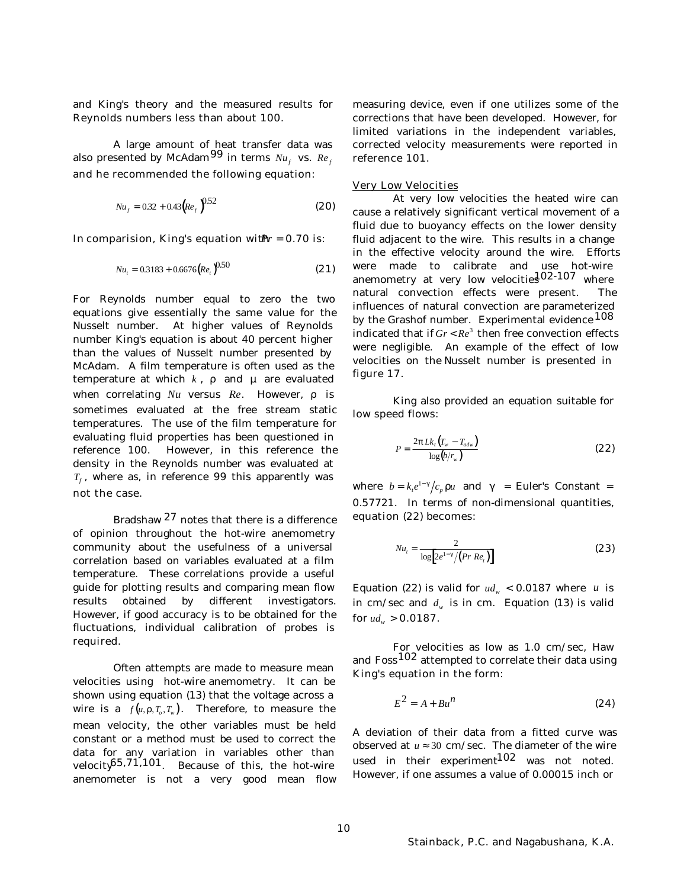and King's theory and the measured results for Reynolds numbers less than about 100.

A large amount of heat transfer data was also presented by McAdam[99] in terms $Nu_f$ vs. $Re_f$ and he recommended the following equation:

$$Nu_f = 0.32 + 0.43(Re_f)^{0.52} \tag{20}$$

In comparision, King's equation with $Pr = 0.70$ is:

$$Nu_t = 0.3183 + 0.6676(Re_t)^{0.50} \tag{21}$$

For Reynolds number equal to zero the two equations give essentially the same value for the Nusselt number. At higher values of Reynolds number King's equation is about 40 percent higher than the values of Nusselt number presented by McAdam. A film temperature is often used as the temperature at which $k$, $\rho$ and $\mu$ are evaluated when correlating $Nu$ versus $Re$. However, $\rho$ is sometimes evaluated at the free stream static temperatures. The use of the film temperature for evaluating fluid properties has been questioned in reference 100. However, in this reference the density in the Reynolds number was evaluated at $T_f$, where as, in reference 99 this apparently was not the case.

Bradshaw[27] notes that there is a difference of opinion throughout the hot-wire anemometry community about the usefulness of a universal correlation based on variables evaluated at a film temperature. These correlations provide a useful guide for plotting results and comparing mean flow results obtained by different investigators. However, if good accuracy is to be obtained for the fluctuations, individual calibration of probes is required.

Often attempts are made to measure mean velocities using hot-wire anemometry. It can be shown using equation (13) that the voltage across a wire is a $f(u, \rho, T_o, T_w)$. Therefore, to measure the mean velocity, the other variables must be held constant or a method must be used to correct the data for any variation in variables other than velocity[65,71,101]. Because of this, the hot-wire anemometer is not a very good mean flow measuring device, even if one utilizes some of the corrections that have been developed. However, for limited variations in the independent variables, corrected velocity measurements were reported in reference 101.

### Very Low Velocities

At very low velocities the heated wire can cause a relatively significant vertical movement of a fluid due to buoyancy effects on the lower density fluid adjacent to the wire. This results in a change in the effective velocity around the wire. Efforts were made to calibrate and use hot-wire anemometry at very low velocities[102-107] where natural convection effects were present. The influences of natural convection are parameterized by the Grashof number. Experimental evidence[108] indicated that if $Gr < Re^3$ then free convection effects were negligible. An example of the effect of low velocities on the Nusselt number is presented in figure 17.

King also provided an equation suitable for low speed flows:

$$P = \frac{2\pi L k_t (T_w - T_{adw})}{\log(b/r_w)} \tag{22}$$

where $b = k_t e^{1-\gamma} / c_p \rho u$ and $\gamma$ = Euler's Constant = 0.57721. In terms of non-dimensional quantities, equation (22) becomes:

$$Nu_t = \frac{2}{\log\left[2e^{1-\gamma}/(Pr\ Re_t)\right]} \tag{23}$$

Equation (22) is valid for $ud_w < 0.0187$ where $u$ is in cm/sec and $d_w$ is in cm. Equation (13) is valid for $ud_w > 0.0187$.

For velocities as low as 1.0 cm/sec, Haw and Foss[102] attempted to correlate their data using King's equation in the form:

$$E^2 = A + Bu^n \tag{24}$$

A deviation of their data from a fitted curve was observed at $u \approx 30$ cm/sec. The diameter of the wire used in their experiment[102] was not noted. However, if one assumes a value of 0.00015 inch or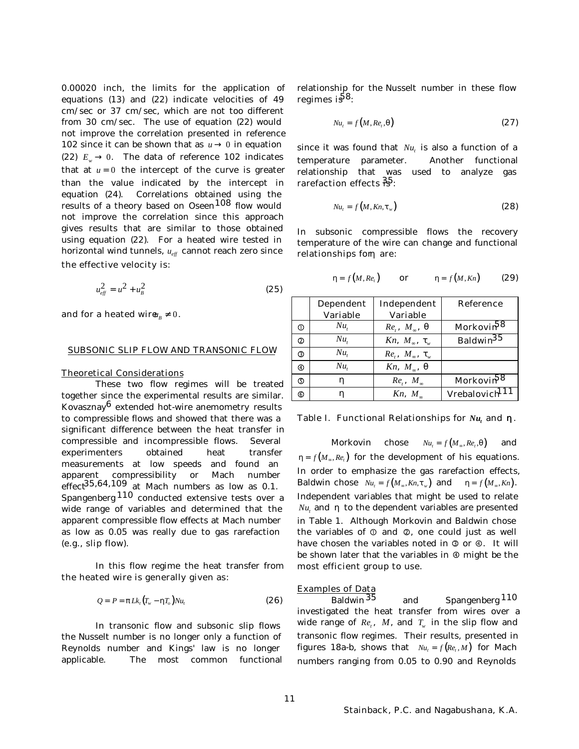0.00020 inch, the limits for the application of equations (13) and (22) indicate velocities of 49 cm/sec or 37 cm/sec, which are not too different from 30 cm/sec. The use of equation (22) would not improve the correlation presented in reference 102 since it can be shown that as $u \rightarrow 0$ in equation (22) $E_w \rightarrow 0$. The data of reference 102 indicates that at $u = 0$ the intercept of the curve is greater than the value indicated by the intercept in equation (24). Correlations obtained using the results of a theory based on Oseen[108] flow would not improve the correlation since this approach gives results that are similar to those obtained using equation (22). For a heated wire tested in horizontal wind tunnels, $u_{eff}$ cannot reach zero since the effective velocity is:

$$u_{eff}^2 = u^2 + u_B^2 \tag{25}$$

and for a heated wire $u_B \neq 0$.

## SUBSONIC SLIP FLOW AND TRANSONIC FLOW

### Theoretical Considerations

These two flow regimes will be treated together since the experimental results are similar. Kovasznay[6] extended hot-wire anemometry results to compressible flows and showed that there was a significant difference between the heat transfer in compressible and incompressible flows. Several experimenters obtained heat transfer measurements at low speeds and found an apparent compressibility or Mach number effect[35,64,109] at Mach numbers as low as 0.1. Spangenberg[110] conducted extensive tests over a wide range of variables and determined that the apparent compressible flow effects at Mach number as low as 0.05 was really due to gas rarefaction (e.g., slip flow).

In this flow regime the heat transfer from the heated wire is generally given as:

$$Q = P = \pi L k_t (T_w - \eta T_o) Nu_t \tag{26}$$

In transonic flow and subsonic slip flows the Nusselt number is no longer only a function of Reynolds number and Kings' law is no longer applicable. The most common functional relationship for the Nusselt number in these flow regimes is[58]:

$$Nu_t = f(M, Re_t, \theta) \tag{27}$$

since it was found that $Nu_t$ is also a function of a temperature parameter. Another functional relationship that was used to analyze gas rarefaction effects is[35]:

$$Nu_t = f(M, Kn, \tau_w) \tag{28}$$

In subsonic compressible flows the recovery temperature of the wire can change and functional relationships for $\eta$ are:

$$\eta = f(M, Re_t) \quad \text{or} \quad \eta = f(M, Kn) \tag{29}$$

| | Dependent Variable | Independent Variable | Reference |
|---|---|---|---|
| ① | $Nu_t$ | $Re_t,\ M_\infty,\ \theta$ | Morkovin[58] |
| ② | $Nu_t$ | $Kn,\ M_\infty,\ \tau_w$ | Baldwin[35] |
| ③ | $Nu_t$ | $Re_t,\ M_\infty,\ \tau_w$ | |
| ④ | $Nu_t$ | $Kn,\ M_\infty,\ \theta$ | |
| ⑤ | $\eta$ | $Re_t,\ M_\infty$ | Morkovin[58] |
| ⑥ | $\eta$ | $Kn,\ M_\infty$ | Vrebalovich[111] |

Table I. Functional Relationships for $Nu_t$ and $\eta$.

Morkovin chose $Nu_t = f(M_\infty, Re_t, \theta)$ and $\eta = f(M_\infty, Re_t)$ for the development of his equations. In order to emphasize the gas rarefaction effects, Baldwin chose $Nu_t = f(M_\infty, Kn, \tau_w)$ and $\eta = f(M_\infty, Kn)$. Independent variables that might be used to relate $Nu_t$ and $\eta$ to the dependent variables are presented in Table 1. Although Morkovin and Baldwin chose the variables of ① and ②, one could just as well have chosen the variables noted in ③ or ④. It will be shown later that the variables in ④ might be the most efficient group to use.

### Examples of Data

Baldwin[35] and Spangenberg[110] investigated the heat transfer from wires over a wide range of $Re_t$, $M$, and $T_w$ in the slip flow and transonic flow regimes. Their results, presented in figures 18a-b, shows that $Nu_t = f(Re_t, M)$ for Mach numbers ranging from 0.05 to 0.90 and Reynolds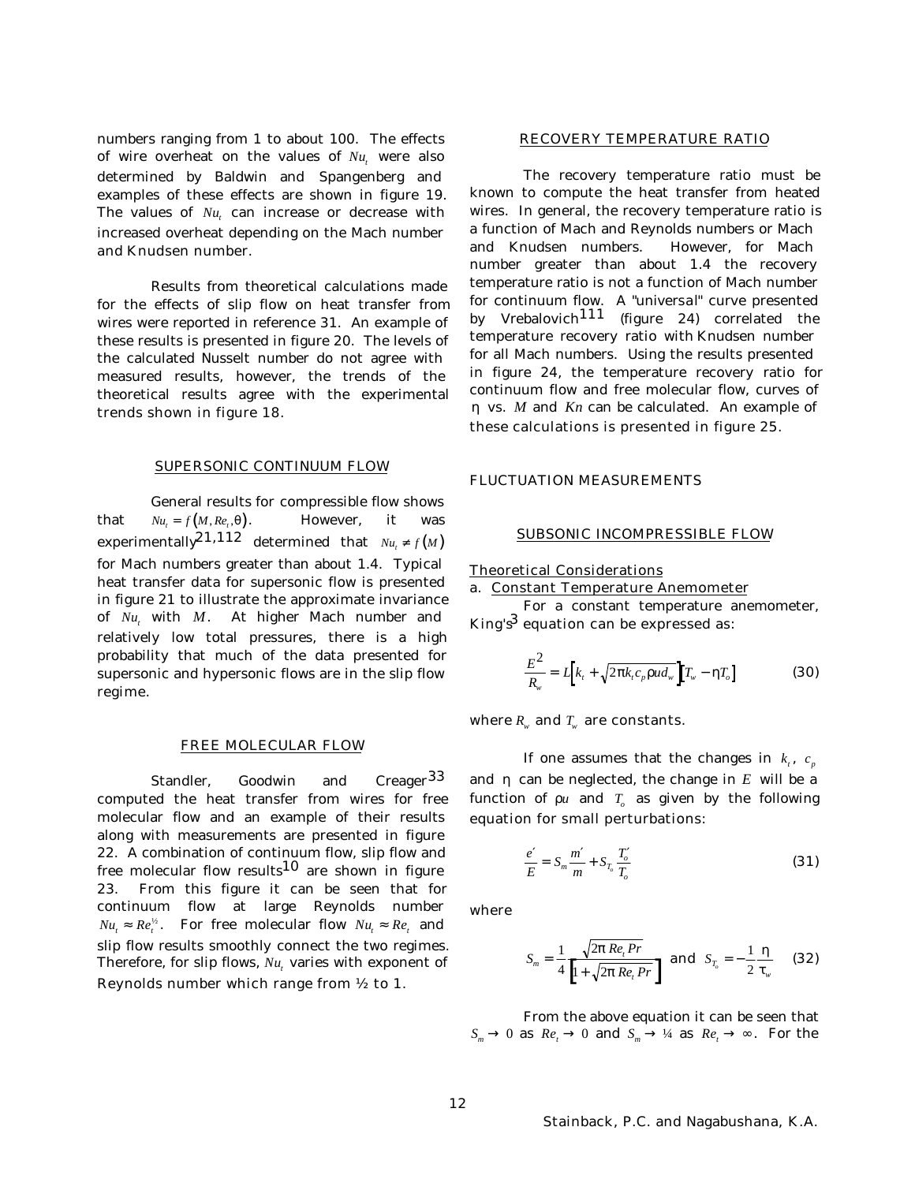numbers ranging from 1 to about 100. The effects of wire overheat on the values of $Nu_t$ were also determined by Baldwin and Spangenberg and examples of these effects are shown in figure 19. The values of $Nu_t$ can increase or decrease with increased overheat depending on the Mach number and Knudsen number.

Results from theoretical calculations made for the effects of slip flow on heat transfer from wires were reported in reference 31. An example of these results is presented in figure 20. The levels of the calculated Nusselt number do not agree with measured results, however, the trends of the theoretical results agree with the experimental trends shown in figure 18.

## SUPERSONIC CONTINUUM FLOW

General results for compressible flow shows that $Nu_t = f(M, Re_t, \theta)$. However, it was experimentally[21,112] determined that $Nu_t \neq f(M)$ for Mach numbers greater than about 1.4. Typical heat transfer data for supersonic flow is presented in figure 21 to illustrate the approximate invariance of $Nu_t$ with $M$. At higher Mach number and relatively low total pressures, there is a high probability that much of the data presented for supersonic and hypersonic flows are in the slip flow regime.

## FREE MOLECULAR FLOW

Standler, Goodwin and Creager[33] computed the heat transfer from wires for free molecular flow and an example of their results along with measurements are presented in figure 22. A combination of continuum flow, slip flow and free molecular flow results[10] are shown in figure 23. From this figure it can be seen that for continuum flow at large Reynolds number $Nu_t \approx Re_t^{1/2}$. For free molecular flow $Nu_t \approx Re_t$ and slip flow results smoothly connect the two regimes. Therefore, for slip flows, $Nu_t$ varies with exponent of Reynolds number which range from ½ to 1.

## RECOVERY TEMPERATURE RATIO

The recovery temperature ratio must be known to compute the heat transfer from heated wires. In general, the recovery temperature ratio is a function of Mach and Reynolds numbers or Mach and Knudsen numbers. However, for Mach number greater than about 1.4 the recovery temperature ratio is not a function of Mach number for continuum flow. A "universal" curve presented by Vrebalovich[111] (figure 24) correlated the temperature recovery ratio with Knudsen number for all Mach numbers. Using the results presented in figure 24, the temperature recovery ratio for continuum flow and free molecular flow, curves of $\eta$ vs. $M$ and $Kn$ can be calculated. An example of these calculations is presented in figure 25.

# FLUCTUATION MEASUREMENTS

## SUBSONIC INCOMPRESSIBLE FLOW

### Theoretical Considerations

a. Constant Temperature Anemometer

For a constant temperature anemometer, King's[3] equation can be expressed as:

$$\frac{E^2}{R_w} = L\left[k_t + \sqrt{2\pi k_t c_p \rho u d_w}\right]\left[T_w - \eta T_o\right] \tag{30}$$

where $R_w$ and $T_w$ are constants.

If one assumes that the changes in $k_t$, $c_p$ and $\eta$ can be neglected, the change in $E$ will be a function of $\rho u$ and $T_o$ as given by the following equation for small perturbations:

$$\frac{e'}{E} = S_m \frac{m'}{m} + S_{T_o} \frac{T_o'}{T_o} \tag{31}$$

where

$$S_m = \frac{1}{4} \frac{\sqrt{2\pi\, Re_t\, Pr}}{\left[1 + \sqrt{2\pi\, Re_t\, Pr}\right]} \quad \text{and} \quad S_{T_o} = -\frac{1}{2}\frac{\eta}{\tau_w} \tag{32}$$

From the above equation it can be seen that $S_m \to 0$ as $Re_t \to 0$ and $S_m \to 1/4$ as $Re_t \to \infty$. For the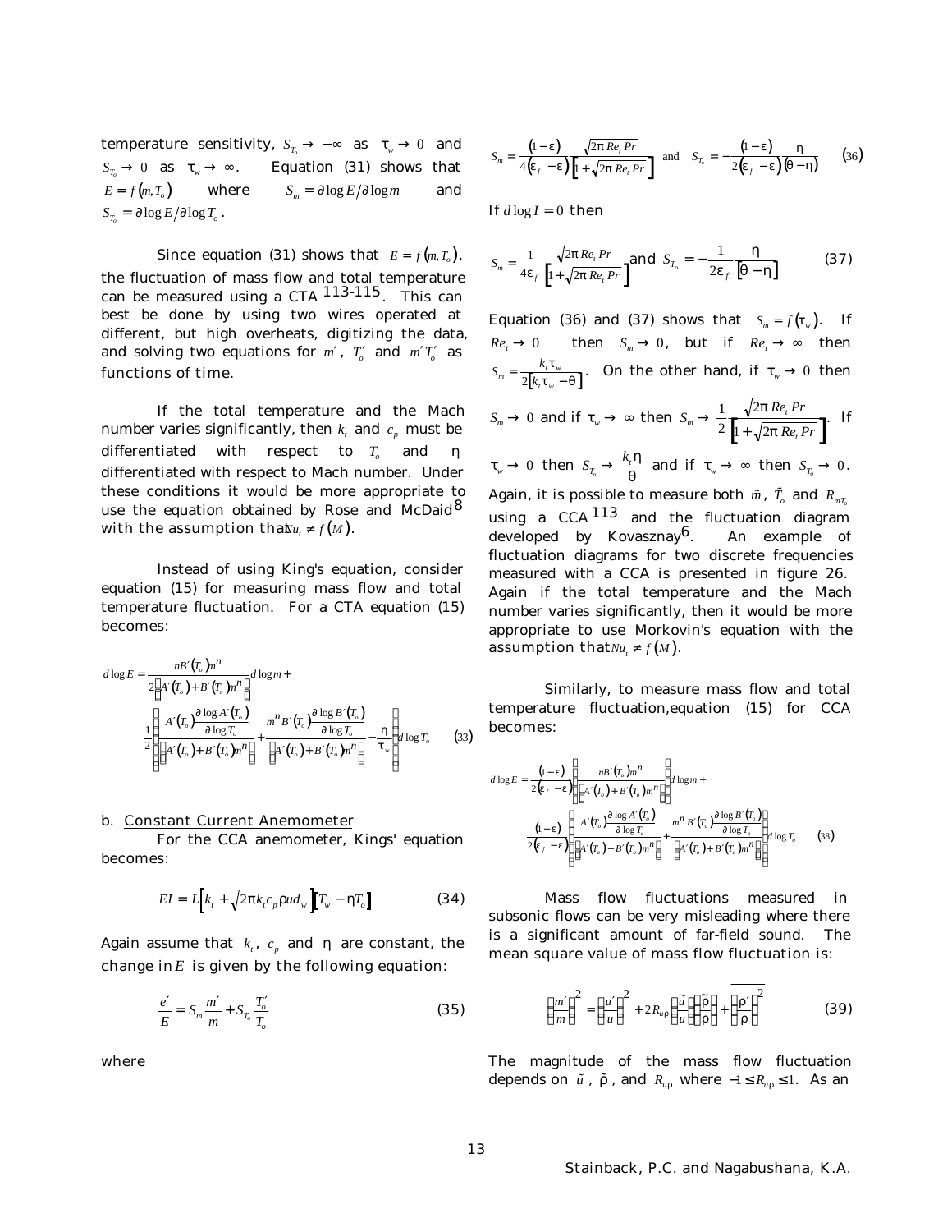temperature sensitivity, $S_{T_o} \to -\infty$ as $\tau_w \to 0$ and $S_{T_o} \to 0$ as $\tau_w \to \infty$. Equation (31) shows that $E = f(m, T_o)$ where $S_m = \partial \log E / \partial \log m$ and $S_{T_o} = \partial \log E / \partial \log T_o$.

Since equation (31) shows that $E = f(m, T_o)$, the fluctuation of mass flow and total temperature can be measured using a CTA [113-115]. This can best be done by using two wires operated at different, but high overheats, digitizing the data, and solving two equations for $m'$, $T_o'$ and $m'T_o'$ as functions of time.

If the total temperature and the Mach number varies significantly, then $k_t$ and $c_p$ must be differentiated with respect to $T_o$ and $\eta$ differentiated with respect to Mach number. Under these conditions it would be more appropriate to use the equation obtained by Rose and McDaid[8] with the assumption that $Nu_t \neq f(M)$.

Instead of using King's equation, consider equation (15) for measuring mass flow and total temperature fluctuation. For a CTA equation (15) becomes:

$$d\log E = \frac{nB'(T_o)m^n}{2\left[A'(T_o) + B'(T_o)m^n\right]} d\log m + \frac{1}{2}\left[\frac{A'(T_o)\dfrac{\partial \log A'(T_o)}{\partial \log T_o}}{\left[A'(T_o) + B'(T_o)m^n\right]} + \frac{m^n B'(T_o)\dfrac{\partial \log B'(T_o)}{\partial \log T_o}}{\left[A'(T_o) + B'(T_o)m^n\right]} - \frac{\eta}{\tau_w}\right] d\log T_o \tag{33}$$

b. Constant Current Anemometer

For the CCA anemometer, Kings' equation becomes:

$$EI = L\left[k_t + \sqrt{2\pi k_t c_p \rho u d_w}\right]\left[T_w - \eta T_o\right] \tag{34}$$

Again assume that $k_t$, $c_p$ and $\eta$ are constant, the change in $E$ is given by the following equation:

$$\frac{e'}{E} = S_m \frac{m'}{m} + S_{T_o}\frac{T_o'}{T_o} \tag{35}$$

where

$$S_m = \frac{(1-\varepsilon)}{4(\varepsilon_f - \varepsilon)} \frac{\sqrt{2\pi Re_t Pr}}{\left[1 + \sqrt{2\pi Re_t Pr}\right]} \quad \text{and} \quad S_{T_o} = -\frac{(1-\varepsilon)}{2(\varepsilon_f - \varepsilon)} \frac{\eta}{(\theta - \eta)} \tag{36}$$

If $d\log I = 0$ then

$$S_m = \frac{1}{4\varepsilon_f} \frac{\sqrt{2\pi Re_t Pr}}{\left[1 + \sqrt{2\pi Re_t Pr}\right]} \text{ and } S_{T_o} = -\frac{1}{2\varepsilon_f}\frac{\eta}{[\theta - \eta]} \tag{37}$$

Equation (36) and (37) shows that $S_m = f(\tau_w)$. If $Re_t \to 0$ then $S_m \to 0$, but if $Re_t \to \infty$ then $S_m = \dfrac{k_t \tau_w}{2[k_t \tau_w - \theta]}$. On the other hand, if $\tau_w \to 0$ then $S_m \to 0$ and if $\tau_w \to \infty$ then $S_m \to \dfrac{1}{2}\dfrac{\sqrt{2\pi Re_t Pr}}{\left[1 + \sqrt{2\pi Re_t Pr}\right]}$. If $\tau_w \to 0$ then $S_{T_o} \to \dfrac{k_t \eta}{\theta}$ and if $\tau_w \to \infty$ then $S_{T_o} \to 0$. Again, it is possible to measure both $\tilde{m}$, $\tilde{T}_o$ and $R_{mT_o}$ using a CCA [113] and the fluctuation diagram developed by Kovasznay[6]. An example of fluctuation diagrams for two discrete frequencies measured with a CCA is presented in figure 26. Again if the total temperature and the Mach number varies significantly, then it would be more appropriate to use Morkovin's equation with the assumption that $Nu_t \neq f(M)$.

Similarly, to measure mass flow and total temperature fluctuation, equation (15) for CCA becomes:

$$d\log E = \frac{(1-\varepsilon)}{2(\varepsilon_f - \varepsilon)}\left[\frac{nB'(T_o)m^n}{\left[A'(T_o) + B'(T_o)m^n\right]}\right] d\log m + \frac{(1-\varepsilon)}{2(\varepsilon_f - \varepsilon)}\left[\frac{A'(T_o)\dfrac{\partial \log A'(T_o)}{\partial \log T_o}}{\left[A'(T_o) + B'(T_o)m^n\right]} + \frac{m^n B'(T_o)\dfrac{\partial \log B'(T_o)}{\partial \log T_o}}{\left[A'(T_o) + B'(T_o)m^n\right]}\right] d\log T_o \tag{38}$$

Mass flow fluctuations measured in subsonic flows can be very misleading where there is a significant amount of far-field sound. The mean square value of mass flow fluctuation is:

$$\overline{\left(\frac{m'}{m}\right)^2} = \overline{\left(\frac{u'}{u}\right)^2} + 2R_{u\rho}\left(\frac{\tilde{u}}{u}\right)\left(\frac{\tilde{\rho}}{\rho}\right) + \overline{\left(\frac{\rho'}{\rho}\right)^2} \tag{39}$$

The magnitude of the mass flow fluctuation depends on $\tilde{u}$, $\tilde{\rho}$, and $R_{u\rho}$ where $-1 \le R_{u\rho} \le 1$. As an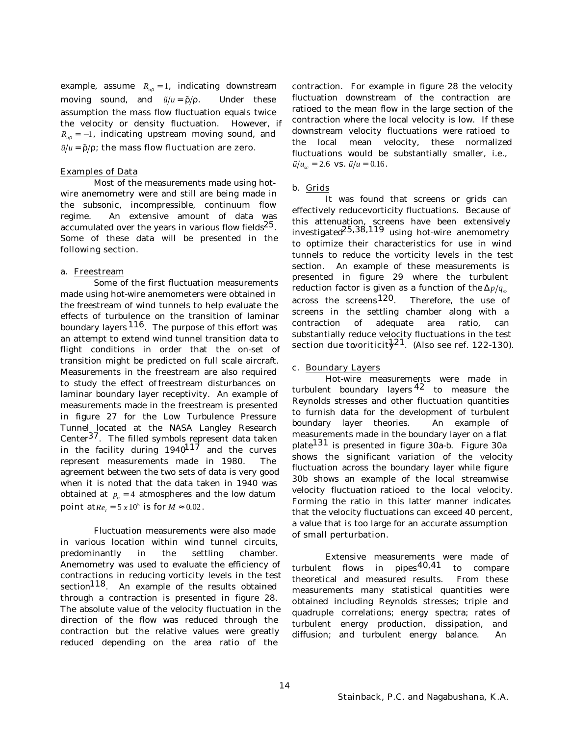example, assume $R_{u\rho} = 1$, indicating downstream moving sound, and $\tilde{u}/u = \tilde{\rho}/\rho$. Under these assumption the mass flow fluctuation equals twice the velocity or density fluctuation. However, if $R_{u\rho} = -1$, indicating upstream moving sound, and $\tilde{u}/u = \tilde{\rho}/\rho$; the mass flow fluctuation are zero.

## Examples of Data

Most of the measurements made using hot-wire anemometry were and still are being made in the subsonic, incompressible, continuum flow regime. An extensive amount of data was accumulated over the years in various flow fields[25]. Some of these data will be presented in the following section.

### a. Freestream

Some of the first fluctuation measurements made using hot-wire anemometers were obtained in the freestream of wind tunnels to help evaluate the effects of turbulence on the transition of laminar boundary layers[116]. The purpose of this effort was an attempt to extend wind tunnel transition data to flight conditions in order that the on-set of transition might be predicted on full scale aircraft. Measurements in the freestream are also required to study the effect of freestream disturbances on laminar boundary layer receptivity. An example of measurements made in the freestream is presented in figure 27 for the Low Turbulence Pressure Tunnel located at the NASA Langley Research Center[37]. The filled symbols represent data taken in the facility during 1940[117] and the curves represent measurements made in 1980. The agreement between the two sets of data is very good when it is noted that the data taken in 1940 was obtained at $p_o = 4$ atmospheres and the low datum point at $Re_t = 5 \times 10^5$ is for $M \approx 0.02$.

Fluctuation measurements were also made in various location within wind tunnel circuits, predominantly in the settling chamber. Anemometry was used to evaluate the efficiency of contractions in reducing vorticity levels in the test section[118]. An example of the results obtained through a contraction is presented in figure 28. The absolute value of the velocity fluctuation in the direction of the flow was reduced through the contraction but the relative values were greatly reduced depending on the area ratio of the contraction. For example in figure 28 the velocity fluctuation downstream of the contraction are ratioed to the mean flow in the large section of the contraction where the local velocity is low. If these downstream velocity fluctuations were ratioed to the local mean velocity, these normalized fluctuations would be substantially smaller, i.e., $\tilde{u}/u_{sc} = 2.6$ vs. $\tilde{u}/u = 0.16$.

### b. Grids

It was found that screens or grids can effectively reducevorticity fluctuations. Because of this attenuation, screens have been extensively investigated[25,38,119] using hot-wire anemometry to optimize their characteristics for use in wind tunnels to reduce the vorticity levels in the test section. An example of these measurements is presented in figure 29 where the turbulent reduction factor is given as a function of the $\Delta p/q_\infty$ across the screens[120]. Therefore, the use of screens in the settling chamber along with a contraction of adequate area ratio, can substantially reduce velocity fluctuations in the test section due tovoriticity[121]. (Also see ref. 122-130).

### c. Boundary Layers

Hot-wire measurements were made in turbulent boundary layers[42] to measure the Reynolds stresses and other fluctuation quantities to furnish data for the development of turbulent boundary layer theories. An example of measurements made in the boundary layer on a flat plate[131] is presented in figure 30a-b. Figure 30a shows the significant variation of the velocity fluctuation across the boundary layer while figure 30b shows an example of the local streamwise velocity fluctuation ratioed to the local velocity. Forming the ratio in this latter manner indicates that the velocity fluctuations can exceed 40 percent, a value that is too large for an accurate assumption of small perturbation.

Extensive measurements were made of turbulent flows in pipes[40,41] to compare theoretical and measured results. From these measurements many statistical quantities were obtained including Reynolds stresses; triple and quadruple correlations; energy spectra; rates of turbulent energy production, dissipation, and diffusion; and turbulent energy balance. An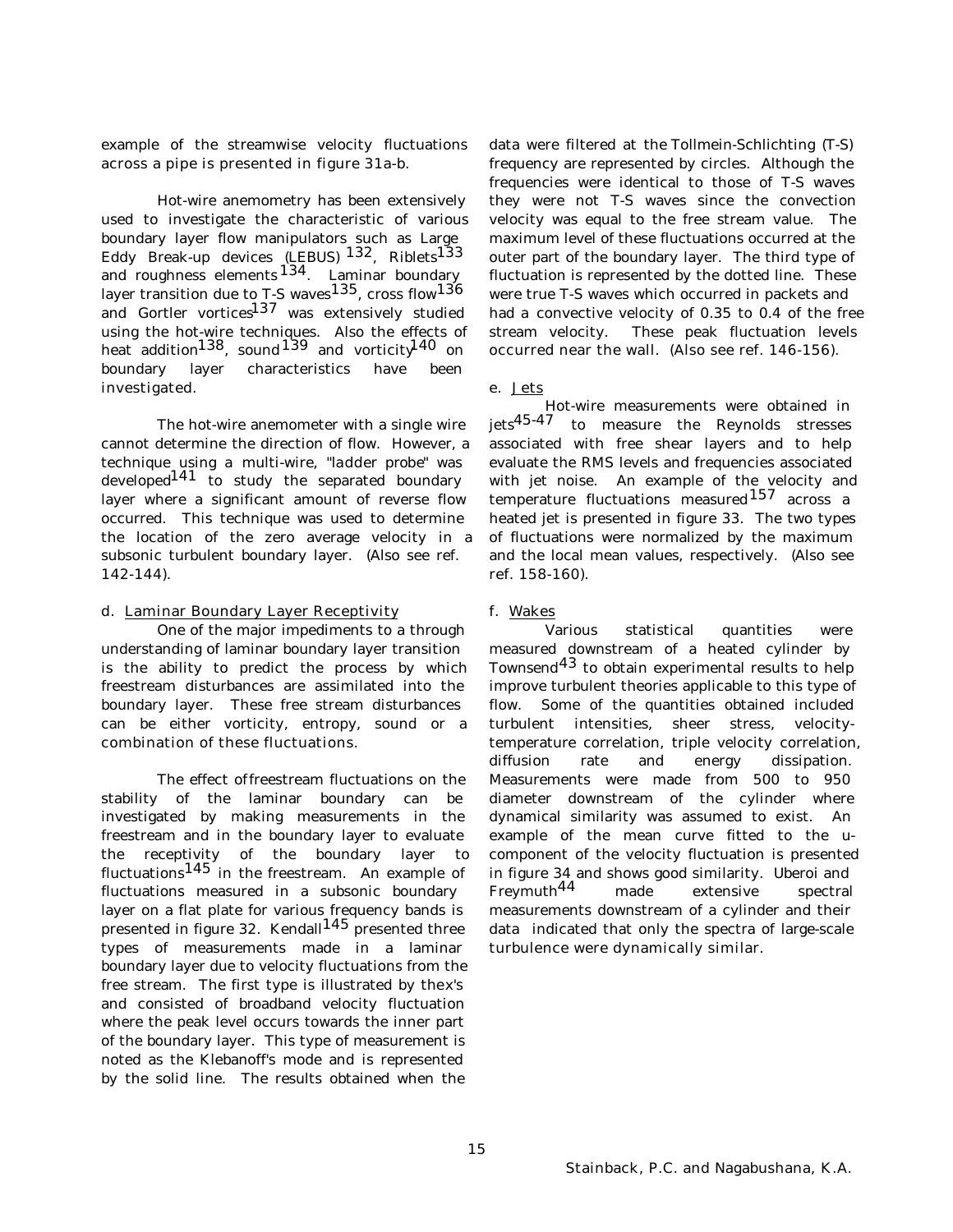example of the streamwise velocity fluctuations across a pipe is presented in figure 31a-b.

Hot-wire anemometry has been extensively used to investigate the characteristic of various boundary layer flow manipulators such as Large Eddy Break-up devices (LEBUS) [132], Riblets[133] and roughness elements [134]. Laminar boundary layer transition due to T-S waves[135], cross flow[136] and Gortler vortices[137] was extensively studied using the hot-wire techniques. Also the effects of heat addition[138], sound [139] and vorticity[140] on boundary layer characteristics have been investigated.

The hot-wire anemometer with a single wire cannot determine the direction of flow. However, a technique using a multi-wire, "ladder probe" was developed[141] to study the separated boundary layer where a significant amount of reverse flow occurred. This technique was used to determine the location of the zero average velocity in a subsonic turbulent boundary layer. (Also see ref. 142-144).

d. Laminar Boundary Layer Receptivity

One of the major impediments to a through understanding of laminar boundary layer transition is the ability to predict the process by which freestream disturbances are assimilated into the boundary layer. These free stream disturbances can be either vorticity, entropy, sound or a combination of these fluctuations.

The effect offreestream fluctuations on the stability of the laminar boundary can be investigated by making measurements in the freestream and in the boundary layer to evaluate the receptivity of the boundary layer to fluctuations[145] in the freestream. An example of fluctuations measured in a subsonic boundary layer on a flat plate for various frequency bands is presented in figure 32. Kendall[145] presented three types of measurements made in a laminar boundary layer due to velocity fluctuations from the free stream. The first type is illustrated by thex's and consisted of broadband velocity fluctuation where the peak level occurs towards the inner part of the boundary layer. This type of measurement is noted as the Klebanoff's mode and is represented by the solid line. The results obtained when the data were filtered at the Tollmein-Schlichting (T-S) frequency are represented by circles. Although the frequencies were identical to those of T-S waves they were not T-S waves since the convection velocity was equal to the free stream value. The maximum level of these fluctuations occurred at the outer part of the boundary layer. The third type of fluctuation is represented by the dotted line. These were true T-S waves which occurred in packets and had a convective velocity of 0.35 to 0.4 of the free stream velocity. These peak fluctuation levels occurred near the wall. (Also see ref. 146-156).

e. Jets

Hot-wire measurements were obtained in jets[45-47] to measure the Reynolds stresses associated with free shear layers and to help evaluate the RMS levels and frequencies associated with jet noise. An example of the velocity and temperature fluctuations measured[157] across a heated jet is presented in figure 33. The two types of fluctuations were normalized by the maximum and the local mean values, respectively. (Also see ref. 158-160).

f. Wakes

Various statistical quantities were measured downstream of a heated cylinder by Townsend[43] to obtain experimental results to help improve turbulent theories applicable to this type of flow. Some of the quantities obtained included turbulent intensities, sheer stress, velocity-temperature correlation, triple velocity correlation, diffusion rate and energy dissipation. Measurements were made from 500 to 950 diameter downstream of the cylinder where dynamical similarity was assumed to exist. An example of the mean curve fitted to the u-component of the velocity fluctuation is presented in figure 34 and shows good similarity. Uberoi and Freymuth[44] made extensive spectral measurements downstream of a cylinder and their data indicated that only the spectra of large-scale turbulence were dynamically similar.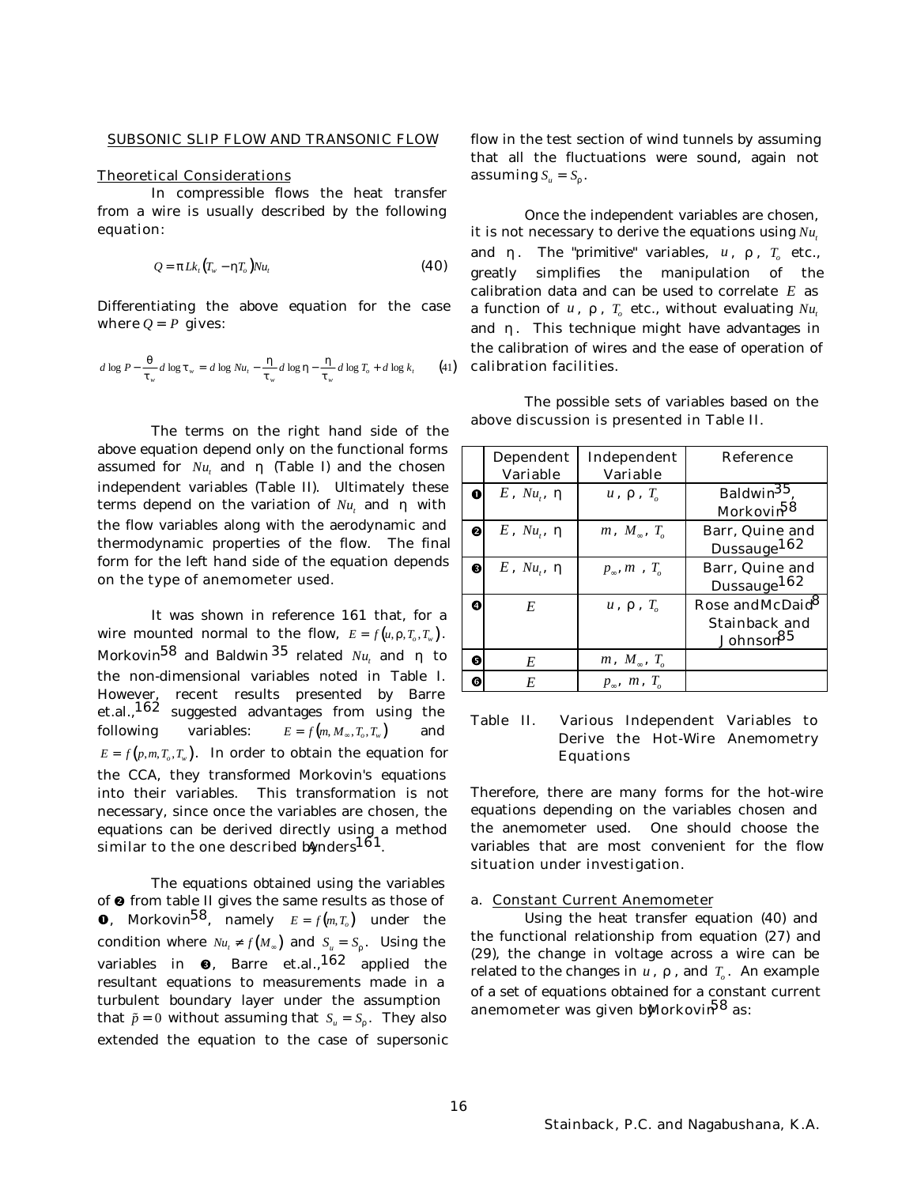## SUBSONIC SLIP FLOW AND TRANSONIC FLOW

### Theoretical Considerations

In compressible flows the heat transfer from a wire is usually described by the following equation:

$$Q = \pi L k_t (T_w - \eta T_o) Nu_t \tag{40}$$

Differentiating the above equation for the case where $Q = P$ gives:

$$d\log P - \frac{\theta}{\tau_w} d\log \tau_w = d\log Nu_t - \frac{\eta}{\tau_w} d\log \eta - \frac{\eta}{\tau_w} d\log T_o + d\log k_t \tag{41}$$

The terms on the right hand side of the above equation depend only on the functional forms assumed for $Nu_t$ and $\eta$ (Table I) and the chosen independent variables (Table II). Ultimately these terms depend on the variation of $Nu_t$ and $\eta$ with the flow variables along with the aerodynamic and thermodynamic properties of the flow. The final form for the left hand side of the equation depends on the type of anemometer used.

It was shown in reference 161 that, for a wire mounted normal to the flow, $E = f(u, \rho, T_o, T_w)$. Morkovin[58] and Baldwin[35] related $Nu_t$ and $\eta$ to the non-dimensional variables noted in Table I. However, recent results presented by Barre et.al.,[162] suggested advantages from using the following variables: $E = f(m, M_\infty, T_o, T_w)$ and $E = f(p, m, T_o, T_w)$. In order to obtain the equation for the CCA, they transformed Morkovin's equations into their variables. This transformation is not necessary, since once the variables are chosen, the equations can be derived directly using a method similar to the one described by Anders[161].

The equations obtained using the variables of ❷ from table II gives the same results as those of ❶, Morkovin[58], namely $E = f(m, T_o)$ under the condition where $Nu_t \neq f(M_\infty)$ and $S_u = S_\rho$. Using the variables in ❸, Barre et.al.,[162] applied the resultant equations to measurements made in a turbulent boundary layer under the assumption that $\tilde{p} = 0$ without assuming that $S_u = S_\rho$. They also extended the equation to the case of supersonic flow in the test section of wind tunnels by assuming that all the fluctuations were sound, again not assuming $S_u = S_\rho$.

Once the independent variables are chosen, it is not necessary to derive the equations using $Nu_t$ and $\eta$. The "primitive" variables, $u$, $\rho$, $T_o$ etc., greatly simplifies the manipulation of the calibration data and can be used to correlate $E$ as a function of $u$, $\rho$, $T_o$ etc., without evaluating $Nu_t$ and $\eta$. This technique might have advantages in the calibration of wires and the ease of operation of calibration facilities.

The possible sets of variables based on the above discussion is presented in Table II.

| | Dependent Variable | Independent Variable | Reference |
|---|---|---|---|
| ❶ | $E$, $Nu_t$, $\eta$ | $u$, $\rho$, $T_o$ | Baldwin[35], Morkovin[58] |
| ❷ | $E$, $Nu_t$, $\eta$ | $m$, $M_\infty$, $T_o$ | Barr, Quine and Dussauge[162] |
| ❸ | $E$, $Nu_t$, $\eta$ | $p_\infty$, $m$, $T_o$ | Barr, Quine and Dussauge[162] |
| ❹ | $E$ | $u$, $\rho$, $T_o$ | Rose and McDaid[8] Stainback and Johnson[85] |
| ❺ | $E$ | $m$, $M_\infty$, $T_o$ | |
| ❻ | $E$ | $p_\infty$, $m$, $T_o$ | |

Table II. Various Independent Variables to Derive the Hot-Wire Anemometry Equations

Therefore, there are many forms for the hot-wire equations depending on the variables chosen and the anemometer used. One should choose the variables that are most convenient for the flow situation under investigation.

a. Constant Current Anemometer

Using the heat transfer equation (40) and the functional relationship from equation (27) and (29), the change in voltage across a wire can be related to the changes in $u$, $\rho$, and $T_o$. An example of a set of equations obtained for a constant current anemometer was given by Morkovin[58] as: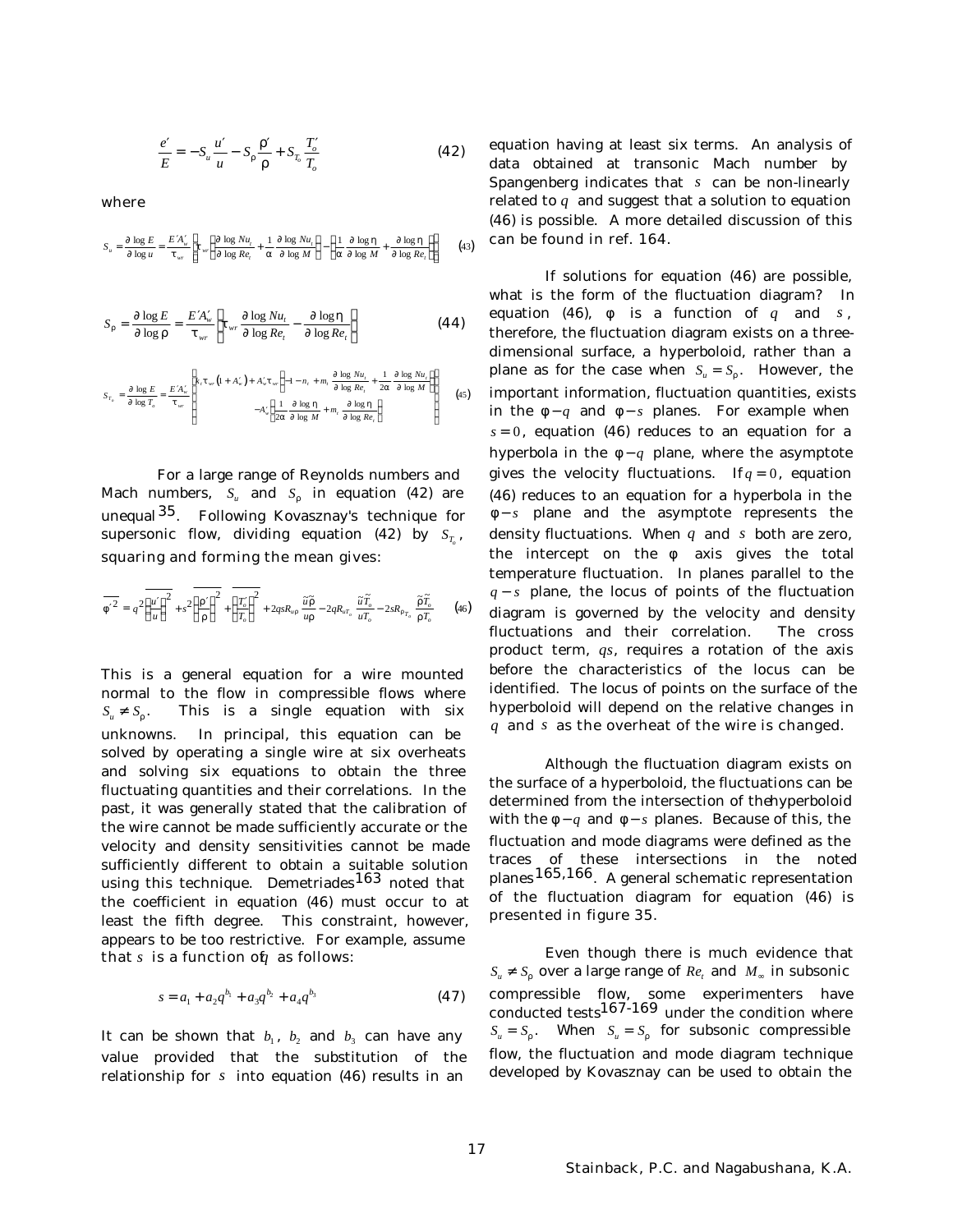$$\frac{e'}{E} = -S_u \frac{u'}{u} - S_\rho \frac{\rho'}{\rho} + S_{T_o} \frac{T_o'}{T_o} \tag{42}$$

where

$$S_u = \frac{\partial \log E}{\partial \log u} = \frac{E'A_w'}{\tau_{wr}} \left\{ \tau_{wr} \left[ \frac{\partial \log Nu_t}{\partial \log Re_t} + \frac{1}{\alpha} \frac{\partial \log Nu_t}{\partial \log M} \right] - \left[ \frac{1}{\alpha} \frac{\partial \log \eta}{\partial \log M} + \frac{\partial \log \eta}{\partial \log Re_t} \right] \right\} \tag{43}$$

$$S_\rho = \frac{\partial \log E}{\partial \log \rho} = \frac{E'A_w'}{\tau_{wr}} \left[ \tau_{wr} \frac{\partial \log Nu_t}{\partial \log Re_t} - \frac{\partial \log \eta}{\partial \log Re_t} \right] \tag{44}$$

$$S_{T_o} = \frac{\partial \log E}{\partial \log T_o} = \frac{E'A_w'}{\tau_{wr}} \left\{ \begin{array}{l} K_t \tau_{wr} \left(1 + A_w'\right) + A_w' \tau_{wr} \left[1 - n_t + m_t \frac{\partial \log Nu_t}{\partial \log Re_t} + \frac{1}{2\alpha} \frac{\partial \log Nu_t}{\partial \log M}\right] \\ -A_w' \left[ \frac{1}{2\alpha} \frac{\partial \log \eta}{\partial \log M} + m_t \frac{\partial \log \eta}{\partial \log Re_t} \right] \end{array} \right\} \tag{45}$$

For a large range of Reynolds numbers and Mach numbers, $S_u$ and $S_\rho$ in equation (42) are unequal[35]. Following Kovasznay's technique for supersonic flow, dividing equation (42) by $S_{T_o}$, squaring and forming the mean gives:

$$\overline{\phi'^2} = q^2 \overline{\left(\frac{u'}{u}\right)^2} + s^2 \overline{\left(\frac{\rho'}{\rho}\right)^2} + \overline{\left(\frac{T_o'}{T_o}\right)^2} + 2qsR_{u\rho} \frac{\tilde{u}\tilde{\rho}}{u\rho} - 2qR_{uT_o} \frac{\tilde{u}\tilde{T}_o}{uT_o} - 2sR_{\rho T_o} \frac{\tilde{\rho}\tilde{T}_o}{\rho T_o} \tag{46}$$

This is a general equation for a wire mounted normal to the flow in compressible flows where $S_u \neq S_\rho$. This is a single equation with six unknowns. In principal, this equation can be solved by operating a single wire at six overheats and solving six equations to obtain the three fluctuating quantities and their correlations. In the past, it was generally stated that the calibration of the wire cannot be made sufficiently accurate or the velocity and density sensitivities cannot be made sufficiently different to obtain a suitable solution using this technique. Demetriades[163] noted that the coefficient in equation (46) must occur to at least the fifth degree. This constraint, however, appears to be too restrictive. For example, assume that $s$ is a function of $q$ as follows:

$$s = a_1 + a_2 q^{b_1} + a_3 q^{b_2} + a_4 q^{b_3} \tag{47}$$

It can be shown that $b_1$, $b_2$ and $b_3$ can have any value provided that the substitution of the relationship for $s$ into equation (46) results in an equation having at least six terms. An analysis of data obtained at transonic Mach number by Spangenberg indicates that $s$ can be non-linearly related to $q$ and suggest that a solution to equation (46) is possible. A more detailed discussion of this can be found in ref. 164.

If solutions for equation (46) are possible, what is the form of the fluctuation diagram? In equation (46), $\phi$ is a function of $q$ and $s$, therefore, the fluctuation diagram exists on a three-dimensional surface, a hyperboloid, rather than a plane as for the case when $S_u = S_\rho$. However, the important information, fluctuation quantities, exists in the $\phi - q$ and $\phi - s$ planes. For example when $s = 0$, equation (46) reduces to an equation for a hyperbola in the $\phi - q$ plane, where the asymptote gives the velocity fluctuations. If $q = 0$, equation (46) reduces to an equation for a hyperbola in the $\phi - s$ plane and the asymptote represents the density fluctuations. When $q$ and $s$ both are zero, the intercept on the $\phi$ axis gives the total temperature fluctuation. In planes parallel to the $q - s$ plane, the locus of points of the fluctuation diagram is governed by the velocity and density fluctuations and their correlation. The cross product term, $qs$, requires a rotation of the axis before the characteristics of the locus can be identified. The locus of points on the surface of the hyperboloid will depend on the relative changes in $q$ and $s$ as the overheat of the wire is changed.

Although the fluctuation diagram exists on the surface of a hyperboloid, the fluctuations can be determined from the intersection of the hyperboloid with the $\phi - q$ and $\phi - s$ planes. Because of this, the fluctuation and mode diagrams were defined as the traces of these intersections in the noted planes[165,166]. A general schematic representation of the fluctuation diagram for equation (46) is presented in figure 35.

Even though there is much evidence that $S_u \neq S_\rho$ over a large range of $Re_t$ and $M_\infty$ in subsonic compressible flow, some experimenters have conducted tests[167-169] under the condition where $S_u = S_\rho$. When $S_u = S_\rho$ for subsonic compressible flow, the fluctuation and mode diagram technique developed by Kovasznay can be used to obtain the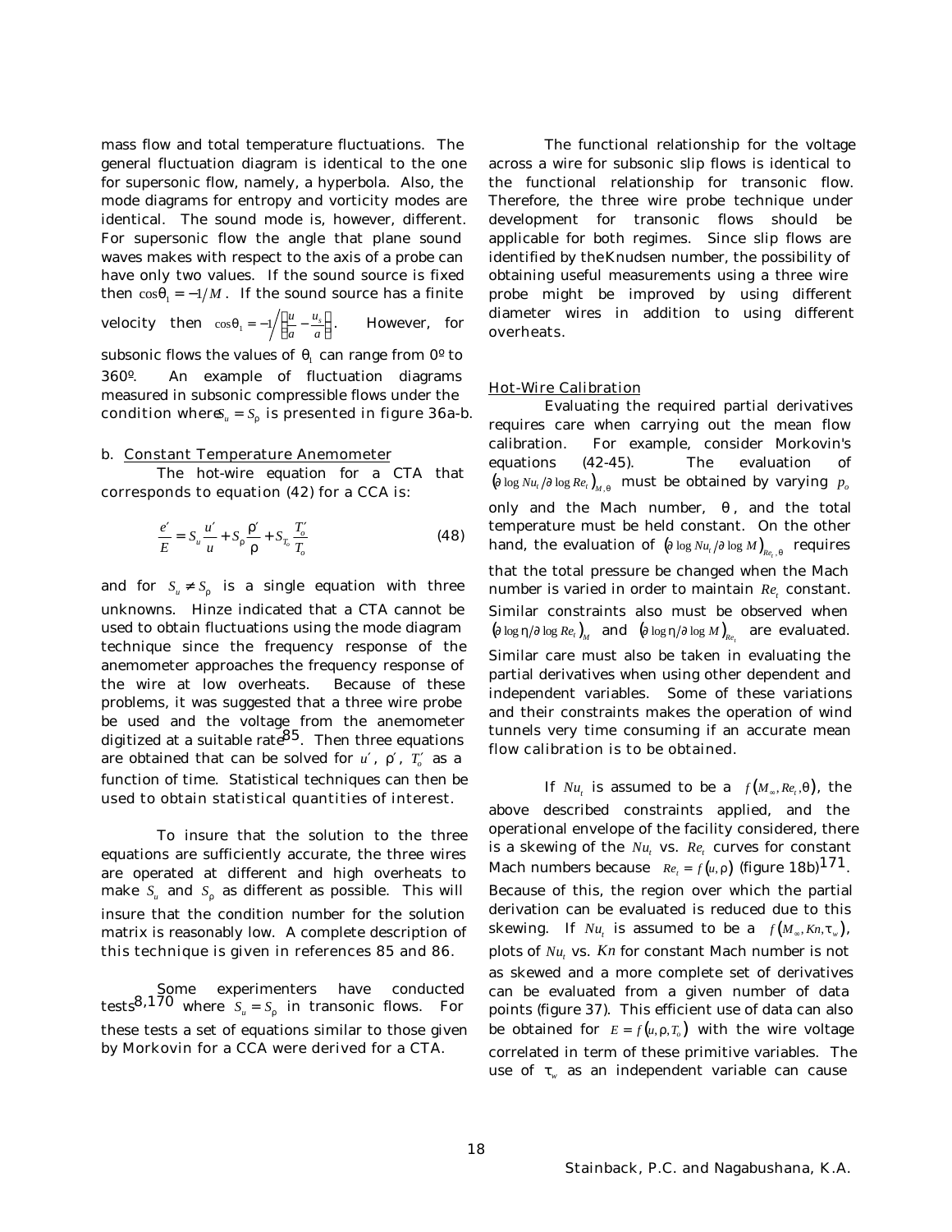mass flow and total temperature fluctuations. The general fluctuation diagram is identical to the one for supersonic flow, namely, a hyperbola. Also, the mode diagrams for entropy and vorticity modes are identical. The sound mode is, however, different. For supersonic flow the angle that plane sound waves makes with respect to the axis of a probe can have only two values. If the sound source is fixed then $\cos\theta_1 = -1/M$. If the sound source has a finite velocity then $\cos\theta_1 = -1\Big/\left(\frac{u}{a} - \frac{u_s}{a}\right)$. However, for subsonic flows the values of $\theta_1$ can range from 0º to 360º. An example of fluctuation diagrams measured in subsonic compressible flows under the condition where $S_u = S_\rho$ is presented in figure 36a-b.

b. Constant Temperature Anemometer

The hot-wire equation for a CTA that corresponds to equation (42) for a CCA is:

$$\frac{e'}{E} = S_u \frac{u'}{u} + S_\rho \frac{\rho'}{\rho} + S_{T_o} \frac{T_o'}{T_o} \tag{48}$$

and for $S_u \neq S_\rho$ is a single equation with three unknowns. Hinze indicated that a CTA cannot be used to obtain fluctuations using the mode diagram technique since the frequency response of the anemometer approaches the frequency response of the wire at low overheats. Because of these problems, it was suggested that a three wire probe be used and the voltage from the anemometer digitized at a suitable rate[85]. Then three equations are obtained that can be solved for $u'$, $\rho'$, $T_o'$ as a function of time. Statistical techniques can then be used to obtain statistical quantities of interest.

To insure that the solution to the three equations are sufficiently accurate, the three wires are operated at different and high overheats to make $S_u$ and $S_\rho$ as different as possible. This will insure that the condition number for the solution matrix is reasonably low. A complete description of this technique is given in references 85 and 86.

Some experimenters have conducted tests[8,170] where $S_u = S_\rho$ in transonic flows. For these tests a set of equations similar to those given by Morkovin for a CCA were derived for a CTA.

The functional relationship for the voltage across a wire for subsonic slip flows is identical to the functional relationship for transonic flow. Therefore, the three wire probe technique under development for transonic flows should be applicable for both regimes. Since slip flows are identified by the Knudsen number, the possibility of obtaining useful measurements using a three wire probe might be improved by using different diameter wires in addition to using different overheats.

Hot-Wire Calibration

Evaluating the required partial derivatives requires care when carrying out the mean flow calibration. For example, consider Morkovin's equations (42-45). The evaluation of $\left(\partial \log Nu_t / \partial \log Re_t\right)_{M,\theta}$ must be obtained by varying $p_o$ only and the Mach number, $\theta$, and the total temperature must be held constant. On the other hand, the evaluation of $\left(\partial \log Nu_t / \partial \log M\right)_{Re_t,\theta}$ requires that the total pressure be changed when the Mach number is varied in order to maintain $Re_t$ constant. Similar constraints also must be observed when $\left(\partial \log \eta / \partial \log Re_t\right)_M$ and $\left(\partial \log \eta / \partial \log M\right)_{Re_t}$ are evaluated. Similar care must also be taken in evaluating the partial derivatives when using other dependent and independent variables. Some of these variations and their constraints makes the operation of wind tunnels very time consuming if an accurate mean flow calibration is to be obtained.

If $Nu_t$ is assumed to be a $f(M_\infty, Re_t, \theta)$, the above described constraints applied, and the operational envelope of the facility considered, there is a skewing of the $Nu_t$ vs. $Re_t$ curves for constant Mach numbers because $Re_t = f(u, \rho)$ (figure 18b)[171]. Because of this, the region over which the partial derivation can be evaluated is reduced due to this skewing. If $Nu_t$ is assumed to be a $f(M_\infty, Kn, \tau_w)$, plots of $Nu_t$ vs. $Kn$ for constant Mach number is not as skewed and a more complete set of derivatives can be evaluated from a given number of data points (figure 37). This efficient use of data can also be obtained for $E = f(u, \rho, T_o)$ with the wire voltage correlated in term of these primitive variables. The use of $\tau_w$ as an independent variable can cause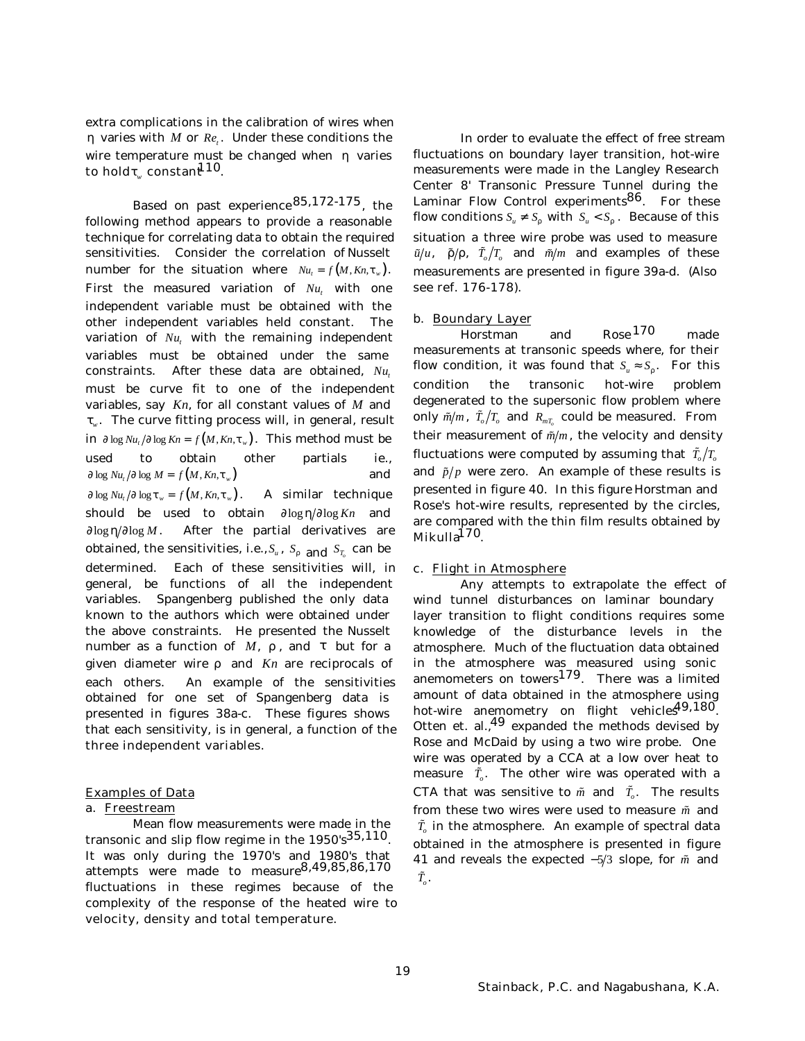extra complications in the calibration of wires when $\eta$ varies with $M$ or $Re_t$. Under these conditions the wire temperature must be changed when $\eta$ varies to hold $\tau_w$ constant[110].

Based on past experience[85,172-175], the following method appears to provide a reasonable technique for correlating data to obtain the required sensitivities. Consider the correlation of Nusselt number for the situation where $Nu_t = f(M, Kn, \tau_w)$. First the measured variation of $Nu_t$ with one independent variable must be obtained with the other independent variables held constant. The variation of $Nu_t$ with the remaining independent variables must be obtained under the same constraints. After these data are obtained, $Nu_t$ must be curve fit to one of the independent variables, say $Kn$, for all constant values of $M$ and $\tau_w$. The curve fitting process will, in general, result in $\partial \log Nu_t / \partial \log Kn = f(M, Kn, \tau_w)$. This method must be used to obtain other partials ie., $\partial \log Nu_t / \partial \log M = f(M, Kn, \tau_w)$ and $\partial \log Nu_t / \partial \log \tau_w = f(M, Kn, \tau_w)$. A similar technique should be used to obtain $\partial \log \eta / \partial \log Kn$ and $\partial \log \eta / \partial \log M$. After the partial derivatives are obtained, the sensitivities, i.e., $S_u$, $S_\rho$ and $S_{T_o}$ can be determined. Each of these sensitivities will, in general, be functions of all the independent variables. Spangenberg published the only data known to the authors which were obtained under the above constraints. He presented the Nusselt number as a function of $M$, $\rho$, and $\tau$ but for a given diameter wire $\rho$ and $Kn$ are reciprocals of each others. An example of the sensitivities obtained for one set of Spangenberg data is presented in figures 38a-c. These figures shows that each sensitivity, is in general, a function of the three independent variables.

## Examples of Data

### a. Freestream

Mean flow measurements were made in the transonic and slip flow regime in the 1950's[35,110]. It was only during the 1970's and 1980's that attempts were made to measure[8,49,85,86,170] fluctuations in these regimes because of the complexity of the response of the heated wire to velocity, density and total temperature.

In order to evaluate the effect of free stream fluctuations on boundary layer transition, hot-wire measurements were made in the Langley Research Center 8' Transonic Pressure Tunnel during the Laminar Flow Control experiments[86]. For these flow conditions $S_u \neq S_\rho$ with $S_u < S_\rho$. Because of this situation a three wire probe was used to measure $\tilde{u}/u$, $\tilde{\rho}/\rho$, $\tilde{T}_o/T_o$ and $\tilde{m}/m$ and examples of these measurements are presented in figure 39a-d. (Also see ref. 176-178).

### b. Boundary Layer

Horstman and Rose[170] made measurements at transonic speeds where, for their flow condition, it was found that $S_u \approx S_\rho$. For this condition the transonic hot-wire problem degenerated to the supersonic flow problem where only $\tilde{m}/m$, $\tilde{T}_o/T_o$ and $R_{mT_o}$ could be measured. From their measurement of $\tilde{m}/m$, the velocity and density fluctuations were computed by assuming that $\tilde{T}_o/T_o$ and $\tilde{p}/p$ were zero. An example of these results is presented in figure 40. In this figure Horstman and Rose's hot-wire results, represented by the circles, are compared with the thin film results obtained by Mikulla[170].

### c. Flight in Atmosphere

Any attempts to extrapolate the effect of wind tunnel disturbances on laminar boundary layer transition to flight conditions requires some knowledge of the disturbance levels in the atmosphere. Much of the fluctuation data obtained in the atmosphere was measured using sonic anemometers on towers[179]. There was a limited amount of data obtained in the atmosphere using hot-wire anemometry on flight vehicles[49,180]. Otten et. al.,[49] expanded the methods devised by Rose and McDaid by using a two wire probe. One wire was operated by a CCA at a low over heat to measure $\tilde{T}_o$. The other wire was operated with a CTA that was sensitive to $\tilde{m}$ and $\tilde{T}_o$. The results from these two wires were used to measure $\tilde{m}$ and $\tilde{T}_o$ in the atmosphere. An example of spectral data obtained in the atmosphere is presented in figure 41 and reveals the expected $-5/3$ slope, for $\tilde{m}$ and $\tilde{T}_o$.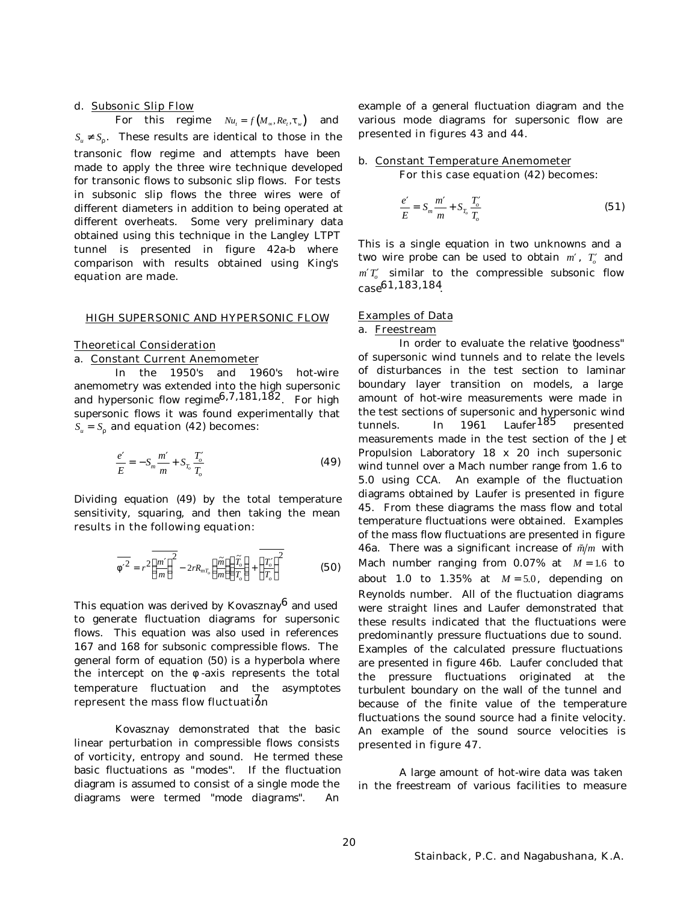d. Subsonic Slip Flow

For this regime $Nu_t = f(M_\infty, Re_t, \tau_w)$ and $S_u \neq S_\rho$. These results are identical to those in the transonic flow regime and attempts have been made to apply the three wire technique developed for transonic flows to subsonic slip flows. For tests in subsonic slip flows the three wires were of different diameters in addition to being operated at different overheats. Some very preliminary data obtained using this technique in the Langley LTPT tunnel is presented in figure 42a-b where comparison with results obtained using King's equation are made.

## HIGH SUPERSONIC AND HYPERSONIC FLOW

### Theoretical Consideration

a. Constant Current Anemometer

In the 1950's and 1960's hot-wire anemometry was extended into the high supersonic and hypersonic flow regime[6,7,181,182]. For high supersonic flows it was found experimentally that $S_u = S_\rho$ and equation (42) becomes:

$$\frac{e'}{E} = -S_m \frac{m'}{m} + S_{T_o} \frac{T_o'}{T_o} \tag{49}$$

Dividing equation (49) by the total temperature sensitivity, squaring, and then taking the mean results in the following equation:

$$\overline{\varphi'^2} = r^2 \overline{\left(\frac{m'}{m}\right)^2} - 2rR_{mT_o}\left(\frac{\tilde{m}}{m}\right)\left(\frac{\tilde{T}_o}{T_o}\right) + \overline{\left(\frac{T_o'}{T_o}\right)^2} \tag{50}$$

This equation was derived by Kovasznay[6] and used to generate fluctuation diagrams for supersonic flows. This equation was also used in references 167 and 168 for subsonic compressible flows. The general form of equation (50) is a hyperbola where the intercept on the $\varphi$-axis represents the total temperature fluctuation and the asymptotes represent the mass flow fluctuation[7].

Kovasznay demonstrated that the basic linear perturbation in compressible flows consists of vorticity, entropy and sound. He termed these basic fluctuations as "modes". If the fluctuation diagram is assumed to consist of a single mode the diagrams were termed "mode diagrams". An example of a general fluctuation diagram and the various mode diagrams for supersonic flow are presented in figures 43 and 44.

b. Constant Temperature Anemometer

For this case equation (42) becomes:

$$\frac{e'}{E} = S_m \frac{m'}{m} + S_{T_o} \frac{T_o'}{T_o} \tag{51}$$

This is a single equation in two unknowns and a two wire probe can be used to obtain $m'$, $T_o'$ and $m'T_o'$ similar to the compressible subsonic flow case[61,183,184].

### Examples of Data

a. Freestream

In order to evaluate the relative "goodness" of supersonic wind tunnels and to relate the levels of disturbances in the test section to laminar boundary layer transition on models, a large amount of hot-wire measurements were made in the test sections of supersonic and hypersonic wind tunnels. In 1961 Laufer[185] presented measurements made in the test section of the Jet Propulsion Laboratory 18 x 20 inch supersonic wind tunnel over a Mach number range from 1.6 to 5.0 using CCA. An example of the fluctuation diagrams obtained by Laufer is presented in figure 45. From these diagrams the mass flow and total temperature fluctuations were obtained. Examples of the mass flow fluctuations are presented in figure 46a. There was a significant increase of $\tilde{m}/m$ with Mach number ranging from 0.07% at $M = 1.6$ to about 1.0 to 1.35% at $M = 5.0$, depending on Reynolds number. All of the fluctuation diagrams were straight lines and Laufer demonstrated that these results indicated that the fluctuations were predominantly pressure fluctuations due to sound. Examples of the calculated pressure fluctuations are presented in figure 46b. Laufer concluded that the pressure fluctuations originated at the turbulent boundary on the wall of the tunnel and because of the finite value of the temperature fluctuations the sound source had a finite velocity. An example of the sound source velocities is presented in figure 47.

A large amount of hot-wire data was taken in the freestream of various facilities to measure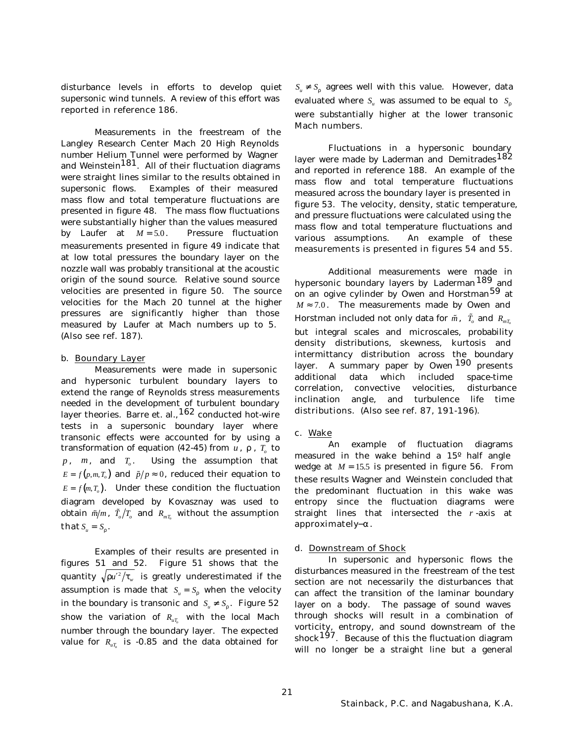disturbance levels in efforts to develop quiet supersonic wind tunnels. A review of this effort was reported in reference 186.

Measurements in the freestream of the Langley Research Center Mach 20 High Reynolds number Helium Tunnel were performed by Wagner and Weinstein[181]. All of their fluctuation diagrams were straight lines similar to the results obtained in supersonic flows. Examples of their measured mass flow and total temperature fluctuations are presented in figure 48. The mass flow fluctuations were substantially higher than the values measured by Laufer at $M = 5.0$. Pressure fluctuation measurements presented in figure 49 indicate that at low total pressures the boundary layer on the nozzle wall was probably transitional at the acoustic origin of the sound source. Relative sound source velocities are presented in figure 50. The source velocities for the Mach 20 tunnel at the higher pressures are significantly higher than those measured by Laufer at Mach numbers up to 5. (Also see ref. 187).

b. Boundary Layer

Measurements were made in supersonic and hypersonic turbulent boundary layers to extend the range of Reynolds stress measurements needed in the development of turbulent boundary layer theories. Barre et. al.,[162] conducted hot-wire tests in a supersonic boundary layer where transonic effects were accounted for by using a transformation of equation (42-45) from $u$, $\rho$, $T_o$ to $p$, $m$, and $T_o$. Using the assumption that $E = f(p, m, T_o)$ and $\tilde{p}/p \approx 0$, reduced their equation to $E = f(m, T_o)$. Under these condition the fluctuation diagram developed by Kovasznay was used to obtain $\tilde{m}/m$, $\tilde{T}_o/T_o$ and $R_{mT_o}$ without the assumption that $S_u = S_\rho$.

Examples of their results are presented in figures 51 and 52. Figure 51 shows that the quantity $\sqrt{\rho \overline{u'^2}/\tau_w}$ is greatly underestimated if the assumption is made that $S_u = S_\rho$ when the velocity in the boundary is transonic and $S_u \neq S_\rho$. Figure 52 show the variation of $R_{uT_o}$ with the local Mach number through the boundary layer. The expected value for $R_{uT_o}$ is -0.85 and the data obtained for $S_u \neq S_\rho$ agrees well with this value. However, data evaluated where $S_u$ was assumed to be equal to $S_\rho$ were substantially higher at the lower transonic Mach numbers.

Fluctuations in a hypersonic boundary layer were made by Laderman and Demitrades[182] and reported in reference 188. An example of the mass flow and total temperature fluctuations measured across the boundary layer is presented in figure 53. The velocity, density, static temperature, and pressure fluctuations were calculated using the mass flow and total temperature fluctuations and various assumptions. An example of these measurements is presented in figures 54 and 55.

Additional measurements were made in hypersonic boundary layers by Laderman[189] and on an ogive cylinder by Owen and Horstman[59] at $M \approx 7.0$. The measurements made by Owen and Horstman included not only data for $\tilde{m}$, $\tilde{T}_o$ and $R_{mT_o}$ but integral scales and microscales, probability density distributions, skewness, kurtosis and intermittancy distribution across the boundary layer. A summary paper by Owen[190] presents additional data which included space-time correlation, convective velocities, disturbance inclination angle, and turbulence life time distributions. (Also see ref. 87, 191-196).

c. Wake

An example of fluctuation diagrams measured in the wake behind a 15º half angle wedge at $M = 15.5$ is presented in figure 56. From these results Wagner and Weinstein concluded that the predominant fluctuation in this wake was entropy since the fluctuation diagrams were straight lines that intersected the $r$-axis at approximately $-\alpha$.

d. Downstream of Shock

In supersonic and hypersonic flows the disturbances measured in the freestream of the test section are not necessarily the disturbances that can affect the transition of the laminar boundary layer on a body. The passage of sound waves through shocks will result in a combination of vorticity, entropy, and sound downstream of the shock[197]. Because of this the fluctuation diagram will no longer be a straight line but a general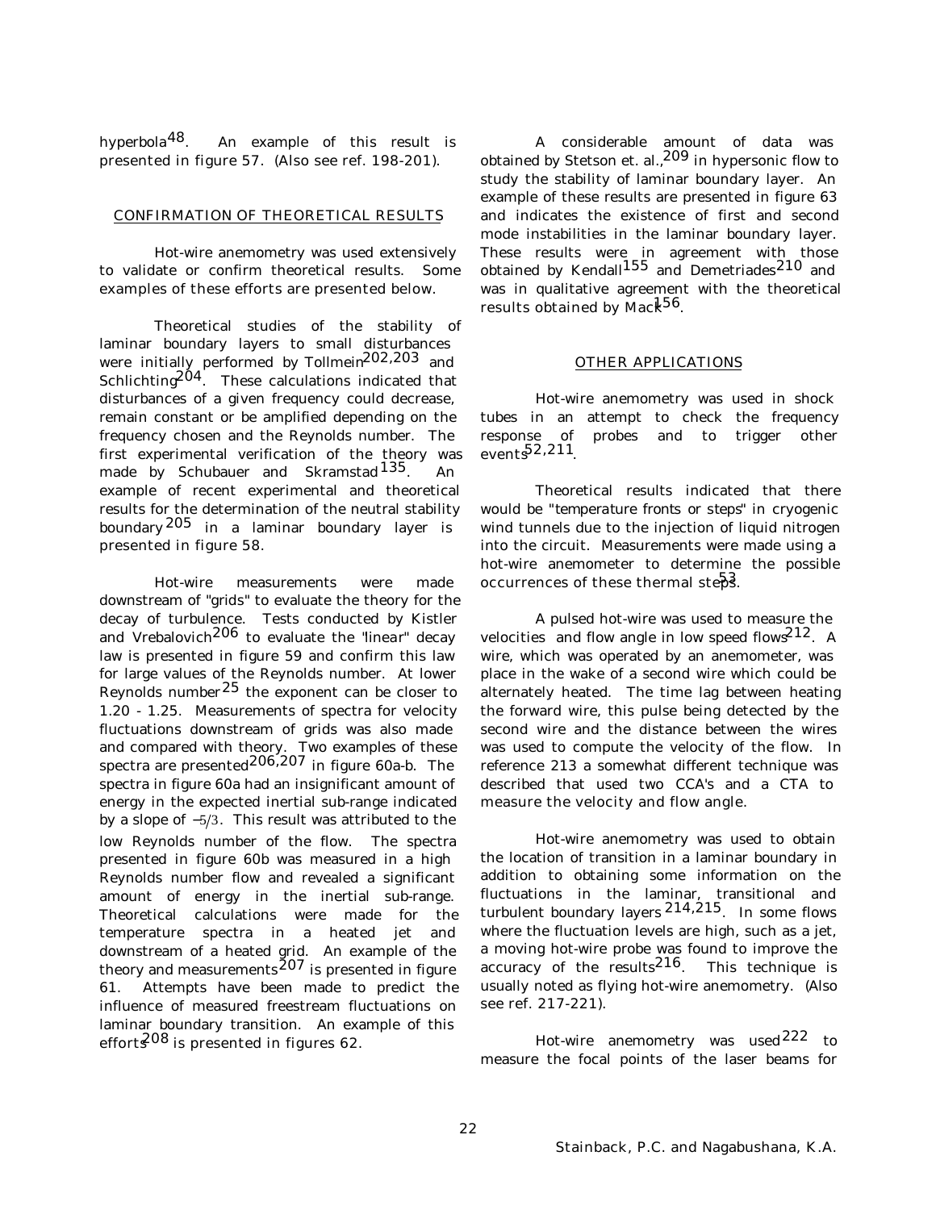hyperbola[48]. An example of this result is presented in figure 57. (Also see ref. 198-201).

## CONFIRMATION OF THEORETICAL RESULTS

Hot-wire anemometry was used extensively to validate or confirm theoretical results. Some examples of these efforts are presented below.

Theoretical studies of the stability of laminar boundary layers to small disturbances were initially performed by Tollmein[202,203] and Schlichting[204]. These calculations indicated that disturbances of a given frequency could decrease, remain constant or be amplified depending on the frequency chosen and the Reynolds number. The first experimental verification of the theory was made by Schubauer and Skramstad[135]. An example of recent experimental and theoretical results for the determination of the neutral stability boundary[205] in a laminar boundary layer is presented in figure 58.

Hot-wire measurements were made downstream of "grids" to evaluate the theory for the decay of turbulence. Tests conducted by Kistler and Vrebalovich[206] to evaluate the "linear" decay law is presented in figure 59 and confirm this law for large values of the Reynolds number. At lower Reynolds number[25] the exponent can be closer to 1.20 - 1.25. Measurements of spectra for velocity fluctuations downstream of grids was also made and compared with theory. Two examples of these spectra are presented[206,207] in figure 60a-b. The spectra in figure 60a had an insignificant amount of energy in the expected inertial sub-range indicated by a slope of $-5/3$. This result was attributed to the low Reynolds number of the flow. The spectra presented in figure 60b was measured in a high Reynolds number flow and revealed a significant amount of energy in the inertial sub-range. Theoretical calculations were made for the temperature spectra in a heated jet and downstream of a heated grid. An example of the theory and measurements[207] is presented in figure 61. Attempts have been made to predict the influence of measured freestream fluctuations on laminar boundary transition. An example of this efforts[208] is presented in figures 62.

A considerable amount of data was obtained by Stetson et. al.,[209] in hypersonic flow to study the stability of laminar boundary layer. An example of these results are presented in figure 63 and indicates the existence of first and second mode instabilities in the laminar boundary layer. These results were in agreement with those obtained by Kendall[155] and Demetriades[210] and was in qualitative agreement with the theoretical results obtained by Mack[156].

## OTHER APPLICATIONS

Hot-wire anemometry was used in shock tubes in an attempt to check the frequency response of probes and to trigger other events[52,211].

Theoretical results indicated that there would be "temperature fronts or steps" in cryogenic wind tunnels due to the injection of liquid nitrogen into the circuit. Measurements were made using a hot-wire anemometer to determine the possible occurrences of these thermal steps[53].

A pulsed hot-wire was used to measure the velocities and flow angle in low speed flows[212]. A wire, which was operated by an anemometer, was place in the wake of a second wire which could be alternately heated. The time lag between heating the forward wire, this pulse being detected by the second wire and the distance between the wires was used to compute the velocity of the flow. In reference 213 a somewhat different technique was described that used two CCA's and a CTA to measure the velocity and flow angle.

Hot-wire anemometry was used to obtain the location of transition in a laminar boundary in addition to obtaining some information on the fluctuations in the laminar, transitional and turbulent boundary layers[214,215]. In some flows where the fluctuation levels are high, such as a jet, a moving hot-wire probe was found to improve the accuracy of the results[216]. This technique is usually noted as flying hot-wire anemometry. (Also see ref. 217-221).

Hot-wire anemometry was used[222] to measure the focal points of the laser beams for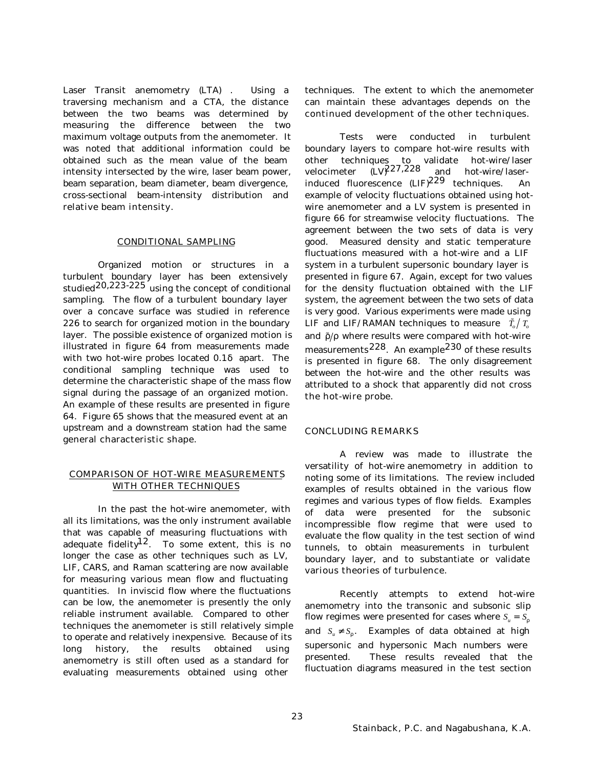Laser Transit anemometry (LTA) . Using a traversing mechanism and a CTA, the distance between the two beams was determined by measuring the difference between the two maximum voltage outputs from the anemometer. It was noted that additional information could be obtained such as the mean value of the beam intensity intersected by the wire, laser beam power, beam separation, beam diameter, beam divergence, cross-sectional beam-intensity distribution and relative beam intensity.

## CONDITIONAL SAMPLING

Organized motion or structures in a turbulent boundary layer has been extensively studied[20,223-225] using the concept of conditional sampling. The flow of a turbulent boundary layer over a concave surface was studied in reference 226 to search for organized motion in the boundary layer. The possible existence of organized motion is illustrated in figure 64 from measurements made with two hot-wire probes located 0.1δ apart. The conditional sampling technique was used to determine the characteristic shape of the mass flow signal during the passage of an organized motion. An example of these results are presented in figure 64. Figure 65 shows that the measured event at an upstream and a downstream station had the same general characteristic shape.

## COMPARISON OF HOT-WIRE MEASUREMENTS WITH OTHER TECHNIQUES

In the past the hot-wire anemometer, with all its limitations, was the only instrument available that was capable of measuring fluctuations with adequate fidelity[12]. To some extent, this is no longer the case as other techniques such as LV, LIF, CARS, and Raman scattering are now available for measuring various mean flow and fluctuating quantities. In inviscid flow where the fluctuations can be low, the anemometer is presently the only reliable instrument available. Compared to other techniques the anemometer is still relatively simple to operate and relatively inexpensive. Because of its long history, the results obtained using anemometry is still often used as a standard for evaluating measurements obtained using other techniques. The extent to which the anemometer can maintain these advantages depends on the continued development of the other techniques.

Tests were conducted in turbulent boundary layers to compare hot-wire results with other techniques to validate hot-wire/laser velocimeter (LV)[227,228] and hot-wire/laser-induced fluorescence (LIF)[229] techniques. An example of velocity fluctuations obtained using hot-wire anemometer and a LV system is presented in figure 66 for streamwise velocity fluctuations. The agreement between the two sets of data is very good. Measured density and static temperature fluctuations measured with a hot-wire and a LIF system in a turbulent supersonic boundary layer is presented in figure 67. Again, except for two values for the density fluctuation obtained with the LIF system, the agreement between the two sets of data is very good. Various experiments were made using LIF and LIF/RAMAN techniques to measure $\tilde{T}_o / T_o$ and $\tilde{\rho}/\rho$ where results were compared with hot-wire measurements[228]. An example[230] of these results is presented in figure 68. The only disagreement between the hot-wire and the other results was attributed to a shock that apparently did not cross the hot-wire probe.

## CONCLUDING REMARKS

A review was made to illustrate the versatility of hot-wire anemometry in addition to noting some of its limitations. The review included examples of results obtained in the various flow regimes and various types of flow fields. Examples of data were presented for the subsonic incompressible flow regime that were used to evaluate the flow quality in the test section of wind tunnels, to obtain measurements in turbulent boundary layer, and to substantiate or validate various theories of turbulence.

Recently attempts to extend hot-wire anemometry into the transonic and subsonic slip flow regimes were presented for cases where $S_u = S_\rho$ and $S_u \neq S_\rho$. Examples of data obtained at high supersonic and hypersonic Mach numbers were presented. These results revealed that the fluctuation diagrams measured in the test section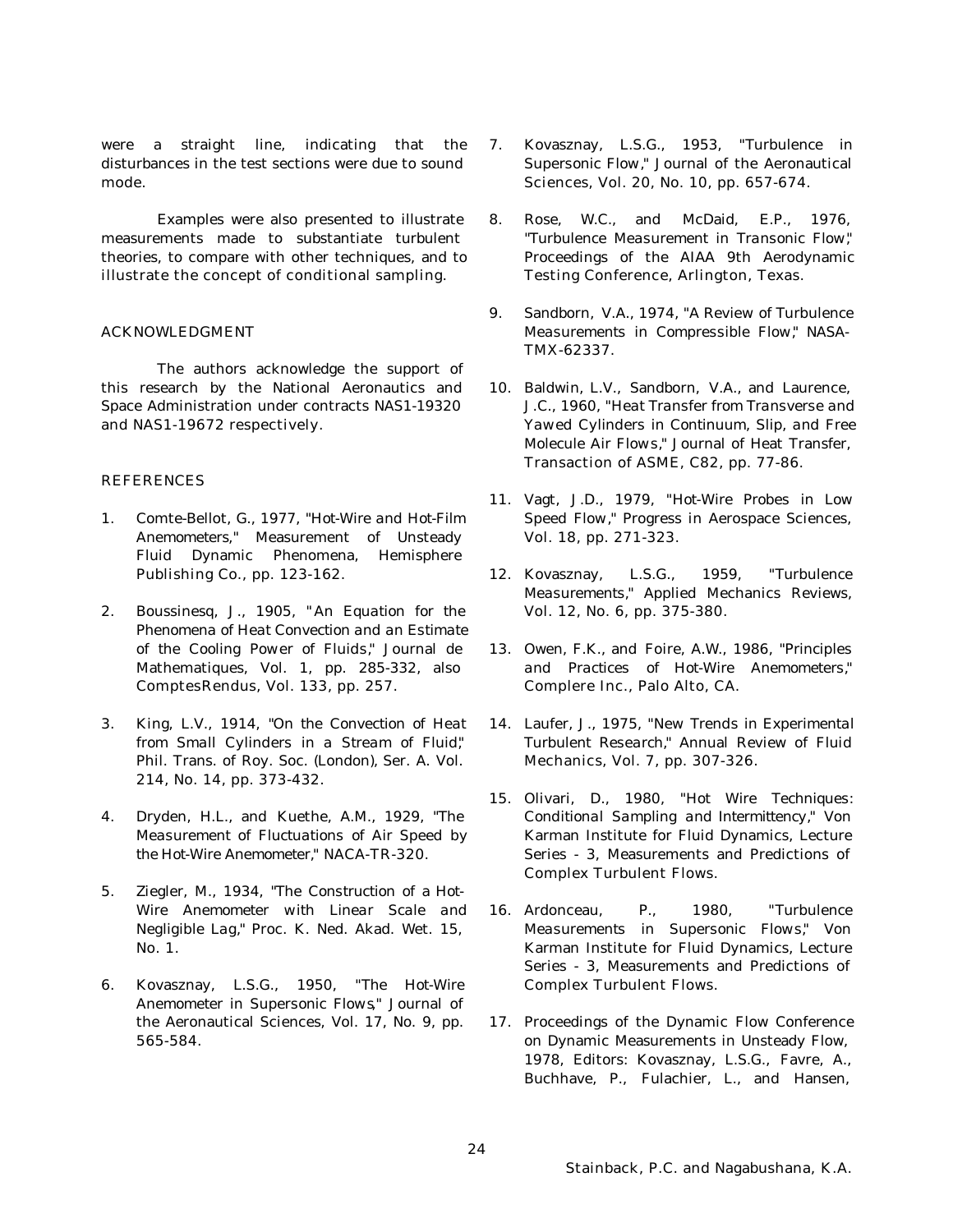were a straight line, indicating that the disturbances in the test sections were due to sound mode.

Examples were also presented to illustrate measurements made to substantiate turbulent theories, to compare with other techniques, and to illustrate the concept of conditional sampling.

## ACKNOWLEDGMENT

The authors acknowledge the support of this research by the National Aeronautics and Space Administration under contracts NAS1-19320 and NAS1-19672 respectively.

## REFERENCES

1. Comte-Bellot, G., 1977, "Hot-Wire and Hot-Film Anemometers," Measurement of Unsteady Fluid Dynamic Phenomena, Hemisphere Publishing Co., pp. 123-162.

2. Boussinesq, J., 1905, "An Equation for the Phenomena of Heat Convection and an Estimate of the Cooling Power of Fluids," Journal de Mathematiques, Vol. 1, pp. 285-332, also ComptesRendus, Vol. 133, pp. 257.

3. King, L.V., 1914, "On the Convection of Heat from Small Cylinders in a Stream of Fluid," Phil. Trans. of Roy. Soc. (London), Ser. A. Vol. 214, No. 14, pp. 373-432.

4. Dryden, H.L., and Kuethe, A.M., 1929, "The Measurement of Fluctuations of Air Speed by the Hot-Wire Anemometer," NACA-TR-320.

5. Ziegler, M., 1934, "The Construction of a Hot-Wire Anemometer with Linear Scale and Negligible Lag," Proc. K. Ned. Akad. Wet. 15, No. 1.

6. Kovasznay, L.S.G., 1950, "The Hot-Wire Anemometer in Supersonic Flows," Journal of the Aeronautical Sciences, Vol. 17, No. 9, pp. 565-584.

7. Kovasznay, L.S.G., 1953, "Turbulence in Supersonic Flow," Journal of the Aeronautical Sciences, Vol. 20, No. 10, pp. 657-674.

8. Rose, W.C., and McDaid, E.P., 1976, "Turbulence Measurement in Transonic Flow," Proceedings of the AIAA 9th Aerodynamic Testing Conference, Arlington, Texas.

9. Sandborn, V.A., 1974, "A Review of Turbulence Measurements in Compressible Flow," NASA-TMX-62337.

10. Baldwin, L.V., Sandborn, V.A., and Laurence, J.C., 1960, "Heat Transfer from Transverse and Yawed Cylinders in Continuum, Slip, and Free Molecule Air Flows," Journal of Heat Transfer, Transaction of ASME, C82, pp. 77-86.

11. Vagt, J.D., 1979, "Hot-Wire Probes in Low Speed Flow," Progress in Aerospace Sciences, Vol. 18, pp. 271-323.

12. Kovasznay, L.S.G., 1959, "Turbulence Measurements," Applied Mechanics Reviews, Vol. 12, No. 6, pp. 375-380.

13. Owen, F.K., and Foire, A.W., 1986, "Principles and Practices of Hot-Wire Anemometers," Complere Inc., Palo Alto, CA.

14. Laufer, J., 1975, "New Trends in Experimental Turbulent Research," Annual Review of Fluid Mechanics, Vol. 7, pp. 307-326.

15. Olivari, D., 1980, "Hot Wire Techniques: Conditional Sampling and Intermittency," Von Karman Institute for Fluid Dynamics, Lecture Series - 3, Measurements and Predictions of Complex Turbulent Flows.

16. Ardonceau, P., 1980, "Turbulence Measurements in Supersonic Flows," Von Karman Institute for Fluid Dynamics, Lecture Series - 3, Measurements and Predictions of Complex Turbulent Flows.

17. Proceedings of the Dynamic Flow Conference on Dynamic Measurements in Unsteady Flow, 1978, Editors: Kovasznay, L.S.G., Favre, A., Buchhave, P., Fulachier, L., and Hansen,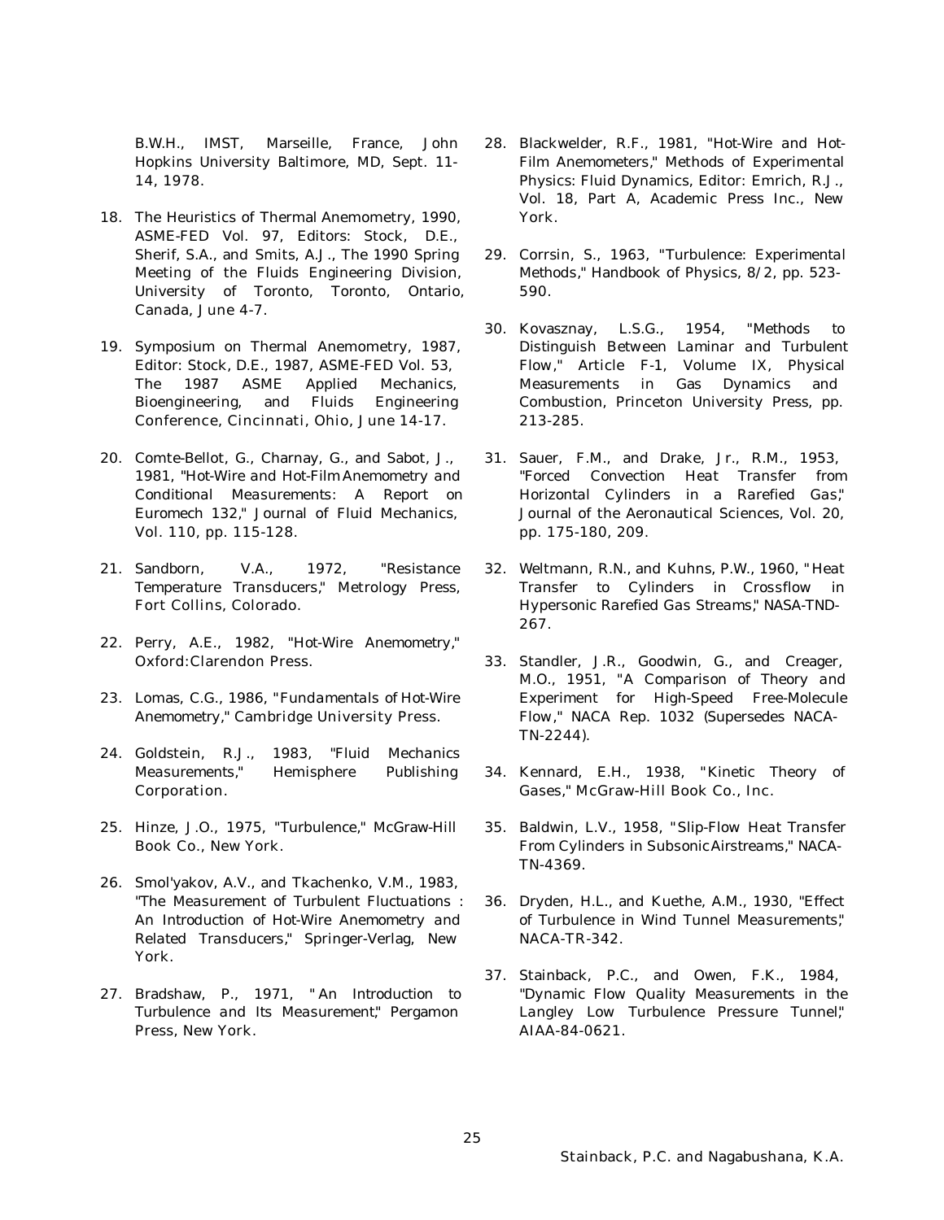B.W.H., IMST, Marseille, France, John Hopkins University Baltimore, MD, Sept. 11-14, 1978.

18. The Heuristics of Thermal Anemometry, 1990, ASME-FED Vol. 97, Editors: Stock, D.E., Sherif, S.A., and Smits, A.J., The 1990 Spring Meeting of the Fluids Engineering Division, University of Toronto, Toronto, Ontario, Canada, June 4-7.

19. Symposium on Thermal Anemometry, 1987, Editor: Stock, D.E., 1987, ASME-FED Vol. 53, The 1987 ASME Applied Mechanics, Bioengineering, and Fluids Engineering Conference, Cincinnati, Ohio, June 14-17.

20. Comte-Bellot, G., Charnay, G., and Sabot, J., 1981, "Hot-Wire and Hot-Film Anemometry and Conditional Measurements: A Report on Euromech 132," Journal of Fluid Mechanics, Vol. 110, pp. 115-128.

21. Sandborn, V.A., 1972, "Resistance Temperature Transducers," Metrology Press, Fort Collins, Colorado.

22. Perry, A.E., 1982, "Hot-Wire Anemometry," Oxford:Clarendon Press.

23. Lomas, C.G., 1986, "Fundamentals of Hot-Wire Anemometry," Cambridge University Press.

24. Goldstein, R.J., 1983, "Fluid Mechanics Measurements," Hemisphere Publishing Corporation.

25. Hinze, J.O., 1975, "Turbulence," McGraw-Hill Book Co., New York.

26. Smol'yakov, A.V., and Tkachenko, V.M., 1983, "The Measurement of Turbulent Fluctuations : An Introduction of Hot-Wire Anemometry and Related Transducers," Springer-Verlag, New York.

27. Bradshaw, P., 1971, "An Introduction to Turbulence and Its Measurement," Pergamon Press, New York.

28. Blackwelder, R.F., 1981, "Hot-Wire and Hot-Film Anemometers," Methods of Experimental Physics: Fluid Dynamics, Editor: Emrich, R.J., Vol. 18, Part A, Academic Press Inc., New York.

29. Corrsin, S., 1963, "Turbulence: Experimental Methods," Handbook of Physics, 8/2, pp. 523-590.

30. Kovasznay, L.S.G., 1954, "Methods to Distinguish Between Laminar and Turbulent Flow," Article F-1, Volume IX, Physical Measurements in Gas Dynamics and Combustion, Princeton University Press, pp. 213-285.

31. Sauer, F.M., and Drake, Jr., R.M., 1953, "Forced Convection Heat Transfer from Horizontal Cylinders in a Rarefied Gas," Journal of the Aeronautical Sciences, Vol. 20, pp. 175-180, 209.

32. Weltmann, R.N., and Kuhns, P.W., 1960, "Heat Transfer to Cylinders in Crossflow in Hypersonic Rarefied Gas Streams," NASA-TND-267.

33. Standler, J.R., Goodwin, G., and Creager, M.O., 1951, "A Comparison of Theory and Experiment for High-Speed Free-Molecule Flow," NACA Rep. 1032 (Supersedes NACA-TN-2244).

34. Kennard, E.H., 1938, "Kinetic Theory of Gases," McGraw-Hill Book Co., Inc.

35. Baldwin, L.V., 1958, "Slip-Flow Heat Transfer From Cylinders in Subsonic Airstreams," NACA-TN-4369.

36. Dryden, H.L., and Kuethe, A.M., 1930, "Effect of Turbulence in Wind Tunnel Measurements," NACA-TR-342.

37. Stainback, P.C., and Owen, F.K., 1984, "Dynamic Flow Quality Measurements in the Langley Low Turbulence Pressure Tunnel," AIAA-84-0621.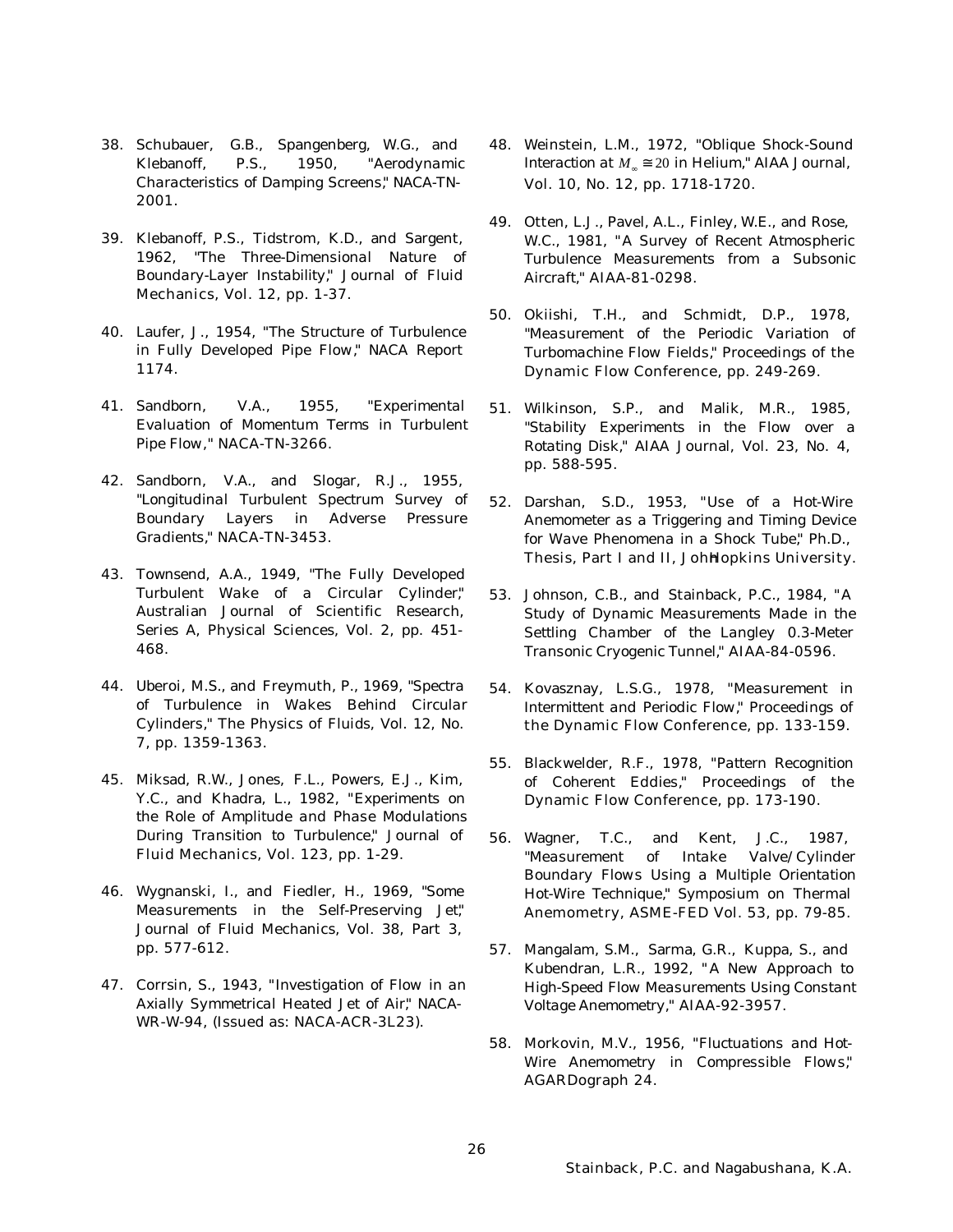38. Schubauer, G.B., Spangenberg, W.G., and Klebanoff, P.S., 1950, "Aerodynamic Characteristics of Damping Screens," NACA-TN-2001.

39. Klebanoff, P.S., Tidstrom, K.D., and Sargent, 1962, "The Three-Dimensional Nature of Boundary-Layer Instability," Journal of Fluid Mechanics, Vol. 12, pp. 1-37.

40. Laufer, J., 1954, "The Structure of Turbulence in Fully Developed Pipe Flow," NACA Report 1174.

41. Sandborn, V.A., 1955, "Experimental Evaluation of Momentum Terms in Turbulent Pipe Flow," NACA-TN-3266.

42. Sandborn, V.A., and Slogar, R.J., 1955, "Longitudinal Turbulent Spectrum Survey of Boundary Layers in Adverse Pressure Gradients," NACA-TN-3453.

43. Townsend, A.A., 1949, "The Fully Developed Turbulent Wake of a Circular Cylinder," Australian Journal of Scientific Research, Series A, Physical Sciences, Vol. 2, pp. 451-468.

44. Uberoi, M.S., and Freymuth, P., 1969, "Spectra of Turbulence in Wakes Behind Circular Cylinders," The Physics of Fluids, Vol. 12, No. 7, pp. 1359-1363.

45. Miksad, R.W., Jones, F.L., Powers, E.J., Kim, Y.C., and Khadra, L., 1982, "Experiments on the Role of Amplitude and Phase Modulations During Transition to Turbulence," Journal of Fluid Mechanics, Vol. 123, pp. 1-29.

46. Wygnanski, I., and Fiedler, H., 1969, "Some Measurements in the Self-Preserving Jet," Journal of Fluid Mechanics, Vol. 38, Part 3, pp. 577-612.

47. Corrsin, S., 1943, "Investigation of Flow in an Axially Symmetrical Heated Jet of Air," NACA-WR-W-94, (Issued as: NACA-ACR-3L23).

48. Weinstein, L.M., 1972, "Oblique Shock-Sound Interaction at $M_\infty \cong 20$ in Helium," AIAA Journal, Vol. 10, No. 12, pp. 1718-1720.

49. Otten, L.J., Pavel, A.L., Finley, W.E., and Rose, W.C., 1981, "A Survey of Recent Atmospheric Turbulence Measurements from a Subsonic Aircraft," AIAA-81-0298.

50. Okiishi, T.H., and Schmidt, D.P., 1978, "Measurement of the Periodic Variation of Turbomachine Flow Fields," Proceedings of the Dynamic Flow Conference, pp. 249-269.

51. Wilkinson, S.P., and Malik, M.R., 1985, "Stability Experiments in the Flow over a Rotating Disk," AIAA Journal, Vol. 23, No. 4, pp. 588-595.

52. Darshan, S.D., 1953, "Use of a Hot-Wire Anemometer as a Triggering and Timing Device for Wave Phenomena in a Shock Tube," Ph.D., Thesis, Part I and II, John Hopkins University.

53. Johnson, C.B., and Stainback, P.C., 1984, "A Study of Dynamic Measurements Made in the Settling Chamber of the Langley 0.3-Meter Transonic Cryogenic Tunnel," AIAA-84-0596.

54. Kovasznay, L.S.G., 1978, "Measurement in Intermittent and Periodic Flow," Proceedings of the Dynamic Flow Conference, pp. 133-159.

55. Blackwelder, R.F., 1978, "Pattern Recognition of Coherent Eddies," Proceedings of the Dynamic Flow Conference, pp. 173-190.

56. Wagner, T.C., and Kent, J.C., 1987, "Measurement of Intake Valve/Cylinder Boundary Flows Using a Multiple Orientation Hot-Wire Technique," Symposium on Thermal Anemometry, ASME-FED Vol. 53, pp. 79-85.

57. Mangalam, S.M., Sarma, G.R., Kuppa, S., and Kubendran, L.R., 1992, "A New Approach to High-Speed Flow Measurements Using Constant Voltage Anemometry," AIAA-92-3957.

58. Morkovin, M.V., 1956, "Fluctuations and Hot-Wire Anemometry in Compressible Flows," AGARDograph 24.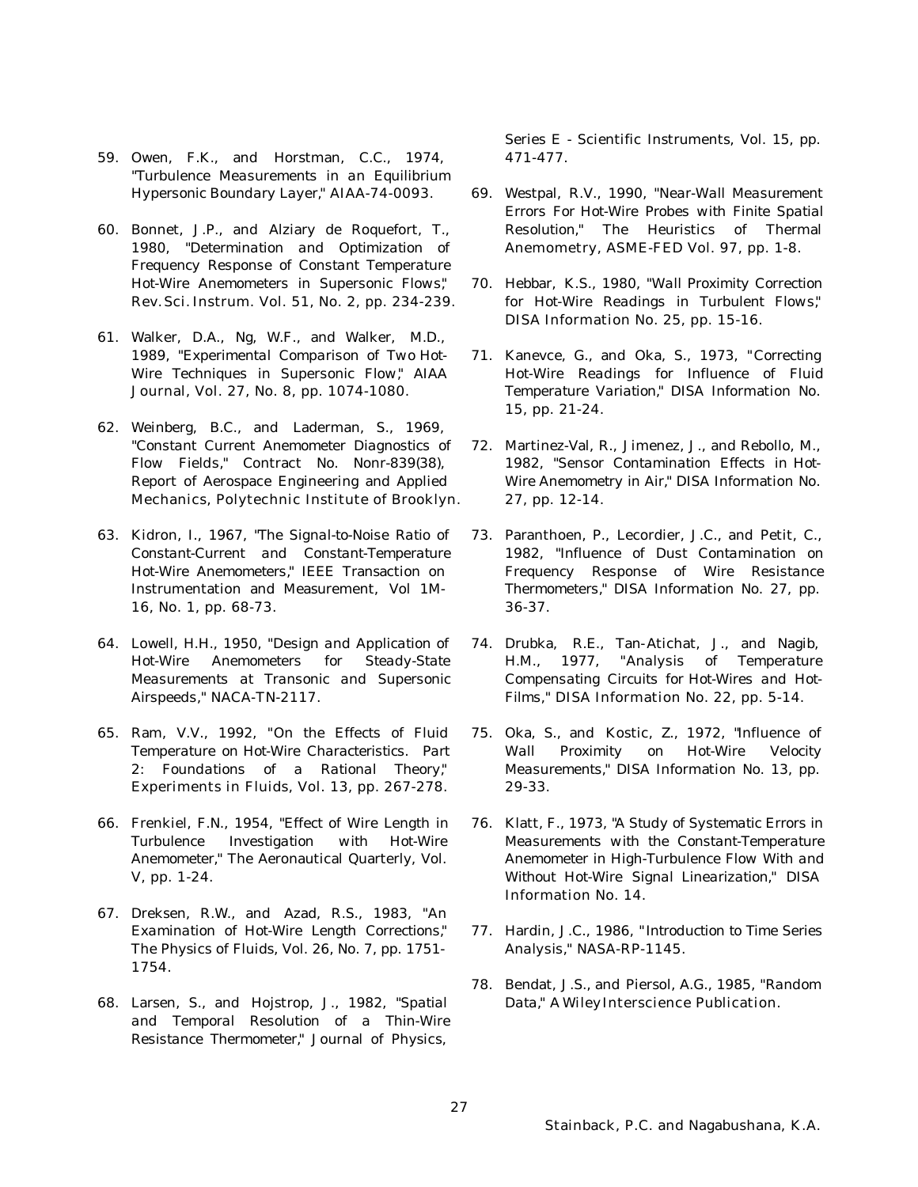59. Owen, F.K., and Horstman, C.C., 1974, "Turbulence Measurements in an Equilibrium Hypersonic Boundary Layer," AIAA-74-0093.

60. Bonnet, J.P., and Alziary de Roquefort, T., 1980, "Determination and Optimization of Frequency Response of Constant Temperature Hot-Wire Anemometers in Supersonic Flows," *Rev. Sci. Instrum.* Vol. 51, No. 2, pp. 234-239.

61. Walker, D.A., Ng, W.F., and Walker, M.D., 1989, "Experimental Comparison of Two Hot-Wire Techniques in Supersonic Flow," *AIAA Journal*, Vol. 27, No. 8, pp. 1074-1080.

62. Weinberg, B.C., and Laderman, S., 1969, "Constant Current Anemometer Diagnostics of Flow Fields," Contract No. Nonr-839(38), Report of Aerospace Engineering and Applied Mechanics, Polytechnic Institute of Brooklyn.

63. Kidron, I., 1967, "The Signal-to-Noise Ratio of Constant-Current and Constant-Temperature Hot-Wire Anemometers," IEEE Transaction on Instrumentation and Measurement, Vol 1M-16, No. 1, pp. 68-73.

64. Lowell, H.H., 1950, "Design and Application of Hot-Wire Anemometers for Steady-State Measurements at Transonic and Supersonic Airspeeds," NACA-TN-2117.

65. Ram, V.V., 1992, "On the Effects of Fluid Temperature on Hot-Wire Characteristics. Part 2: Foundations of a Rational Theory," *Experiments in Fluids*, Vol. 13, pp. 267-278.

66. Frenkiel, F.N., 1954, "Effect of Wire Length in Turbulence Investigation with Hot-Wire Anemometer," The Aeronautical Quarterly, Vol. V, pp. 1-24.

67. Dreksen, R.W., and Azad, R.S., 1983, "An Examination of Hot-Wire Length Corrections," *The Physics of Fluids*, Vol. 26, No. 7, pp. 1751-1754.

68. Larsen, S., and Hojstrop, J., 1982, "Spatial and Temporal Resolution of a Thin-Wire Resistance Thermometer," *Journal of Physics, Series E - Scientific Instruments*, Vol. 15, pp. 471-477.

69. Westpal, R.V., 1990, "Near-Wall Measurement Errors For Hot-Wire Probes with Finite Spatial Resolution," *The Heuristics of Thermal Anemometry*, ASME-FED Vol. 97, pp. 1-8.

70. Hebbar, K.S., 1980, "Wall Proximity Correction for Hot-Wire Readings in Turbulent Flows," *DISA Information* No. 25, pp. 15-16.

71. Kanevce, G., and Oka, S., 1973, "Correcting Hot-Wire Readings for Influence of Fluid Temperature Variation," DISA Information No. 15, pp. 21-24.

72. Martinez-Val, R., Jimenez, J., and Rebollo, M., 1982, "Sensor Contamination Effects in Hot-Wire Anemometry in Air," DISA Information No. 27, pp. 12-14.

73. Paranthoen, P., Lecordier, J.C., and Petit, C., 1982, "Influence of Dust Contamination on Frequency Response of Wire Resistance Thermometers," DISA Information No. 27, pp. 36-37.

74. Drubka, R.E., Tan-Atichat, J., and Nagib, H.M., 1977, "Analysis of Temperature Compensating Circuits for Hot-Wires and Hot-Films," *DISA Information* No. 22, pp. 5-14.

75. Oka, S., and Kostic, Z., 1972, "Influence of Wall Proximity on Hot-Wire Velocity Measurements," *DISA Information* No. 13, pp. 29-33.

76. Klatt, F., 1973, "A Study of Systematic Errors in Measurements with the Constant-Temperature Anemometer in High-Turbulence Flow With and Without Hot-Wire Signal Linearization," *DISA Information* No. 14.

77. Hardin, J.C., 1986, "Introduction to Time Series Analysis," NASA-RP-1145.

78. Bendat, J.S., and Piersol, A.G., 1985, "Random Data," *A WileyInterscience Publication.*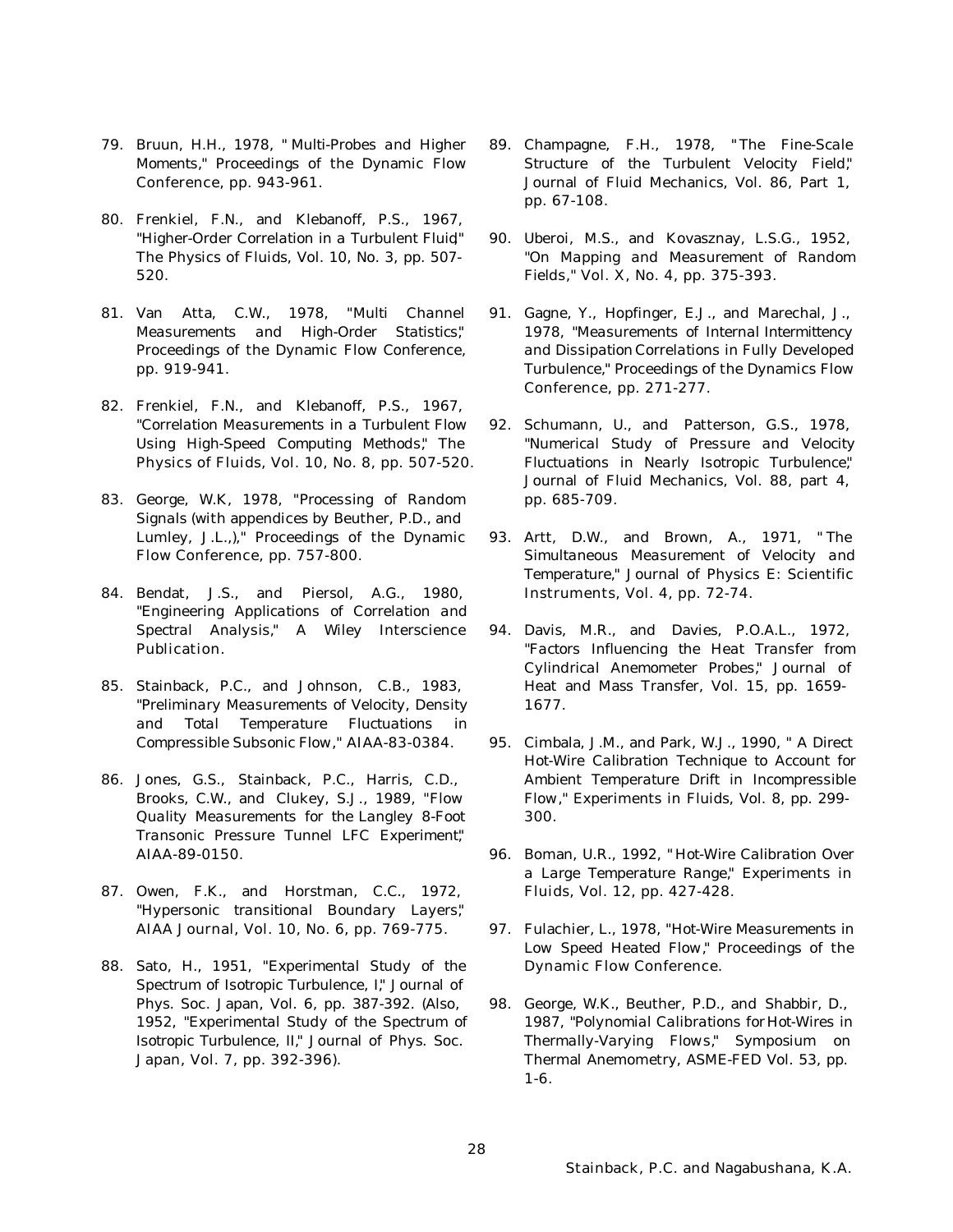79. Bruun, H.H., 1978, " Multi-Probes and Higher Moments," Proceedings of the Dynamic Flow Conference, pp. 943-961.

80. Frenkiel, F.N., and Klebanoff, P.S., 1967, "Higher-Order Correlation in a Turbulent Fluid" The Physics of Fluids, Vol. 10, No. 3, pp. 507-520.

81. Van Atta, C.W., 1978, "Multi Channel Measurements and High-Order Statistics," Proceedings of the Dynamic Flow Conference, pp. 919-941.

82. Frenkiel, F.N., and Klebanoff, P.S., 1967, "Correlation Measurements in a Turbulent Flow Using High-Speed Computing Methods," The Physics of Fluids, Vol. 10, No. 8, pp. 507-520.

83. George, W.K, 1978, "Processing of Random Signals (with appendices by Beuther, P.D., and Lumley, J.L.,)," Proceedings of the Dynamic Flow Conference, pp. 757-800.

84. Bendat, J.S., and Piersol, A.G., 1980, "Engineering Applications of Correlation and Spectral Analysis," A Wiley Interscience Publication.

85. Stainback, P.C., and Johnson, C.B., 1983, "Preliminary Measurements of Velocity, Density and Total Temperature Fluctuations in Compressible Subsonic Flow," AIAA-83-0384.

86. Jones, G.S., Stainback, P.C., Harris, C.D., Brooks, C.W., and Clukey, S.J., 1989, "Flow Quality Measurements for the Langley 8-Foot Transonic Pressure Tunnel LFC Experiment," AIAA-89-0150.

87. Owen, F.K., and Horstman, C.C., 1972, "Hypersonic transitional Boundary Layers," AIAA Journal, Vol. 10, No. 6, pp. 769-775.

88. Sato, H., 1951, "Experimental Study of the Spectrum of Isotropic Turbulence, I," Journal of Phys. Soc. Japan, Vol. 6, pp. 387-392. (Also, 1952, "Experimental Study of the Spectrum of Isotropic Turbulence, II," Journal of Phys. Soc. Japan, Vol. 7, pp. 392-396).

89. Champagne, F.H., 1978, "The Fine-Scale Structure of the Turbulent Velocity Field," Journal of Fluid Mechanics, Vol. 86, Part 1, pp. 67-108.

90. Uberoi, M.S., and Kovasznay, L.S.G., 1952, "On Mapping and Measurement of Random Fields," Vol. X, No. 4, pp. 375-393.

91. Gagne, Y., Hopfinger, E.J., and Marechal, J., 1978, "Measurements of Internal Intermittency and Dissipation Correlations in Fully Developed Turbulence," Proceedings of the Dynamics Flow Conference, pp. 271-277.

92. Schumann, U., and Patterson, G.S., 1978, "Numerical Study of Pressure and Velocity Fluctuations in Nearly Isotropic Turbulence," Journal of Fluid Mechanics, Vol. 88, part 4, pp. 685-709.

93. Artt, D.W., and Brown, A., 1971, " The Simultaneous Measurement of Velocity and Temperature," Journal of Physics E: Scientific Instruments, Vol. 4, pp. 72-74.

94. Davis, M.R., and Davies, P.O.A.L., 1972, "Factors Influencing the Heat Transfer from Cylindrical Anemometer Probes," Journal of Heat and Mass Transfer, Vol. 15, pp. 1659-1677.

95. Cimbala, J.M., and Park, W.J., 1990, " A Direct Hot-Wire Calibration Technique to Account for Ambient Temperature Drift in Incompressible Flow," Experiments in Fluids, Vol. 8, pp. 299-300.

96. Boman, U.R., 1992, " Hot-Wire Calibration Over a Large Temperature Range," Experiments in Fluids, Vol. 12, pp. 427-428.

97. Fulachier, L., 1978, "Hot-Wire Measurements in Low Speed Heated Flow," Proceedings of the Dynamic Flow Conference.

98. George, W.K., Beuther, P.D., and Shabbir, D., 1987, "Polynomial Calibrations for Hot-Wires in Thermally-Varying Flows," Symposium on Thermal Anemometry, ASME-FED Vol. 53, pp. 1-6.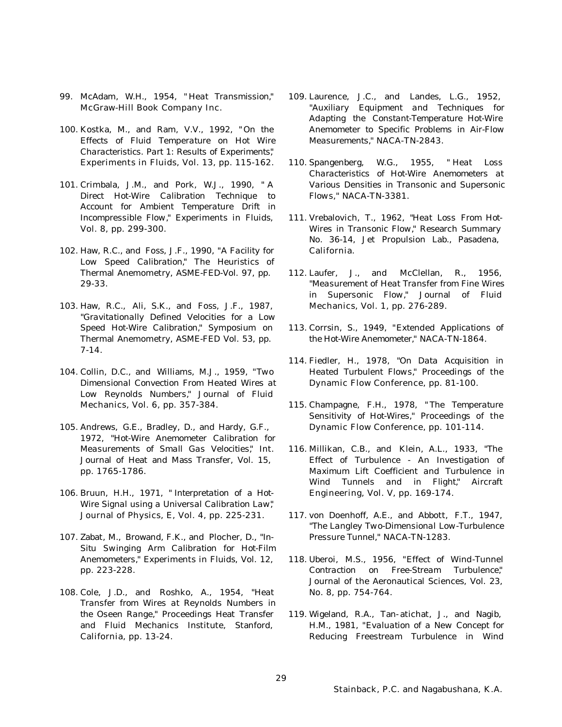99. McAdam, W.H., 1954, "Heat Transmission," McGraw-Hill Book Company Inc.

100. Kostka, M., and Ram, V.V., 1992, "On the Effects of Fluid Temperature on Hot Wire Characteristics. Part 1: Results of Experiments," Experiments in Fluids, Vol. 13, pp. 115-162.

101. Crimbala, J.M., and Pork, W.J., 1990, "A Direct Hot-Wire Calibration Technique to Account for Ambient Temperature Drift in Incompressible Flow," Experiments in Fluids, Vol. 8, pp. 299-300.

102. Haw, R.C., and Foss, J.F., 1990, "A Facility for Low Speed Calibration," The Heuristics of Thermal Anemometry, ASME-FED-Vol. 97, pp. 29-33.

103. Haw, R.C., Ali, S.K., and Foss, J.F., 1987, "Gravitationally Defined Velocities for a Low Speed Hot-Wire Calibration," Symposium on Thermal Anemometry, ASME-FED Vol. 53, pp. 7-14.

104. Collin, D.C., and Williams, M.J., 1959, "Two Dimensional Convection From Heated Wires at Low Reynolds Numbers," Journal of Fluid Mechanics, Vol. 6, pp. 357-384.

105. Andrews, G.E., Bradley, D., and Hardy, G.F., 1972, "Hot-Wire Anemometer Calibration for Measurements of Small Gas Velocities," Int. Journal of Heat and Mass Transfer, Vol. 15, pp. 1765-1786.

106. Bruun, H.H., 1971, "Interpretation of a Hot-Wire Signal using a Universal Calibration Law," Journal of Physics, E, Vol. 4, pp. 225-231.

107. Zabat, M., Browand, F.K., and Plocher, D., "In-Situ Swinging Arm Calibration for Hot-Film Anemometers," Experiments in Fluids, Vol. 12, pp. 223-228.

108. Cole, J.D., and Roshko, A., 1954, "Heat Transfer from Wires at Reynolds Numbers in the Oseen Range," Proceedings Heat Transfer and Fluid Mechanics Institute, Stanford, California, pp. 13-24.

109. Laurence, J.C., and Landes, L.G., 1952, "Auxiliary Equipment and Techniques for Adapting the Constant-Temperature Hot-Wire Anemometer to Specific Problems in Air-Flow Measurements," NACA-TN-2843.

110. Spangenberg, W.G., 1955, "Heat Loss Characteristics of Hot-Wire Anemometers at Various Densities in Transonic and Supersonic Flows," NACA-TN-3381.

111. Vrebalovich, T., 1962, "Heat Loss From Hot-Wires in Transonic Flow," Research Summary No. 36-14, Jet Propulsion Lab., Pasadena, California.

112. Laufer, J., and McClellan, R., 1956, "Measurement of Heat Transfer from Fine Wires in Supersonic Flow," Journal of Fluid Mechanics, Vol. 1, pp. 276-289.

113. Corrsin, S., 1949, "Extended Applications of the Hot-Wire Anemometer," NACA-TN-1864.

114. Fiedler, H., 1978, "On Data Acquisition in Heated Turbulent Flows," Proceedings of the Dynamic Flow Conference, pp. 81-100.

115. Champagne, F.H., 1978, "The Temperature Sensitivity of Hot-Wires," Proceedings of the Dynamic Flow Conference, pp. 101-114.

116. Millikan, C.B., and Klein, A.L., 1933, "The Effect of Turbulence - An Investigation of Maximum Lift Coefficient and Turbulence in Wind Tunnels and in Flight," Aircraft Engineering, Vol. V, pp. 169-174.

117. von Doenhoff, A.E., and Abbott, F.T., 1947, "The Langley Two-Dimensional Low-Turbulence Pressure Tunnel," NACA-TN-1283.

118. Uberoi, M.S., 1956, "Effect of Wind-Tunnel Contraction on Free-Stream Turbulence," Journal of the Aeronautical Sciences, Vol. 23, No. 8, pp. 754-764.

119. Wigeland, R.A., Tan-atichat, J., and Nagib, H.M., 1981, "Evaluation of a New Concept for Reducing Freestream Turbulence in Wind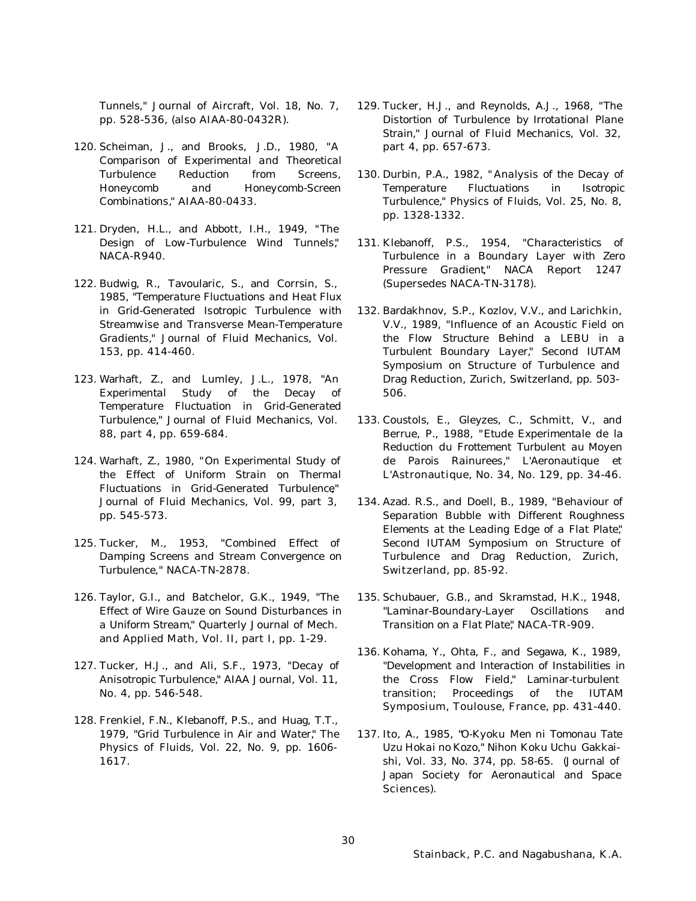Tunnels," Journal of Aircraft, Vol. 18, No. 7, pp. 528-536, (also AIAA-80-0432R).

120. Scheiman, J., and Brooks, J.D., 1980, "A Comparison of Experimental and Theoretical Turbulence Reduction from Screens, Honeycomb and Honeycomb-Screen Combinations," AIAA-80-0433.

121. Dryden, H.L., and Abbott, I.H., 1949, "The Design of Low-Turbulence Wind Tunnels," NACA-R940.

122. Budwig, R., Tavoularic, S., and Corrsin, S., 1985, "Temperature Fluctuations and Heat Flux in Grid-Generated Isotropic Turbulence with Streamwise and Transverse Mean-Temperature Gradients," Journal of Fluid Mechanics, Vol. 153, pp. 414-460.

123. Warhaft, Z., and Lumley, J.L., 1978, "An Experimental Study of the Decay of Temperature Fluctuation in Grid-Generated Turbulence," Journal of Fluid Mechanics, Vol. 88, part 4, pp. 659-684.

124. Warhaft, Z., 1980, "On Experimental Study of the Effect of Uniform Strain on Thermal Fluctuations in Grid-Generated Turbulence," Journal of Fluid Mechanics, Vol. 99, part 3, pp. 545-573.

125. Tucker, M., 1953, "Combined Effect of Damping Screens and Stream Convergence on Turbulence," NACA-TN-2878.

126. Taylor, G.I., and Batchelor, G.K., 1949, "The Effect of Wire Gauze on Sound Disturbances in a Uniform Stream," Quarterly Journal of Mech. and Applied Math, Vol. II, part I, pp. 1-29.

127. Tucker, H.J., and Ali, S.F., 1973, "Decay of Anisotropic Turbulence," AIAA Journal, Vol. 11, No. 4, pp. 546-548.

128. Frenkiel, F.N., Klebanoff, P.S., and Huag, T.T., 1979, "Grid Turbulence in Air and Water," The Physics of Fluids, Vol. 22, No. 9, pp. 1606-1617.

129. Tucker, H.J., and Reynolds, A.J., 1968, "The Distortion of Turbulence by Irrotational Plane Strain," Journal of Fluid Mechanics, Vol. 32, part 4, pp. 657-673.

130. Durbin, P.A., 1982, "Analysis of the Decay of Temperature Fluctuations in Isotropic Turbulence," Physics of Fluids, Vol. 25, No. 8, pp. 1328-1332.

131. Klebanoff, P.S., 1954, "Characteristics of Turbulence in a Boundary Layer with Zero Pressure Gradient," NACA Report 1247 (Supersedes NACA-TN-3178).

132. Bardakhnov, S.P., Kozlov, V.V., and Larichkin, V.V., 1989, "Influence of an Acoustic Field on the Flow Structure Behind a LEBU in a Turbulent Boundary Layer," Second IUTAM Symposium on Structure of Turbulence and Drag Reduction, Zurich, Switzerland, pp. 503-506.

133. Coustols, E., Gleyzes, C., Schmitt, V., and Berrue, P., 1988, "Etude Experimentale de la Reduction du Frottement Turbulent au Moyen de Parois Rainurees," L'Aeronautique et L'Astronautique, No. 34, No. 129, pp. 34-46.

134. Azad. R.S., and Doell, B., 1989, "Behaviour of Separation Bubble with Different Roughness Elements at the Leading Edge of a Flat Plate," Second IUTAM Symposium on Structure of Turbulence and Drag Reduction, Zurich, Switzerland, pp. 85-92.

135. Schubauer, G.B., and Skramstad, H.K., 1948, "Laminar-Boundary-Layer Oscillations and Transition on a Flat Plate," NACA-TR-909.

136. Kohama, Y., Ohta, F., and Segawa, K., 1989, "Development and Interaction of Instabilities in the Cross Flow Field," Laminar-turbulent transition; Proceedings of the IUTAM Symposium, Toulouse, France, pp. 431-440.

137. Ito, A., 1985, "O-Kyoku Men ni Tomonau Tate Uzu Hokai no Kozo," Nihon Koku Uchu Gakkai-shi, Vol. 33, No. 374, pp. 58-65. (Journal of Japan Society for Aeronautical and Space Sciences).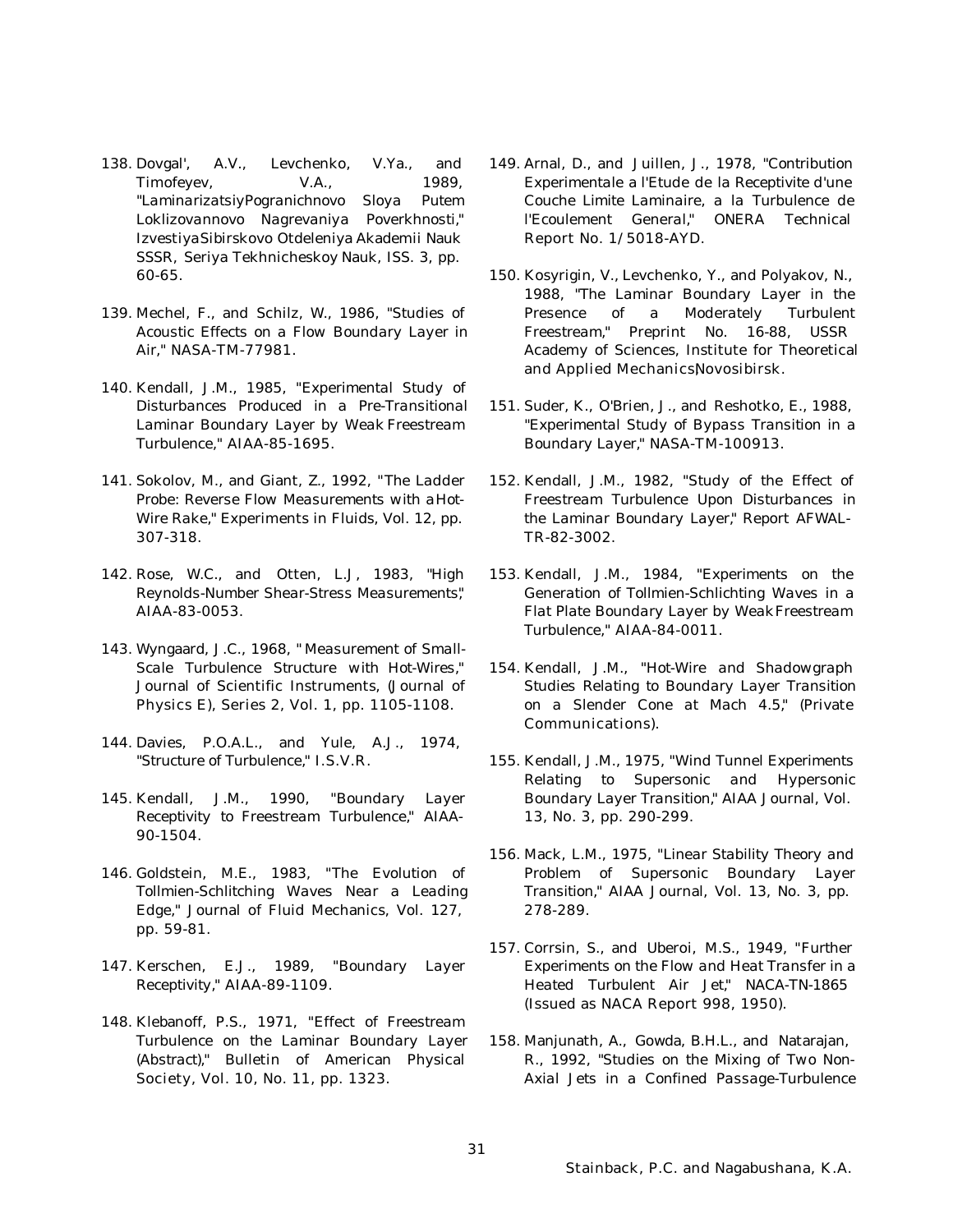138. Dovgal', A.V., Levchenko, V.Ya., and Timofeyev, V.A., 1989, "LaminarizatsiyPogranichnovo Sloya Putem Loklizovannovo Nagrevaniya Poverkhnosti," IzvestiyaSibirskovo Otdeleniya Akademii Nauk SSSR, Seriya Tekhnicheskoy Nauk, ISS. 3, pp. 60-65.

139. Mechel, F., and Schilz, W., 1986, "Studies of Acoustic Effects on a Flow Boundary Layer in Air," NASA-TM-77981.

140. Kendall, J.M., 1985, "Experimental Study of Disturbances Produced in a Pre-Transitional Laminar Boundary Layer by Weak Freestream Turbulence," AIAA-85-1695.

141. Sokolov, M., and Giant, Z., 1992, "The Ladder Probe: Reverse Flow Measurements with a Hot-Wire Rake," Experiments in Fluids, Vol. 12, pp. 307-318.

142. Rose, W.C., and Otten, L.J, 1983, "High Reynolds-Number Shear-Stress Measurements," AIAA-83-0053.

143. Wyngaard, J.C., 1968, " Measurement of Small-Scale Turbulence Structure with Hot-Wires," Journal of Scientific Instruments, (Journal of Physics E), Series 2, Vol. 1, pp. 1105-1108.

144. Davies, P.O.A.L., and Yule, A.J., 1974, "Structure of Turbulence," I.S.V.R.

145. Kendall, J.M., 1990, "Boundary Layer Receptivity to Freestream Turbulence," AIAA-90-1504.

146. Goldstein, M.E., 1983, "The Evolution of Tollmien-Schlitching Waves Near a Leading Edge," Journal of Fluid Mechanics, Vol. 127, pp. 59-81.

147. Kerschen, E.J., 1989, "Boundary Layer Receptivity," AIAA-89-1109.

148. Klebanoff, P.S., 1971, "Effect of Freestream Turbulence on the Laminar Boundary Layer (Abstract)," Bulletin of American Physical Society, Vol. 10, No. 11, pp. 1323.

149. Arnal, D., and Juillen, J., 1978, "Contribution Experimentale a l'Etude de la Receptivite d'une Couche Limite Laminaire, a la Turbulence de l'Ecoulement General," ONERA Technical Report No. 1/5018-AYD.

150. Kosyrigin, V., Levchenko, Y., and Polyakov, N., 1988, "The Laminar Boundary Layer in the Presence of a Moderately Turbulent Freestream," Preprint No. 16-88, USSR Academy of Sciences, Institute for Theoretical and Applied Mechanics, Novosibirsk.

151. Suder, K., O'Brien, J., and Reshotko, E., 1988, "Experimental Study of Bypass Transition in a Boundary Layer," NASA-TM-100913.

152. Kendall, J.M., 1982, "Study of the Effect of Freestream Turbulence Upon Disturbances in the Laminar Boundary Layer," Report AFWAL-TR-82-3002.

153. Kendall, J.M., 1984, "Experiments on the Generation of Tollmien-Schlichting Waves in a Flat Plate Boundary Layer by Weak Freestream Turbulence," AIAA-84-0011.

154. Kendall, J.M., "Hot-Wire and Shadowgraph Studies Relating to Boundary Layer Transition on a Slender Cone at Mach 4.5," (Private Communications).

155. Kendall, J.M., 1975, "Wind Tunnel Experiments Relating to Supersonic and Hypersonic Boundary Layer Transition," AIAA Journal, Vol. 13, No. 3, pp. 290-299.

156. Mack, L.M., 1975, "Linear Stability Theory and Problem of Supersonic Boundary Layer Transition," AIAA Journal, Vol. 13, No. 3, pp. 278-289.

157. Corrsin, S., and Uberoi, M.S., 1949, "Further Experiments on the Flow and Heat Transfer in a Heated Turbulent Air Jet," NACA-TN-1865 (Issued as NACA Report 998, 1950).

158. Manjunath, A., Gowda, B.H.L., and Natarajan, R., 1992, "Studies on the Mixing of Two Non-Axial Jets in a Confined Passage-Turbulence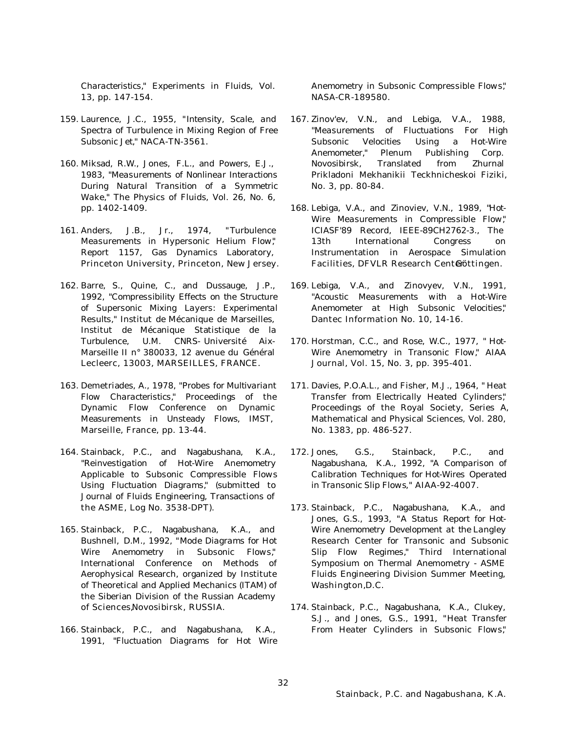Characteristics," Experiments in Fluids, Vol. 13, pp. 147-154.

159. Laurence, J.C., 1955, "Intensity, Scale, and Spectra of Turbulence in Mixing Region of Free Subsonic Jet," NACA-TN-3561.

160. Miksad, R.W., Jones, F.L., and Powers, E.J., 1983, "Measurements of Nonlinear Interactions During Natural Transition of a Symmetric Wake," The Physics of Fluids, Vol. 26, No. 6, pp. 1402-1409.

161. Anders, J.B., Jr., 1974, "Turbulence Measurements in Hypersonic Helium Flow," Report 1157, Gas Dynamics Laboratory, Princeton University, Princeton, New Jersey.

162. Barre, S., Quine, C., and Dussauge, J.P., 1992, "Compressibility Effects on the Structure of Supersonic Mixing Layers: Experimental Results," Institut de Mécanique de Marseilles, Institut de Mécanique Statistique de la Turbulence, U.M. CNRS- Université Aix-Marseille II n° 380033, 12 avenue du Général Lecleerc, 13003, MARSEILLES, FRANCE.

163. Demetriades, A., 1978, "Probes for Multivariant Flow Characteristics," Proceedings of the Dynamic Flow Conference on Dynamic Measurements in Unsteady Flows, IMST, Marseille, France, pp. 13-44.

164. Stainback, P.C., and Nagabushana, K.A., "Reinvestigation of Hot-Wire Anemometry Applicable to Subsonic Compressible Flows Using Fluctuation Diagrams," (submitted to Journal of Fluids Engineering, Transactions of the ASME, Log No. 3538-DPT).

165. Stainback, P.C., Nagabushana, K.A., and Bushnell, D.M., 1992, "Mode Diagrams for Hot Wire Anemometry in Subsonic Flows," International Conference on Methods of Aerophysical Research, organized by Institute of Theoretical and Applied Mechanics (ITAM) of the Siberian Division of the Russian Academy of Sciences, Novosibirsk, RUSSIA.

166. Stainback, P.C., and Nagabushana, K.A., 1991, "Fluctuation Diagrams for Hot Wire Anemometry in Subsonic Compressible Flows," NASA-CR-189580.

167. Zinov'ev, V.N., and Lebiga, V.A., 1988, "Measurements of Fluctuations For High Subsonic Velocities Using a Hot-Wire Anemometer," Plenum Publishing Corp. Novosibirsk, Translated from Zhurnal Prikladoni Mekhanikii Teckhnicheskoi Fiziki, No. 3, pp. 80-84.

168. Lebiga, V.A., and Zinoviev, V.N., 1989, "Hot-Wire Measurements in Compressible Flow," ICIASF'89 Record, IEEE-89CH2762-3., The 13th International Congress on Instrumentation in Aerospace Simulation Facilities, DFVLR Research Center Göttingen.

169. Lebiga, V.A., and Zinovyev, V.N., 1991, "Acoustic Measurements with a Hot-Wire Anemometer at High Subsonic Velocities," Dantec Information No. 10, 14-16.

170. Horstman, C.C., and Rose, W.C., 1977, "Hot-Wire Anemometry in Transonic Flow," AIAA Journal, Vol. 15, No. 3, pp. 395-401.

171. Davies, P.O.A.L., and Fisher, M.J., 1964, "Heat Transfer from Electrically Heated Cylinders," Proceedings of the Royal Society, Series A, Mathematical and Physical Sciences, Vol. 280, No. 1383, pp. 486-527.

172. Jones, G.S., Stainback, P.C., and Nagabushana, K.A., 1992, "A Comparison of Calibration Techniques for Hot-Wires Operated in Transonic Slip Flows," AIAA-92-4007.

173. Stainback, P.C., Nagabushana, K.A., and Jones, G.S., 1993, "A Status Report for Hot-Wire Anemometry Development at the Langley Research Center for Transonic and Subsonic Slip Flow Regimes," Third International Symposium on Thermal Anemometry - ASME Fluids Engineering Division Summer Meeting, Washington, D.C.

174. Stainback, P.C., Nagabushana, K.A., Clukey, S.J., and Jones, G.S., 1991, "Heat Transfer From Heater Cylinders in Subsonic Flows,"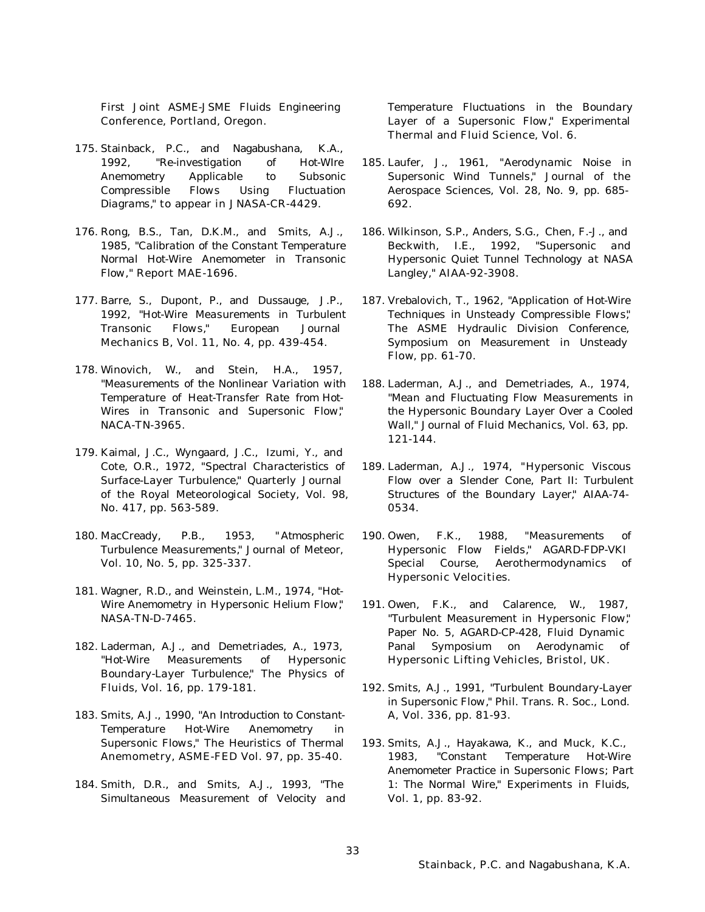First Joint ASME-JSME Fluids Engineering Conference, Portland, Oregon.

175. Stainback, P.C., and Nagabushana, K.A., 1992, "Re-investigation of Hot-WIre Anemometry Applicable to Subsonic Compressible Flows Using Fluctuation Diagrams," to appear in JNASA-CR-4429.

176. Rong, B.S., Tan, D.K.M., and Smits, A.J., 1985, "Calibration of the Constant Temperature Normal Hot-Wire Anemometer in Transonic Flow," Report MAE-1696.

177. Barre, S., Dupont, P., and Dussauge, J.P., 1992, "Hot-Wire Measurements in Turbulent Transonic Flows," European Journal Mechanics B, Vol. 11, No. 4, pp. 439-454.

178. Winovich, W., and Stein, H.A., 1957, "Measurements of the Nonlinear Variation with Temperature of Heat-Transfer Rate from Hot-Wires in Transonic and Supersonic Flow," NACA-TN-3965.

179. Kaimal, J.C., Wyngaard, J.C., Izumi, Y., and Cote, O.R., 1972, "Spectral Characteristics of Surface-Layer Turbulence," Quarterly Journal of the Royal Meteorological Society, Vol. 98, No. 417, pp. 563-589.

180. MacCready, P.B., 1953, "Atmospheric Turbulence Measurements," Journal of Meteor, Vol. 10, No. 5, pp. 325-337.

181. Wagner, R.D., and Weinstein, L.M., 1974, "Hot-Wire Anemometry in Hypersonic Helium Flow," NASA-TN-D-7465.

182. Laderman, A.J., and Demetriades, A., 1973, "Hot-Wire Measurements of Hypersonic Boundary-Layer Turbulence," The Physics of Fluids, Vol. 16, pp. 179-181.

183. Smits, A.J., 1990, "An Introduction to Constant-Temperature Hot-Wire Anemometry in Supersonic Flows," The Heuristics of Thermal Anemometry, ASME-FED Vol. 97, pp. 35-40.

184. Smith, D.R., and Smits, A.J., 1993, "The Simultaneous Measurement of Velocity and Temperature Fluctuations in the Boundary Layer of a Supersonic Flow," Experimental Thermal and Fluid Science, Vol. 6.

185. Laufer, J., 1961, "Aerodynamic Noise in Supersonic Wind Tunnels," Journal of the Aerospace Sciences, Vol. 28, No. 9, pp. 685-692.

186. Wilkinson, S.P., Anders, S.G., Chen, F.-J., and Beckwith, I.E., 1992, "Supersonic and Hypersonic Quiet Tunnel Technology at NASA Langley," AIAA-92-3908.

187. Vrebalovich, T., 1962, "Application of Hot-Wire Techniques in Unsteady Compressible Flows," The ASME Hydraulic Division Conference, Symposium on Measurement in Unsteady Flow, pp. 61-70.

188. Laderman, A.J., and Demetriades, A., 1974, "Mean and Fluctuating Flow Measurements in the Hypersonic Boundary Layer Over a Cooled Wall," Journal of Fluid Mechanics, Vol. 63, pp. 121-144.

189. Laderman, A.J., 1974, "Hypersonic Viscous Flow over a Slender Cone, Part II: Turbulent Structures of the Boundary Layer," AIAA-74-0534.

190. Owen, F.K., 1988, "Measurements of Hypersonic Flow Fields," AGARD-FDP-VKI Special Course, Aerothermodynamics of Hypersonic Velocities.

191. Owen, F.K., and Calarence, W., 1987, "Turbulent Measurement in Hypersonic Flow," Paper No. 5, AGARD-CP-428, Fluid Dynamic Panal Symposium on Aerodynamic of Hypersonic Lifting Vehicles, Bristol, UK.

192. Smits, A.J., 1991, "Turbulent Boundary-Layer in Supersonic Flow," Phil. Trans. R. Soc., Lond. A, Vol. 336, pp. 81-93.

193. Smits, A.J., Hayakawa, K., and Muck, K.C., 1983, "Constant Temperature Hot-Wire Anemometer Practice in Supersonic Flows; Part 1: The Normal Wire," Experiments in Fluids, Vol. 1, pp. 83-92.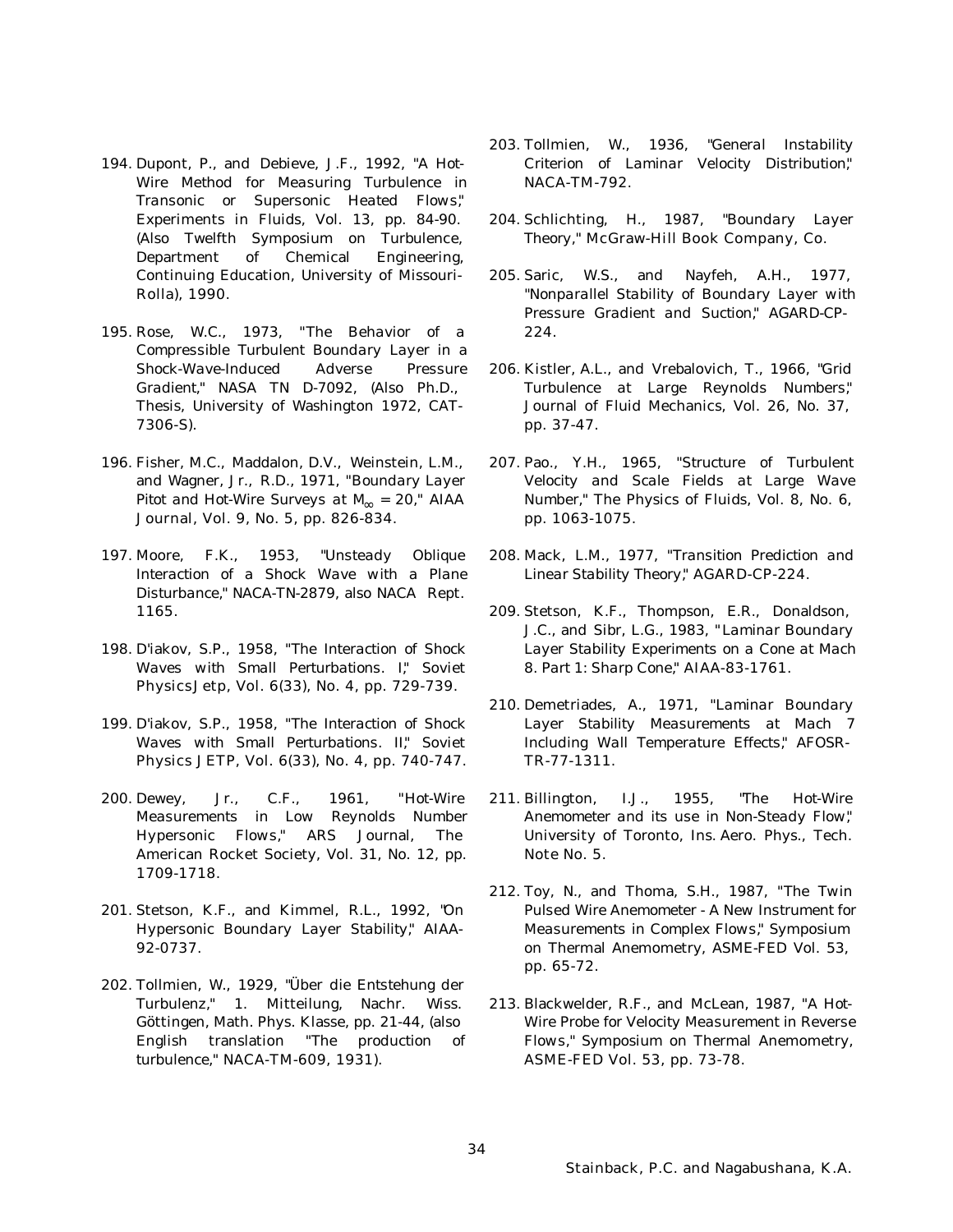194. Dupont, P., and Debieve, J.F., 1992, "A Hot-Wire Method for Measuring Turbulence in Transonic or Supersonic Heated Flows," Experiments in Fluids, Vol. 13, pp. 84-90. (Also Twelfth Symposium on Turbulence, Department of Chemical Engineering, Continuing Education, University of Missouri-Rolla), 1990.

195. Rose, W.C., 1973, "The Behavior of a Compressible Turbulent Boundary Layer in a Shock-Wave-Induced Adverse Pressure Gradient," NASA TN D-7092, (Also Ph.D., Thesis, University of Washington 1972, CAT-7306-S).

196. Fisher, M.C., Maddalon, D.V., Weinstein, L.M., and Wagner, Jr., R.D., 1971, "Boundary Layer Pitot and Hot-Wire Surveys at $M_\infty = 20$," AIAA Journal, Vol. 9, No. 5, pp. 826-834.

197. Moore, F.K., 1953, "Unsteady Oblique Interaction of a Shock Wave with a Plane Disturbance," NACA-TN-2879, also NACA Rept. 1165.

198. D'iakov, S.P., 1958, "The Interaction of Shock Waves with Small Perturbations. I," Soviet PhysicsJetp, Vol. 6(33), No. 4, pp. 729-739.

199. D'iakov, S.P., 1958, "The Interaction of Shock Waves with Small Perturbations. II," Soviet Physics JETP, Vol. 6(33), No. 4, pp. 740-747.

200. Dewey, Jr., C.F., 1961, "Hot-Wire Measurements in Low Reynolds Number Hypersonic Flows," ARS Journal, The American Rocket Society, Vol. 31, No. 12, pp. 1709-1718.

201. Stetson, K.F., and Kimmel, R.L., 1992, "On Hypersonic Boundary Layer Stability," AIAA-92-0737.

202. Tollmien, W., 1929, "Über die Entstehung der Turbulenz," 1. Mitteilung, Nachr. Wiss. Göttingen, Math. Phys. Klasse, pp. 21-44, (also English translation "The production of turbulence," NACA-TM-609, 1931).

203. Tollmien, W., 1936, "General Instability Criterion of Laminar Velocity Distribution," NACA-TM-792.

204. Schlichting, H., 1987, "Boundary Layer Theory," McGraw-Hill Book Company, Co.

205. Saric, W.S., and Nayfeh, A.H., 1977, "Nonparallel Stability of Boundary Layer with Pressure Gradient and Suction," AGARD-CP-224.

206. Kistler, A.L., and Vrebalovich, T., 1966, "Grid Turbulence at Large Reynolds Numbers," Journal of Fluid Mechanics, Vol. 26, No. 37, pp. 37-47.

207. Pao., Y.H., 1965, "Structure of Turbulent Velocity and Scale Fields at Large Wave Number," The Physics of Fluids, Vol. 8, No. 6, pp. 1063-1075.

208. Mack, L.M., 1977, "Transition Prediction and Linear Stability Theory," AGARD-CP-224.

209. Stetson, K.F., Thompson, E.R., Donaldson, J.C., and Sibr, L.G., 1983, "Laminar Boundary Layer Stability Experiments on a Cone at Mach 8. Part 1: Sharp Cone," AIAA-83-1761.

210. Demetriades, A., 1971, "Laminar Boundary Layer Stability Measurements at Mach 7 Including Wall Temperature Effects," AFOSR-TR-77-1311.

211. Billington, I.J., 1955, "The Hot-Wire Anemometer and its use in Non-Steady Flow," University of Toronto, Ins. Aero. Phys., Tech. Note No. 5.

212. Toy, N., and Thoma, S.H., 1987, "The Twin Pulsed Wire Anemometer - A New Instrument for Measurements in Complex Flows," Symposium on Thermal Anemometry, ASME-FED Vol. 53, pp. 65-72.

213. Blackwelder, R.F., and McLean, 1987, "A Hot-Wire Probe for Velocity Measurement in Reverse Flows," Symposium on Thermal Anemometry, ASME-FED Vol. 53, pp. 73-78.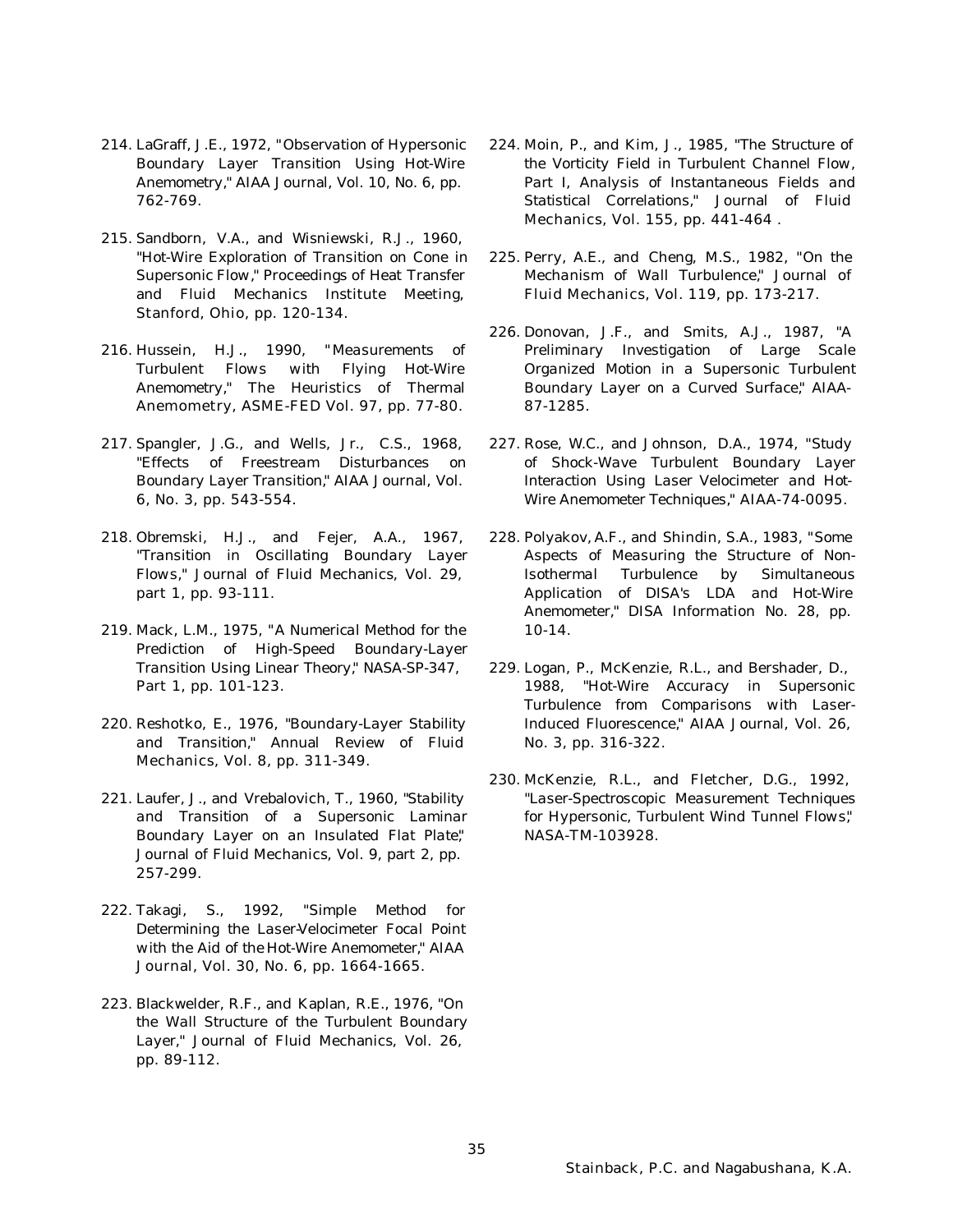214. LaGraff, J.E., 1972, "Observation of Hypersonic Boundary Layer Transition Using Hot-Wire Anemometry," AIAA Journal, Vol. 10, No. 6, pp. 762-769.

215. Sandborn, V.A., and Wisniewski, R.J., 1960, "Hot-Wire Exploration of Transition on Cone in Supersonic Flow," Proceedings of Heat Transfer and Fluid Mechanics Institute Meeting, Stanford, Ohio, pp. 120-134.

216. Hussein, H.J., 1990, "Measurements of Turbulent Flows with Flying Hot-Wire Anemometry," The Heuristics of Thermal Anemometry, ASME-FED Vol. 97, pp. 77-80.

217. Spangler, J.G., and Wells, Jr., C.S., 1968, "Effects of Freestream Disturbances on Boundary Layer Transition," AIAA Journal, Vol. 6, No. 3, pp. 543-554.

218. Obremski, H.J., and Fejer, A.A., 1967, "Transition in Oscillating Boundary Layer Flows," Journal of Fluid Mechanics, Vol. 29, part 1, pp. 93-111.

219. Mack, L.M., 1975, "A Numerical Method for the Prediction of High-Speed Boundary-Layer Transition Using Linear Theory," NASA-SP-347, Part 1, pp. 101-123.

220. Reshotko, E., 1976, "Boundary-Layer Stability and Transition," Annual Review of Fluid Mechanics, Vol. 8, pp. 311-349.

221. Laufer, J., and Vrebalovich, T., 1960, "Stability and Transition of a Supersonic Laminar Boundary Layer on an Insulated Flat Plate," Journal of Fluid Mechanics, Vol. 9, part 2, pp. 257-299.

222. Takagi, S., 1992, "Simple Method for Determining the Laser-Velocimeter Focal Point with the Aid of the Hot-Wire Anemometer," AIAA Journal, Vol. 30, No. 6, pp. 1664-1665.

223. Blackwelder, R.F., and Kaplan, R.E., 1976, "On the Wall Structure of the Turbulent Boundary Layer," Journal of Fluid Mechanics, Vol. 26, pp. 89-112.

224. Moin, P., and Kim, J., 1985, "The Structure of the Vorticity Field in Turbulent Channel Flow, Part I, Analysis of Instantaneous Fields and Statistical Correlations," Journal of Fluid Mechanics, Vol. 155, pp. 441-464 .

225. Perry, A.E., and Cheng, M.S., 1982, "On the Mechanism of Wall Turbulence," Journal of Fluid Mechanics, Vol. 119, pp. 173-217.

226. Donovan, J.F., and Smits, A.J., 1987, "A Preliminary Investigation of Large Scale Organized Motion in a Supersonic Turbulent Boundary Layer on a Curved Surface," AIAA-87-1285.

227. Rose, W.C., and Johnson, D.A., 1974, "Study of Shock-Wave Turbulent Boundary Layer Interaction Using Laser Velocimeter and Hot-Wire Anemometer Techniques," AIAA-74-0095.

228. Polyakov, A.F., and Shindin, S.A., 1983, "Some Aspects of Measuring the Structure of Non-Isothermal Turbulence by Simultaneous Application of DISA's LDA and Hot-Wire Anemometer," DISA Information No. 28, pp. 10-14.

229. Logan, P., McKenzie, R.L., and Bershader, D., 1988, "Hot-Wire Accuracy in Supersonic Turbulence from Comparisons with Laser-Induced Fluorescence," AIAA Journal, Vol. 26, No. 3, pp. 316-322.

230. McKenzie, R.L., and Fletcher, D.G., 1992, "Laser-Spectroscopic Measurement Techniques for Hypersonic, Turbulent Wind Tunnel Flows," NASA-TM-103928.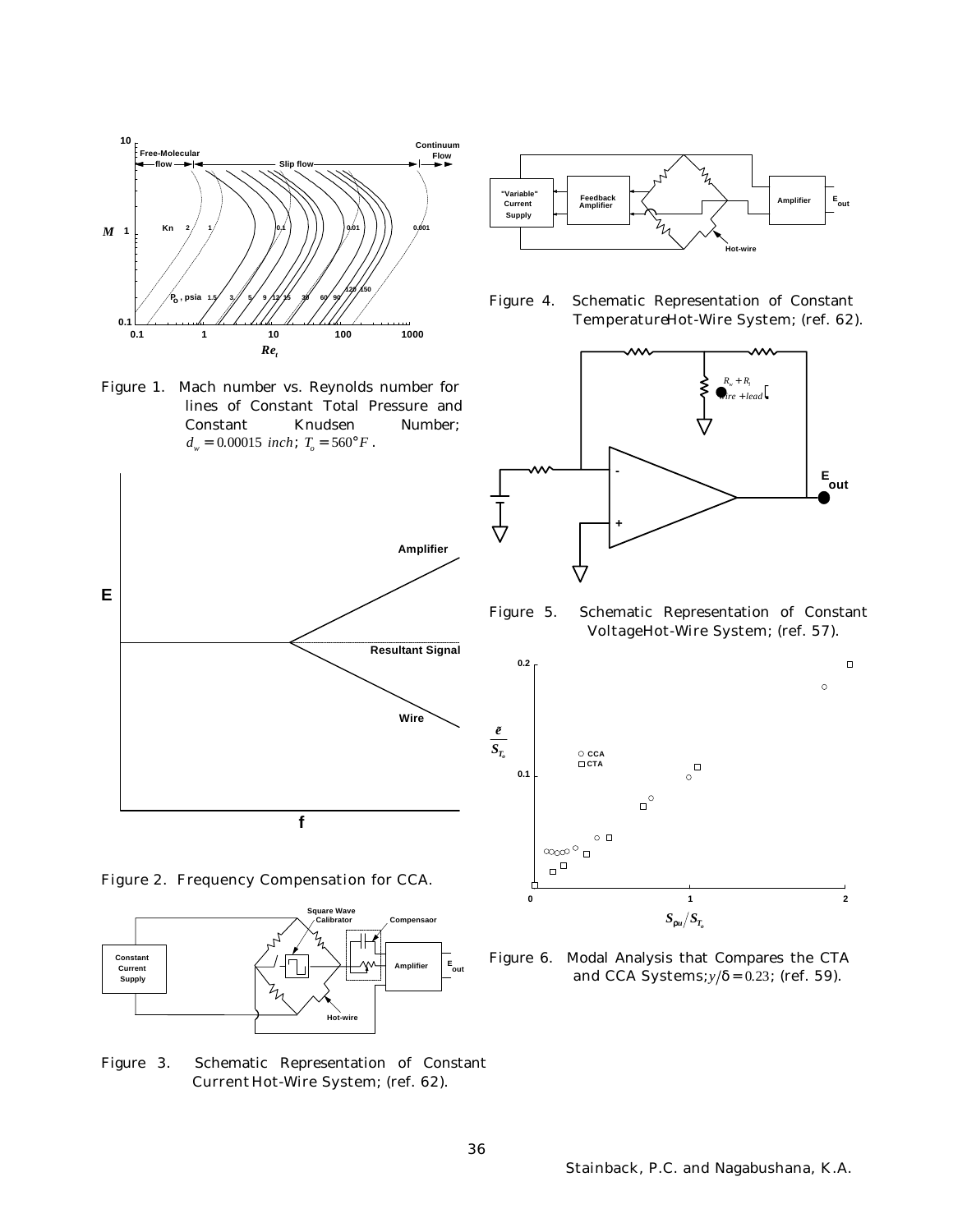Figure 1. Mach number vs. Reynolds number for lines of Constant Total Pressure and Constant Knudsen Number; $d_w = 0.00015\ inch$; $T_o = 560°F$.

Figure 2. Frequency Compensation for CCA.

Figure 3. Schematic Representation of Constant Current Hot-Wire System; (ref. 62).

Figure 4. Schematic Representation of Constant Temperature Hot-Wire System; (ref. 62).

Figure 5. Schematic Representation of Constant Voltage Hot-Wire System; (ref. 57).

Figure 6. Modal Analysis that Compares the CTA and CCA Systems; $y/\delta = 0.23$; (ref. 59).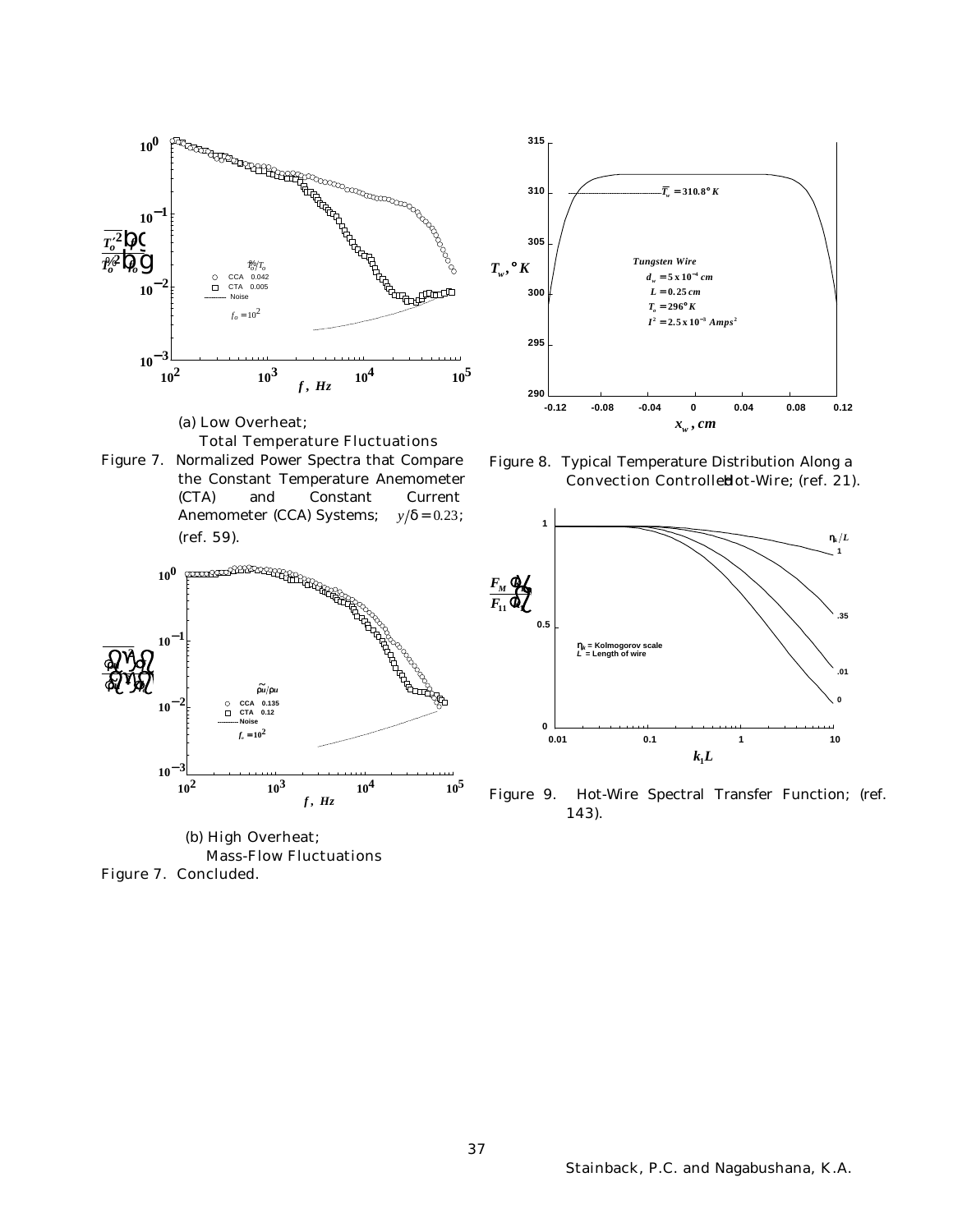(a) Low Overheat; Total Temperature Fluctuations

Figure 7. Normalized Power Spectra that Compare the Constant Temperature Anemometer (CTA) and Constant Current Anemometer (CCA) Systems; $y/\delta = 0.23$; (ref. 59).

(b) High Overheat; Mass-Flow Fluctuations

Figure 7. Concluded.

Figure 8. Typical Temperature Distribution Along a Convection Controlled Hot-Wire; (ref. 21).

Figure 9. Hot-Wire Spectral Transfer Function; (ref. 143).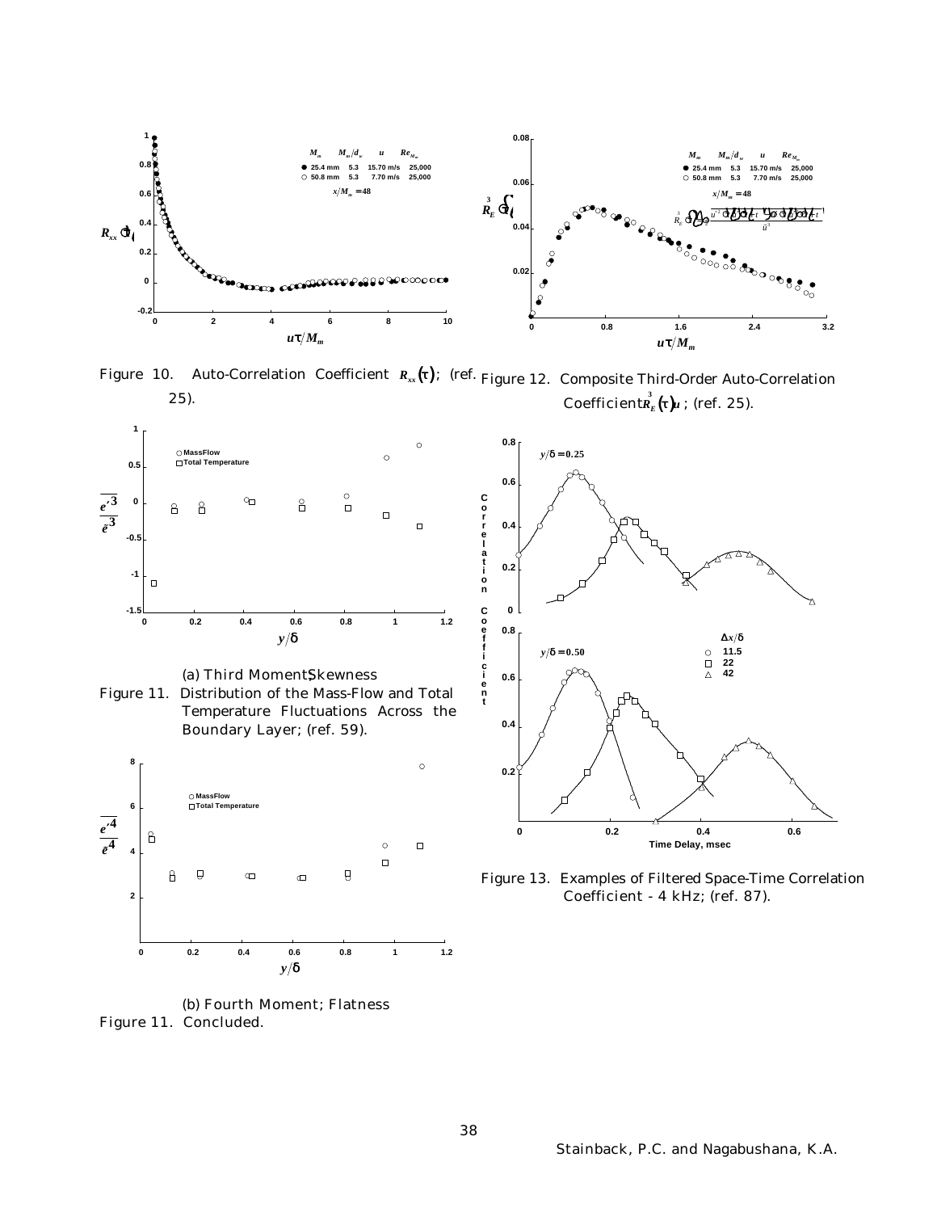Figure 10. Auto-Correlation Coefficient $R_{xx}(\tau)$; (ref. 25).

Figure 12. Composite Third-Order Auto-Correlation Coefficient $\overset{3}{R}_E(\tau)u$; (ref. 25).

(a) Third Moment; Skewness

Figure 11. Distribution of the Mass-Flow and Total Temperature Fluctuations Across the Boundary Layer; (ref. 59).

Figure 13. Examples of Filtered Space-Time Correlation Coefficient - 4 kHz; (ref. 87).

(b) Fourth Moment; Flatness

Figure 11. Concluded.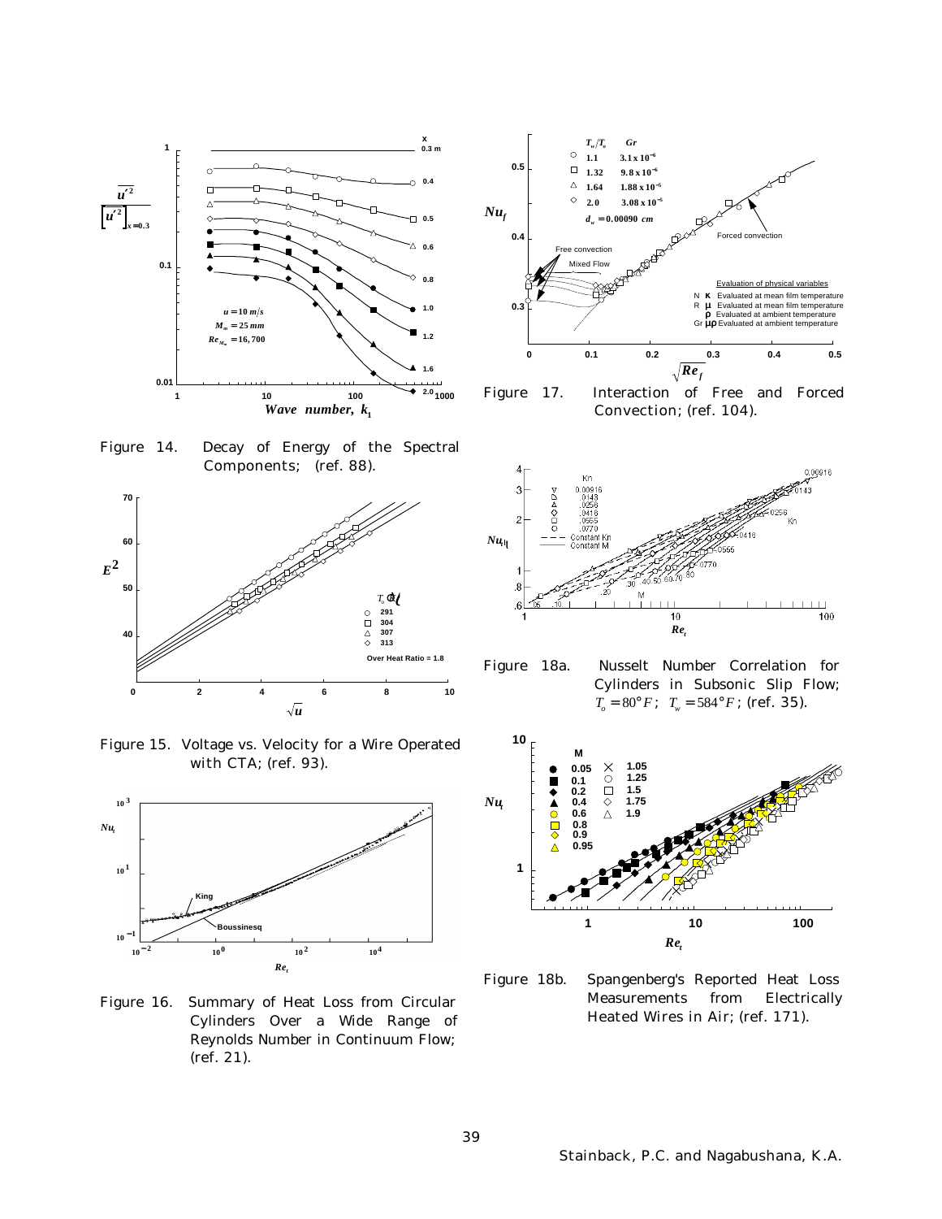Figure 14. Decay of Energy of the Spectral Components; (ref. 88).

Figure 15. Voltage vs. Velocity for a Wire Operated with CTA; (ref. 93).

Figure 16. Summary of Heat Loss from Circular Cylinders Over a Wide Range of Reynolds Number in Continuum Flow; (ref. 21).

Figure 17. Interaction of Free and Forced Convection; (ref. 104).

Figure 18a. Nusselt Number Correlation for Cylinders in Subsonic Slip Flow; $T_o = 80°F$; $T_w = 584°F$; (ref. 35).

Figure 18b. Spangenberg's Reported Heat Loss Measurements from Electrically Heated Wires in Air; (ref. 171).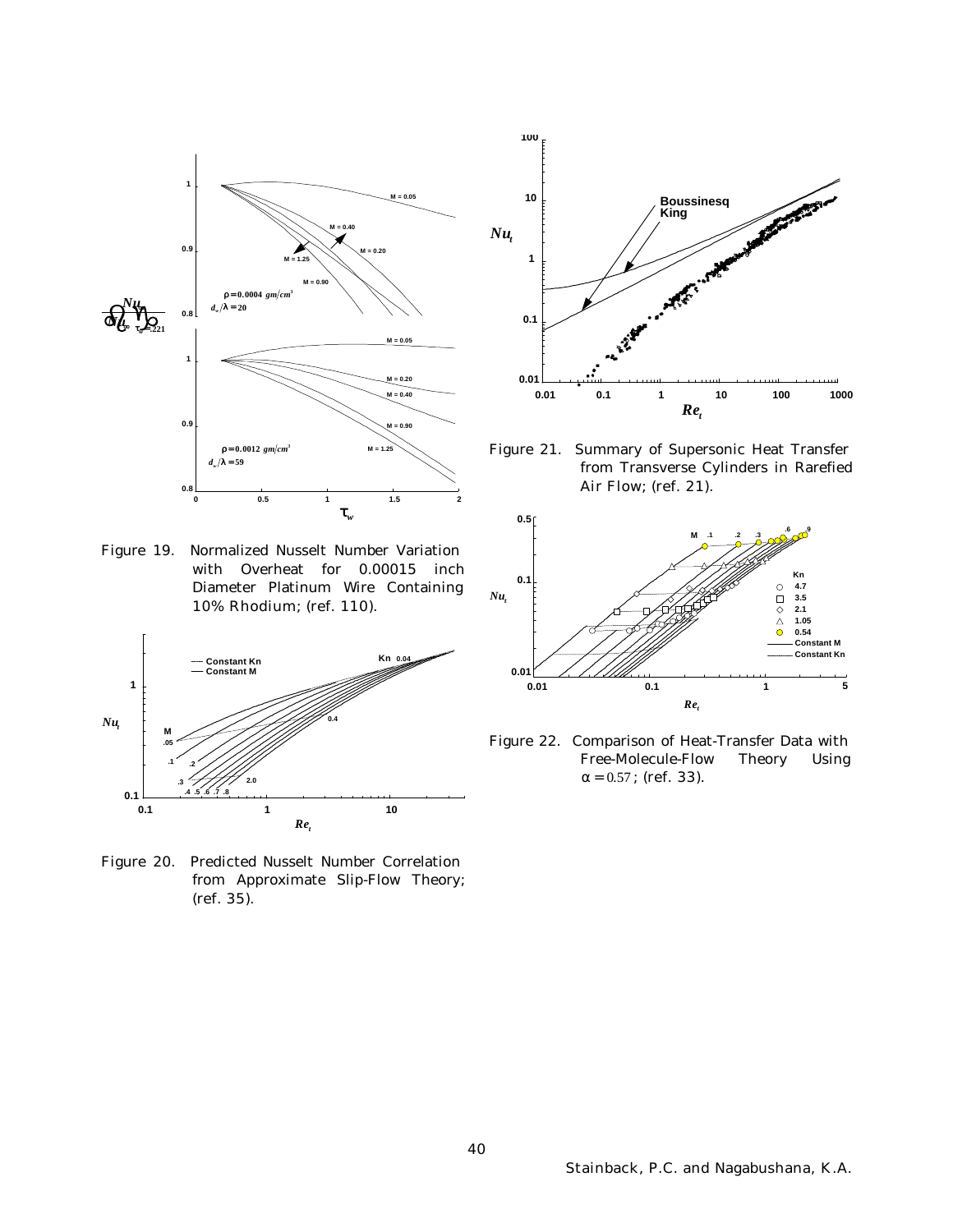Figure 19. Normalized Nusselt Number Variation with Overheat for 0.00015 inch Diameter Platinum Wire Containing 10% Rhodium; (ref. 110).

Figure 20. Predicted Nusselt Number Correlation from Approximate Slip-Flow Theory; (ref. 35).

Figure 21. Summary of Supersonic Heat Transfer from Transverse Cylinders in Rarefied Air Flow; (ref. 21).

Figure 22. Comparison of Heat-Transfer Data with Free-Molecule-Flow Theory Using $\alpha = 0.57$; (ref. 33).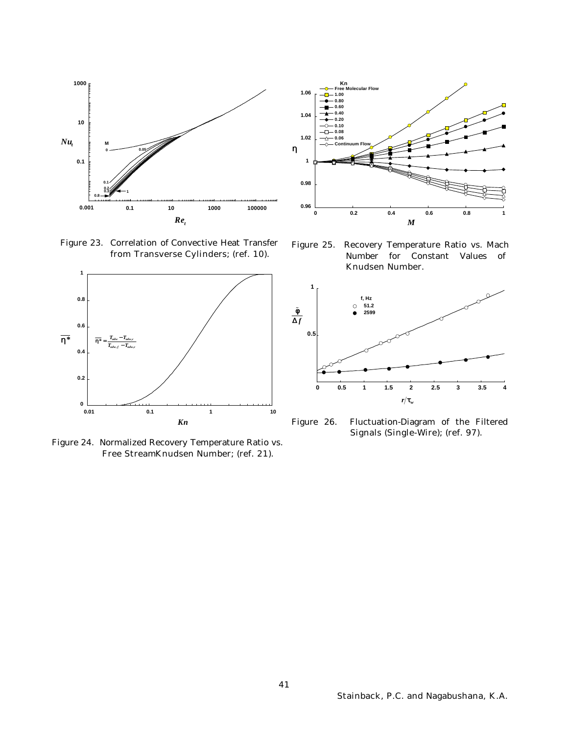Figure 23. Correlation of Convective Heat Transfer from Transverse Cylinders; (ref. 10).

Figure 25. Recovery Temperature Ratio vs. Mach Number for Constant Values of Knudsen Number.

Figure 24. Normalized Recovery Temperature Ratio vs. Free StreamKnudsen Number; (ref. 21).

Figure 26. Fluctuation-Diagram of the Filtered Signals (Single-Wire); (ref. 97).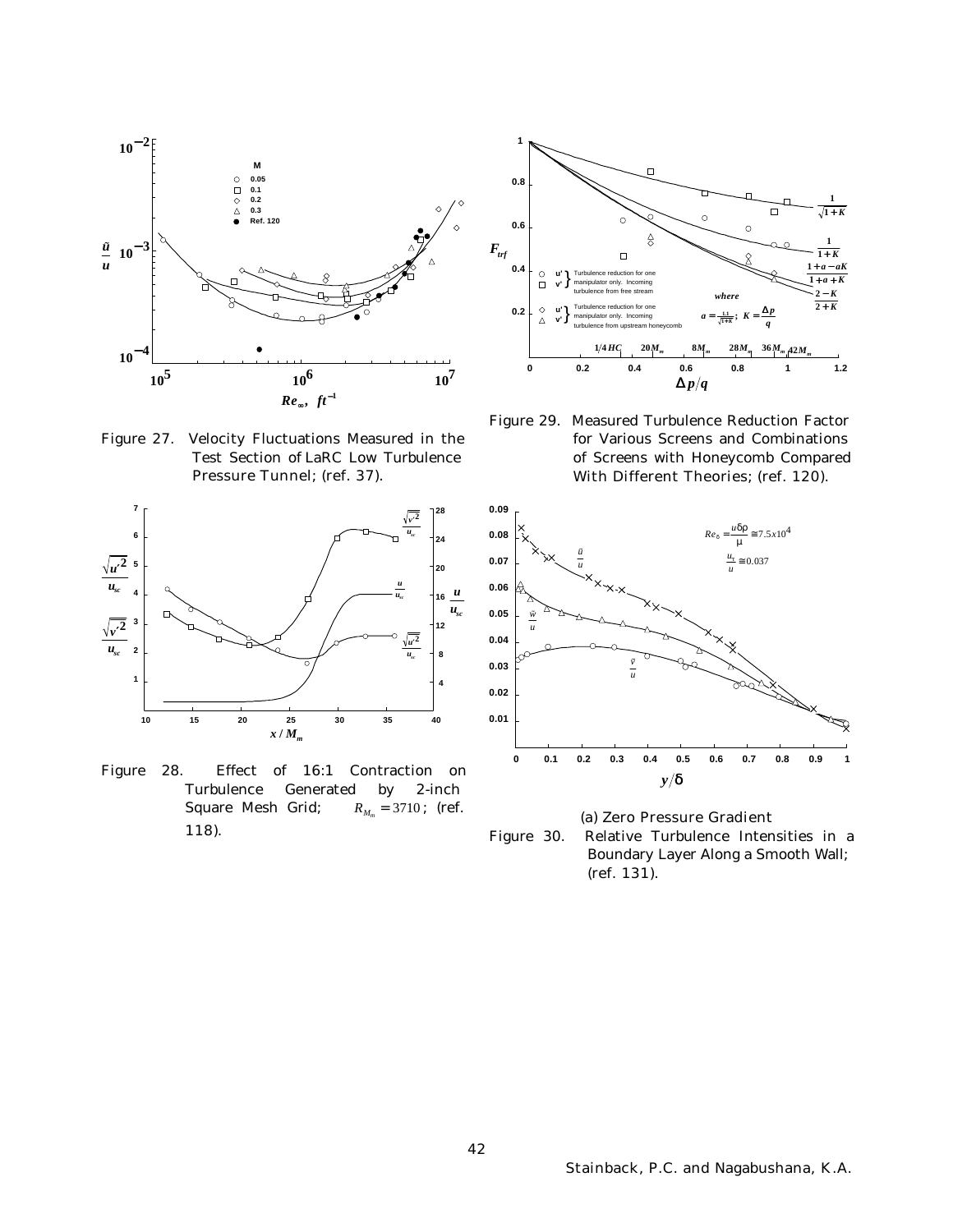Figure 27. Velocity Fluctuations Measured in the Test Section of LaRC Low Turbulence Pressure Tunnel; (ref. 37).

Figure 29. Measured Turbulence Reduction Factor for Various Screens and Combinations of Screens with Honeycomb Compared With Different Theories; (ref. 120).

Figure 28. Effect of 16:1 Contraction on Turbulence Generated by 2-inch Square Mesh Grid; $R_{M_m} = 3710$; (ref. 118).

(a) Zero Pressure Gradient

Figure 30. Relative Turbulence Intensities in a Boundary Layer Along a Smooth Wall; (ref. 131).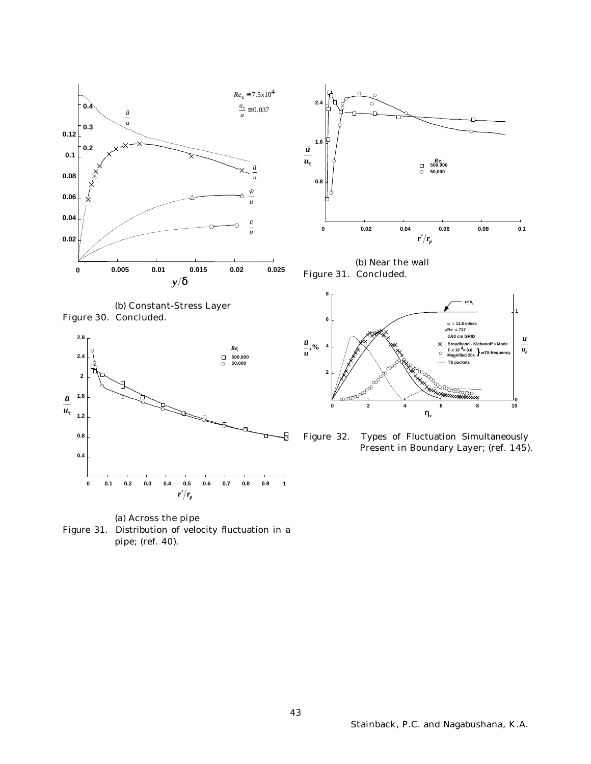(b) Constant-Stress Layer

Figure 30. Concluded.

(b) Near the wall

Figure 31. Concluded.

Figure 32. Types of Fluctuation Simultaneously Present in Boundary Layer; (ref. 145).

(a) Across the pipe

Figure 31. Distribution of velocity fluctuation in a pipe; (ref. 40).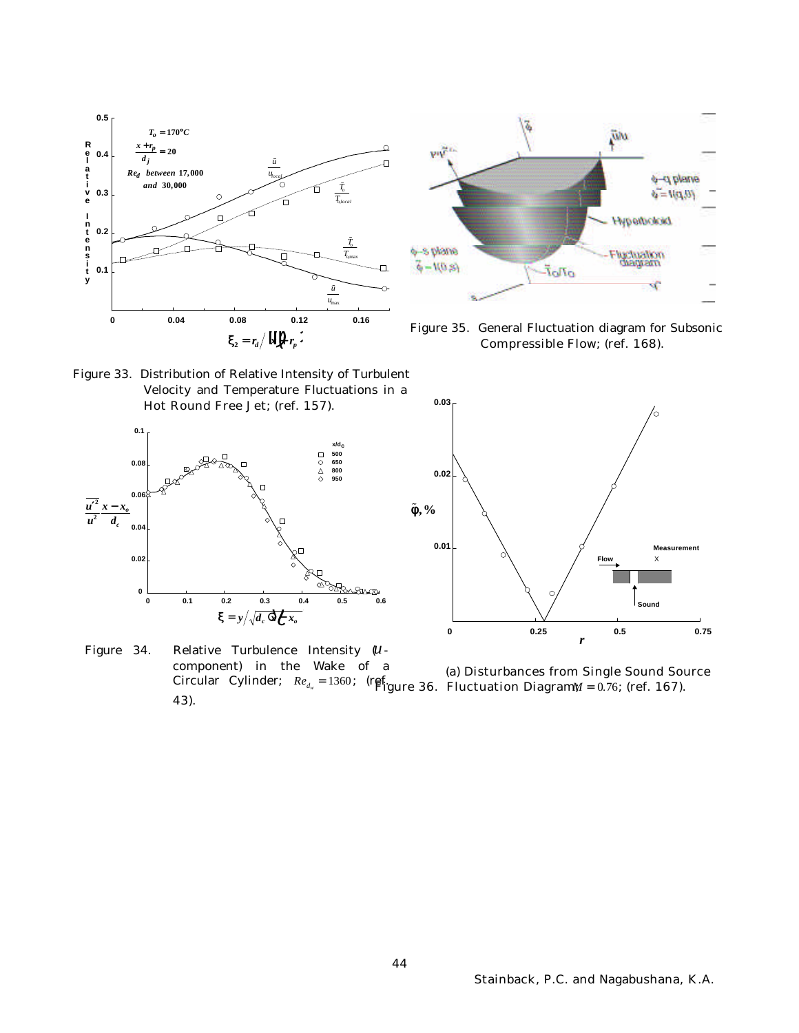Figure 33. Distribution of Relative Intensity of Turbulent Velocity and Temperature Fluctuations in a Hot Round Free Jet; (ref. 157).

Figure 35. General Fluctuation diagram for Subsonic Compressible Flow; (ref. 168).

Figure 34. Relative Turbulence Intensity ($u$-component) in the Wake of a Circular Cylinder; $Re_{d_w} = 1360$; (ref. 43).

(a) Disturbances from Single Sound Source

Figure 36. Fluctuation Diagram, $M = 0.76$; (ref. 167).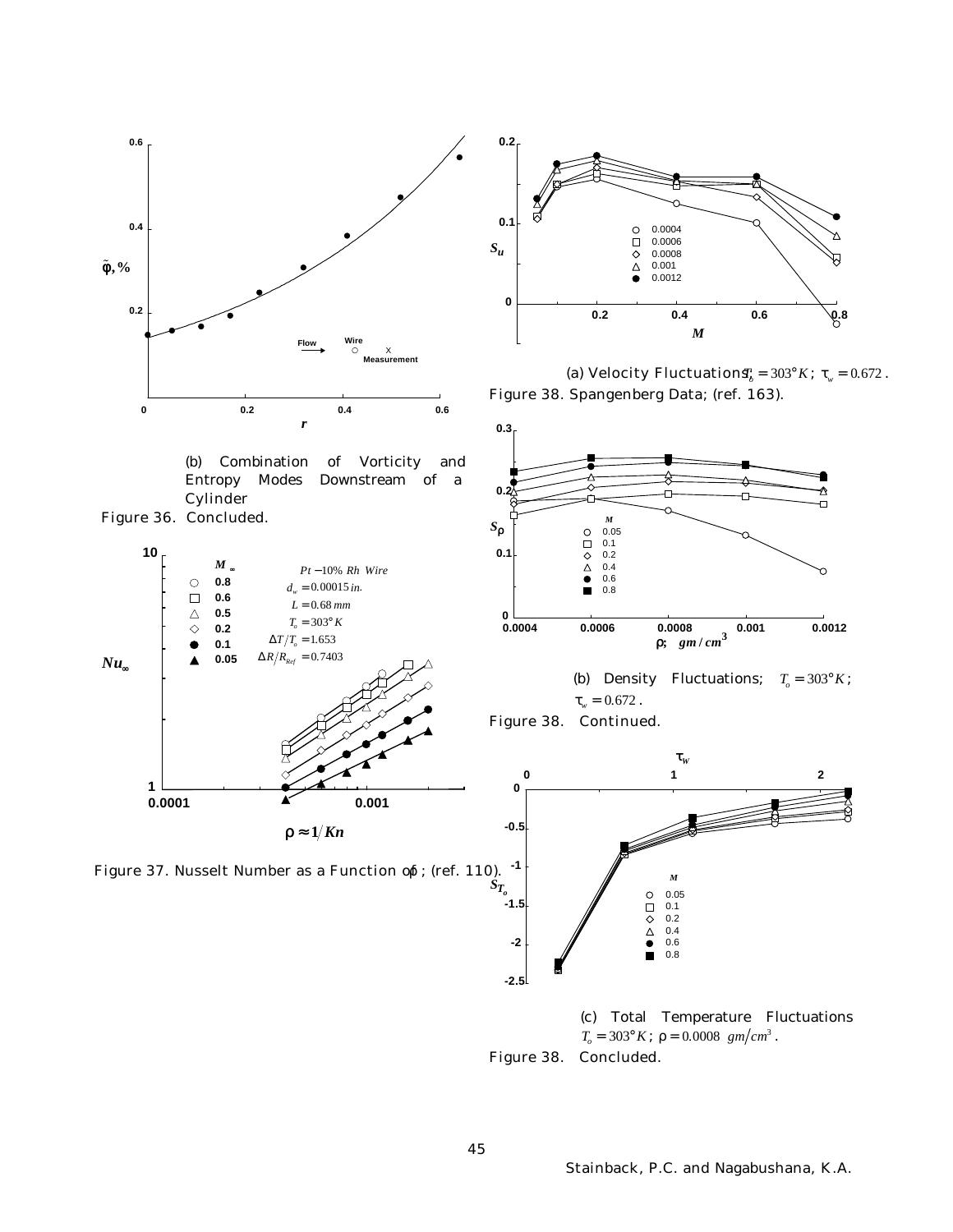(b) Combination of Vorticity and Entropy Modes Downstream of a Cylinder

Figure 36. Concluded.

Figure 37. Nusselt Number as a Function of $\rho$; (ref. 110).

(a) Velocity Fluctuations; $T_o = 303°K$; $\tau_w = 0.672$.

Figure 38. Spangenberg Data; (ref. 163).

(b) Density Fluctuations; $T_o = 303°K$; $\tau_w = 0.672$.

Figure 38. Continued.

(c) Total Temperature Fluctuations $T_o = 303°K$; $\rho = 0.0008 \ gm/cm^3$.

Figure 38. Concluded.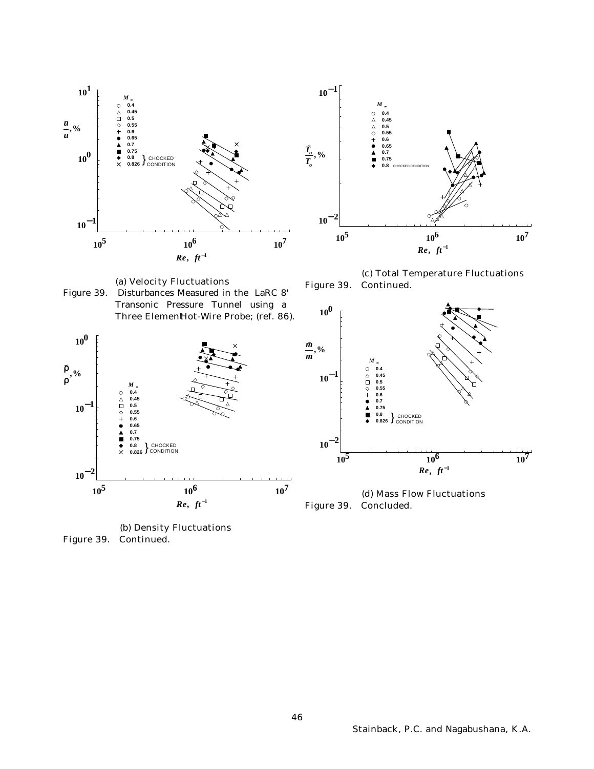(a) Velocity Fluctuations

Figure 39. Disturbances Measured in the LaRC 8' Transonic Pressure Tunnel using a Three Element Hot-Wire Probe; (ref. 86).

(b) Density Fluctuations

Figure 39. Continued.

(c) Total Temperature Fluctuations

Figure 39. Continued.

(d) Mass Flow Fluctuations

Figure 39. Concluded.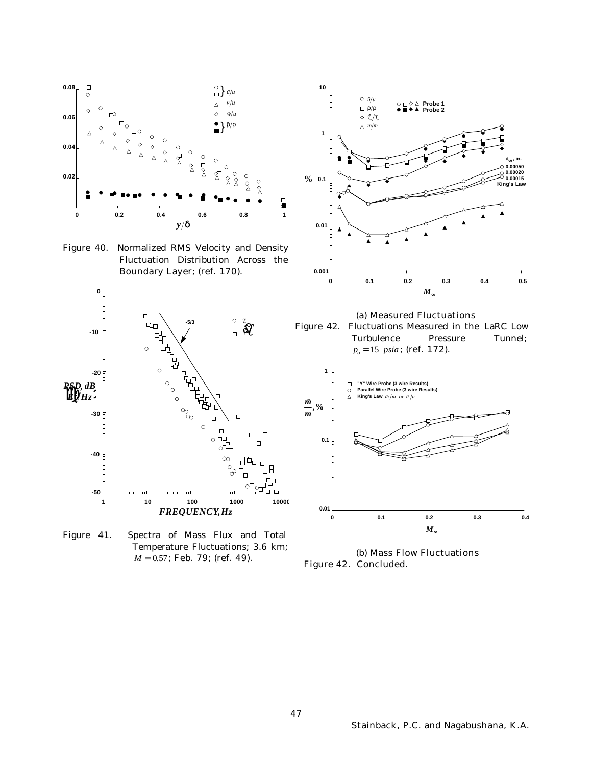Figure 40. Normalized RMS Velocity and Density Fluctuation Distribution Across the Boundary Layer; (ref. 170).

Figure 41. Spectra of Mass Flux and Total Temperature Fluctuations; 3.6 km; $M = 0.57$; Feb. 79; (ref. 49).

(a) Measured Fluctuations

Figure 42. Fluctuations Measured in the LaRC Low Turbulence Pressure Tunnel; $p_o = 15$ $psia$; (ref. 172).

(b) Mass Flow Fluctuations

Figure 42. Concluded.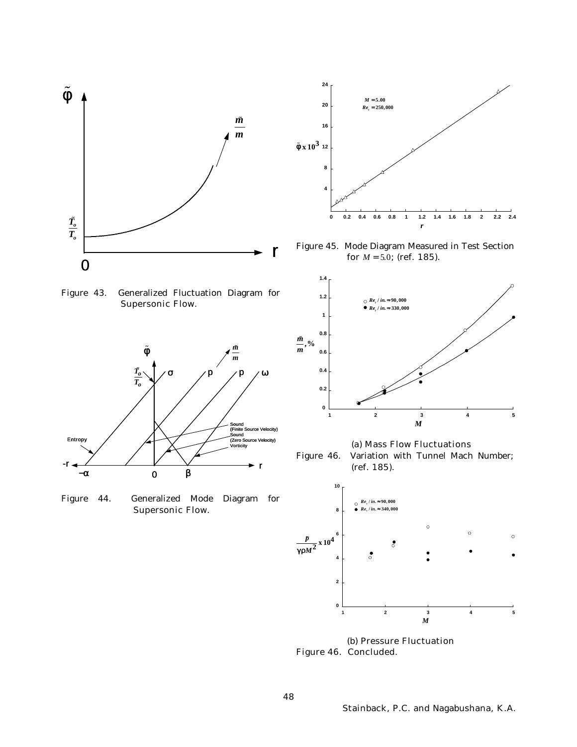Figure 43. Generalized Fluctuation Diagram for Supersonic Flow.

Figure 44. Generalized Mode Diagram for Supersonic Flow.

Figure 45. Mode Diagram Measured in Test Section for $M = 5.0$; (ref. 185).

(a) Mass Flow Fluctuations

Figure 46. Variation with Tunnel Mach Number; (ref. 185).

(b) Pressure Fluctuation

Figure 46. Concluded.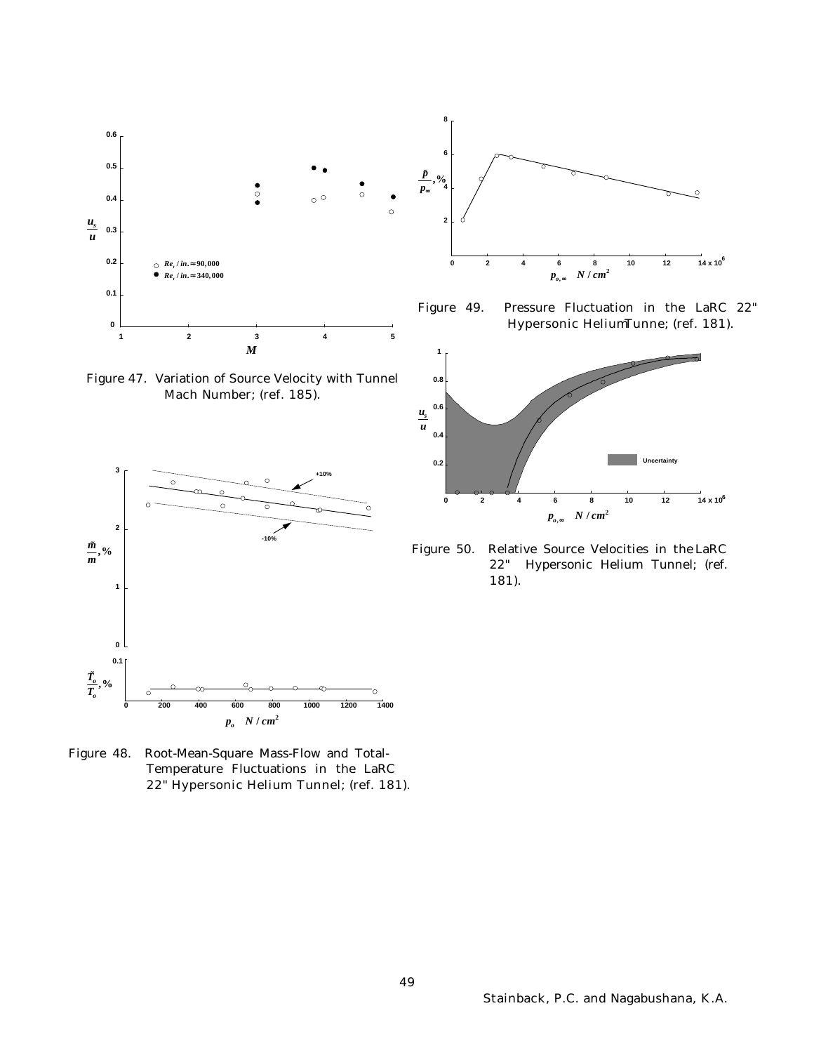Figure 47. Variation of Source Velocity with Tunnel Mach Number; (ref. 185).

Figure 48. Root-Mean-Square Mass-Flow and Total-Temperature Fluctuations in the LaRC 22" Hypersonic Helium Tunnel; (ref. 181).

Figure 49. Pressure Fluctuation in the LaRC 22" Hypersonic Helium Tunne; (ref. 181).

Figure 50. Relative Source Velocities in the LaRC 22" Hypersonic Helium Tunnel; (ref. 181).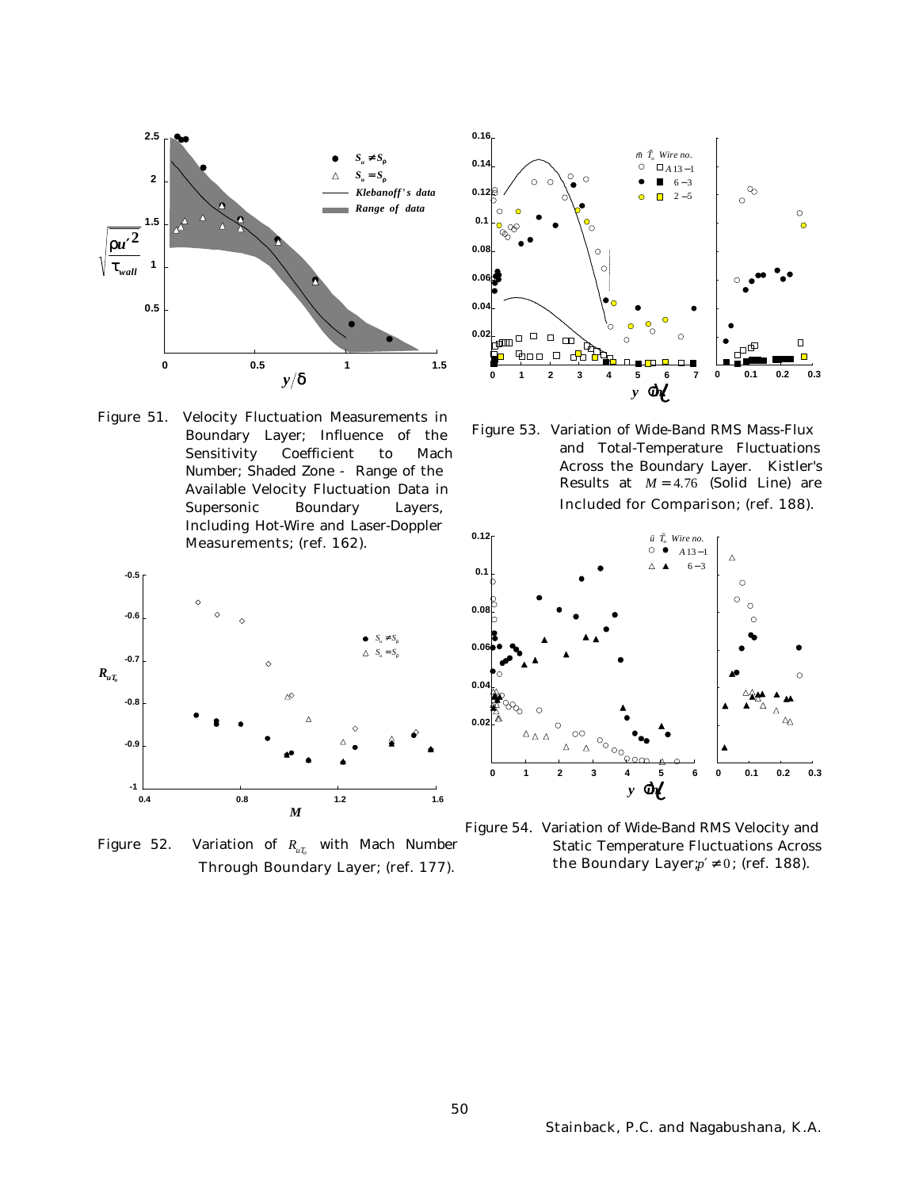Figure 51. Velocity Fluctuation Measurements in Boundary Layer; Influence of the Sensitivity Coefficient to Mach Number; Shaded Zone - Range of the Available Velocity Fluctuation Data in Supersonic Boundary Layers, Including Hot-Wire and Laser-Doppler Measurements; (ref. 162).

Figure 52. Variation of $R_{uT_o}$ with Mach Number Through Boundary Layer; (ref. 177).

Figure 53. Variation of Wide-Band RMS Mass-Flux and Total-Temperature Fluctuations Across the Boundary Layer. Kistler's Results at $M = 4.76$ (Solid Line) are Included for Comparison; (ref. 188).

Figure 54. Variation of Wide-Band RMS Velocity and Static Temperature Fluctuations Across the Boundary Layer; $p' \neq 0$; (ref. 188).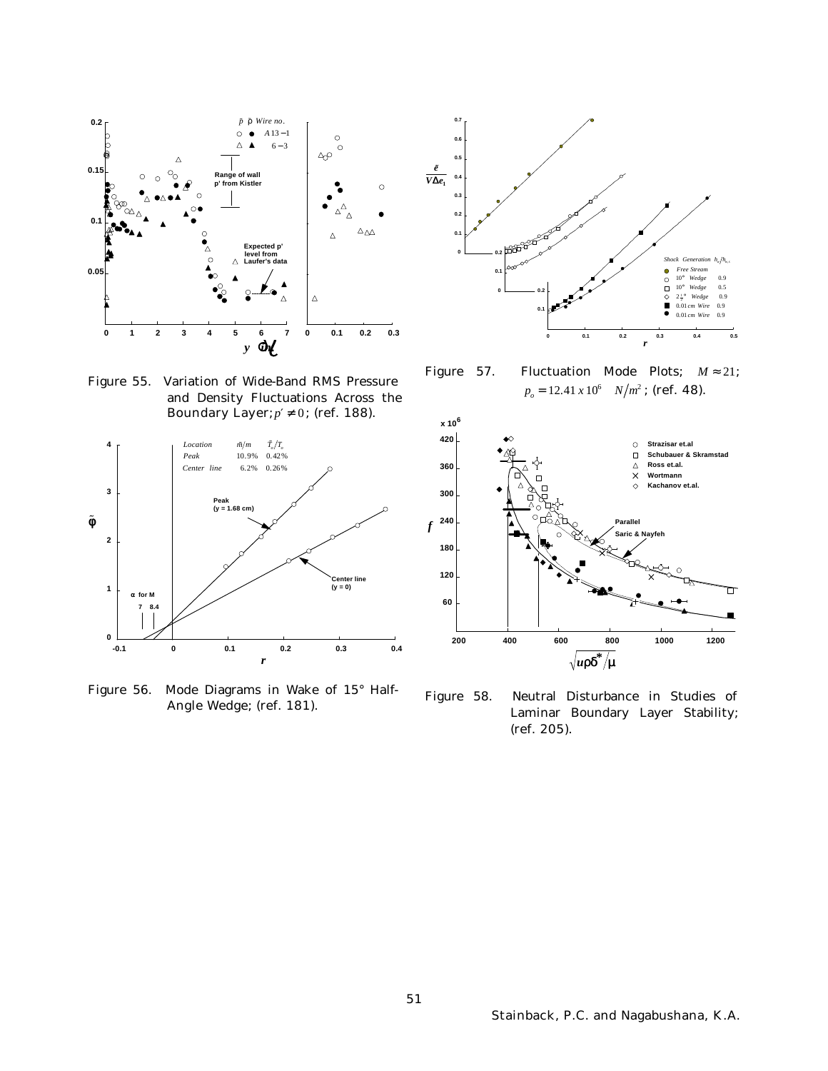Figure 55. Variation of Wide-Band RMS Pressure and Density Fluctuations Across the Boundary Layer; $p' \neq 0$; (ref. 188).

Figure 56. Mode Diagrams in Wake of 15° Half-Angle Wedge; (ref. 181).

Figure 57. Fluctuation Mode Plots; $M \approx 21$; $p_o = 12.41 \times 10^6 \quad N/m^2$; (ref. 48).

Figure 58. Neutral Disturbance in Studies of Laminar Boundary Layer Stability; (ref. 205).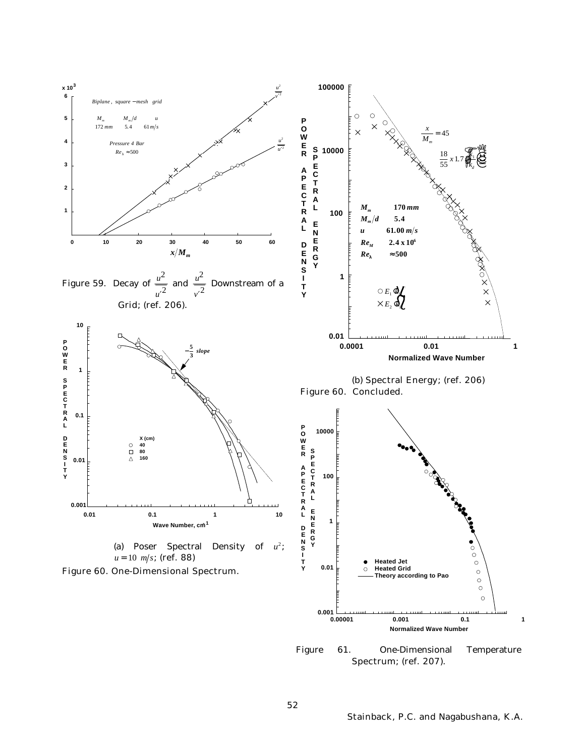Figure 59. Decay of $\frac{u^2}{u'^2}$ and $\frac{u^2}{v'^2}$ Downstream of a Grid; (ref. 206).

(a) Poser Spectral Density of $u^2$; $u = 10\ m/s$; (ref. 88)

Figure 60. One-Dimensional Spectrum.

(b) Spectral Energy; (ref. 206)

Figure 60. Concluded.

Figure 61. One-Dimensional Temperature Spectrum; (ref. 207).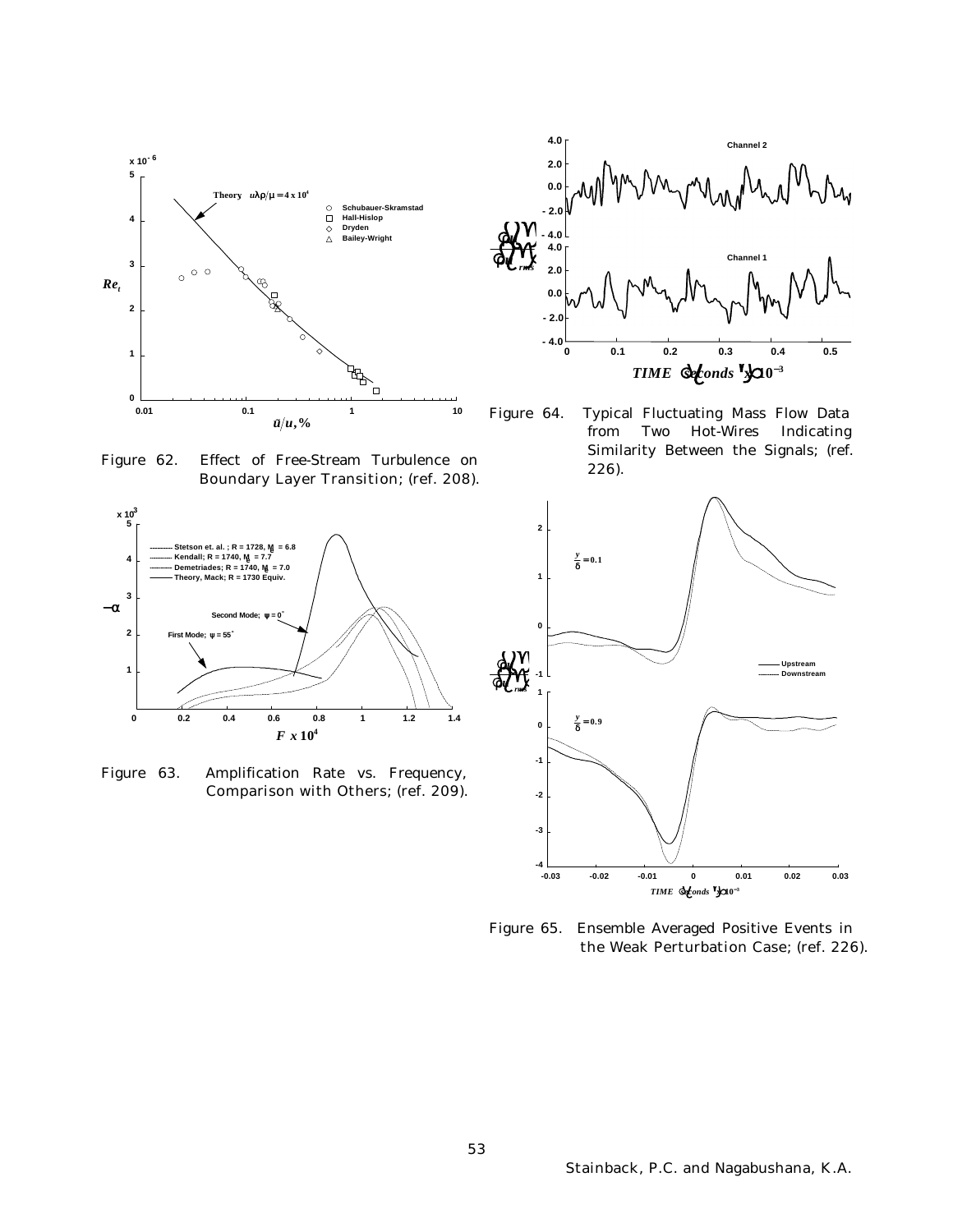Figure 62. Effect of Free-Stream Turbulence on Boundary Layer Transition; (ref. 208).

Figure 63. Amplification Rate vs. Frequency, Comparison with Others; (ref. 209).

Figure 64. Typical Fluctuating Mass Flow Data from Two Hot-Wires Indicating Similarity Between the Signals; (ref. 226).

Figure 65. Ensemble Averaged Positive Events in the Weak Perturbation Case; (ref. 226).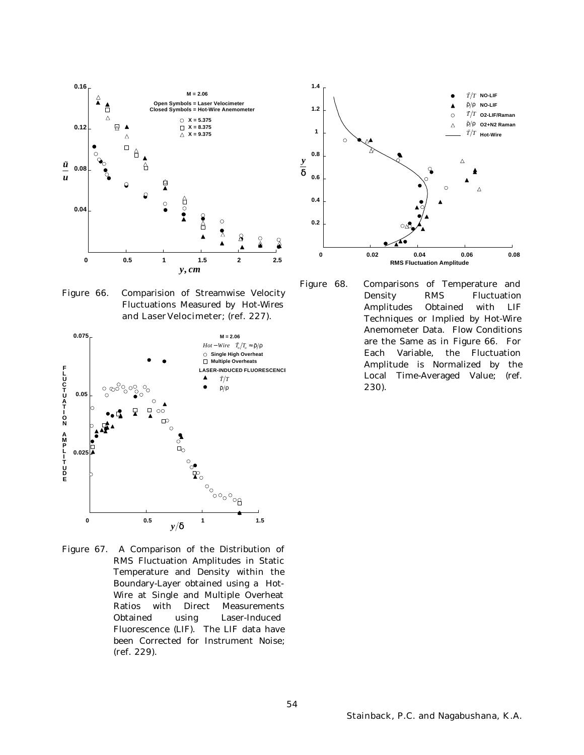M = 2.06

Open Symbols = Laser Velocimeter
Closed Symbols = Hot-Wire Anemometer

X = 5.375
X = 8.375
X = 9.375

$\frac{\tilde{u}}{u}$

0.16
0.12
0.08
0.04

0
0.5
1
1.5
2
2.5

$y$, cm

Figure 66. Comparision of Streamwise Velocity Fluctuations Measured by Hot-Wires and Laser Velocimeter; (ref. 227).

M = 2.06

Hot − Wire $\tilde{T}_o/T_o \approx \tilde{\rho}/\rho$

Single High Overheat
Multiple Overheats

LASER-INDUCED FLUORESCENCE

$\tilde{T}/T$
$\tilde{\rho}/\rho$

FLUCTUATION AMPLITUDE

0.075
0.05
0.025

0
0.5
1
1.5

$y/\delta$

Figure 67. A Comparison of the Distribution of RMS Fluctuation Amplitudes in Static Temperature and Density within the Boundary-Layer obtained using a Hot-Wire at Single and Multiple Overheat Ratios with Direct Measurements Obtained using Laser-Induced Fluorescence (LIF). The LIF data have been Corrected for Instrument Noise; (ref. 229).

$\tilde{T}/T$ NO-LIF
$\tilde{\rho}/\rho$ NO-LIF
$\tilde{T}/T$ O2-LIF/Raman
$\tilde{\rho}/\rho$ O2+N2 Raman
$\tilde{T}/T$ Hot-Wire

$\frac{y}{\delta}$

1.4
1.2
1
0.8
0.6
0.4
0.2

0
0.02
0.04
0.06
0.08

RMS Fluctuation Amplitude

Figure 68. Comparisons of Temperature and Density RMS Fluctuation Amplitudes Obtained with LIF Techniques or Implied by Hot-Wire Anemometer Data. Flow Conditions are the Same as in Figure 66. For Each Variable, the Fluctuation Amplitude is Normalized by the Local Time-Averaged Value; (ref. 230).